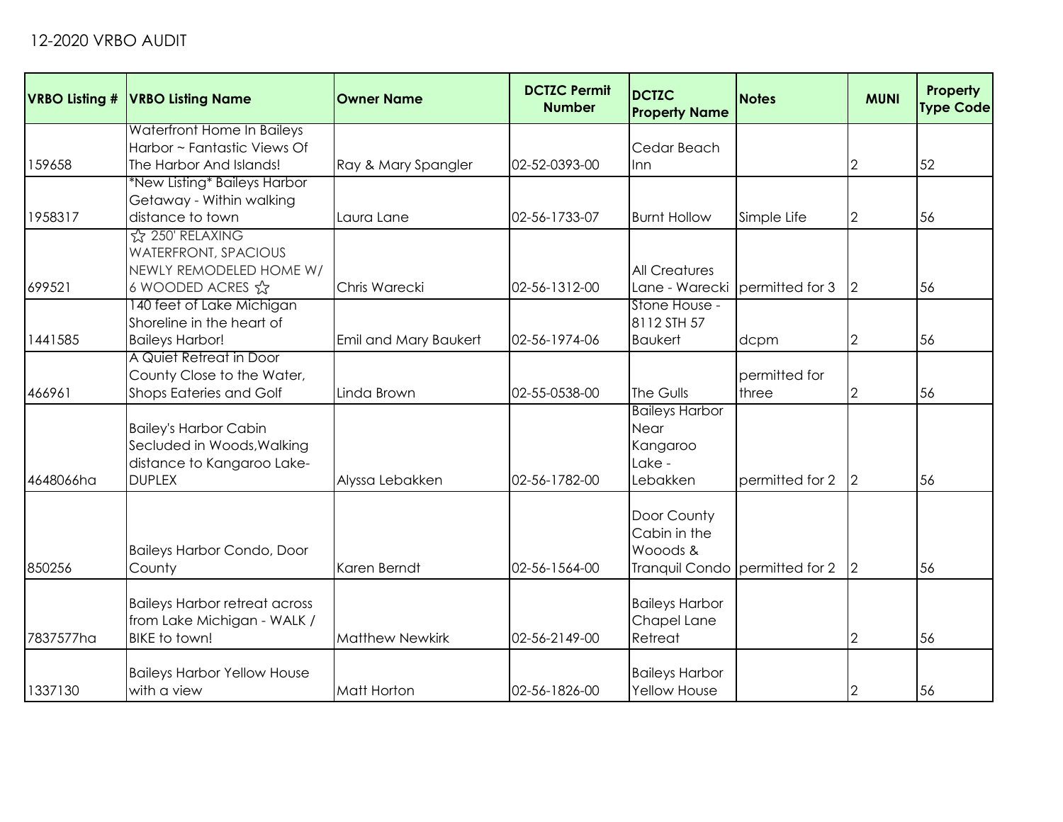# 12-2020 VRBO AUDIT

| VRBO Listing # | VRBO Listing Name | Owner Name | DCTZC Permit Number | DCTZC Property Name | Notes | MUNI | Property Type Code |
|---|---|---|---|---|---|---|---|
| 159658 | Waterfront Home In Baileys Harbor ~ Fantastic Views Of The Harbor And Islands! | Ray & Mary Spangler | 02-52-0393-00 | Cedar Beach Inn | | 2 | 52 |
| 1958317 | *New Listing* Baileys Harbor Getaway - Within walking distance to town | Laura Lane | 02-56-1733-07 | Burnt Hollow | Simple Life | 2 | 56 |
| 699521 | ☆ 250' RELAXING WATERFRONT, SPACIOUS NEWLY REMODELED HOME W/ 6 WOODED ACRES ☆ | Chris Warecki | 02-56-1312-00 | All Creatures Lane - Warecki | permitted for 3 | 2 | 56 |
| 1441585 | 140 feet of Lake Michigan Shoreline in the heart of Baileys Harbor! | Emil and Mary Baukert | 02-56-1974-06 | Stone House - 8112 STH 57 Baukert | dcpm | 2 | 56 |
| 466961 | A Quiet Retreat in Door County Close to the Water, Shops Eateries and Golf | Linda Brown | 02-55-0538-00 | The Gulls | permitted for three | 2 | 56 |
| 4648066ha | Bailey's Harbor Cabin Secluded in Woods,Walking distance to Kangaroo Lake-DUPLEX | Alyssa Lebakken | 02-56-1782-00 | Baileys Harbor Near Kangaroo Lake - Lebakken | permitted for 2 | 2 | 56 |
| 850256 | Baileys Harbor Condo, Door County | Karen Berndt | 02-56-1564-00 | Door County Cabin in the Wooods & Tranquil Condo | permitted for 2 | 2 | 56 |
| 7837577ha | Baileys Harbor retreat across from Lake Michigan - WALK / BIKE to town! | Matthew Newkirk | 02-56-2149-00 | Baileys Harbor Chapel Lane Retreat | | 2 | 56 |
| 1337130 | Baileys Harbor Yellow House with a view | Matt Horton | 02-56-1826-00 | Baileys Harbor Yellow House | | 2 | 56 |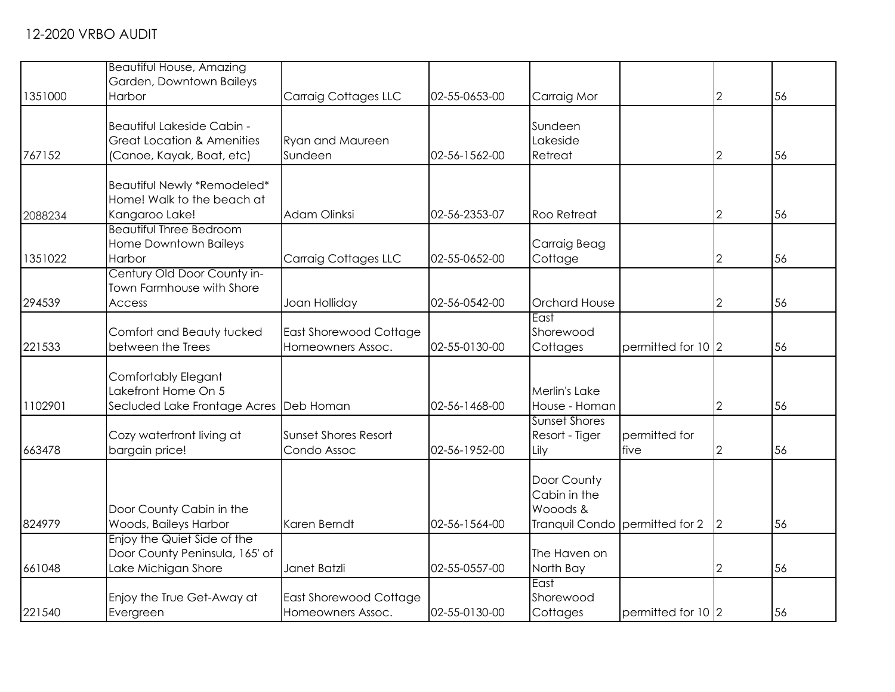12-2020 VRBO AUDIT

| | | | | | | | |
|---|---|---|---|---|---|---|---|
| 1351000 | Beautiful House, Amazing Garden, Downtown Baileys Harbor | Carraig Cottages LLC | 02-55-0653-00 | Carraig Mor | | 2 | 56 |
| 767152 | Beautiful Lakeside Cabin - Great Location & Amenities (Canoe, Kayak, Boat, etc) | Ryan and Maureen Sundeen | 02-56-1562-00 | Sundeen Lakeside Retreat | | 2 | 56 |
| 2088234 | Beautiful Newly *Remodeled* Home! Walk to the beach at Kangaroo Lake! | Adam Olinksi | 02-56-2353-07 | Roo Retreat | | 2 | 56 |
| 1351022 | Beautiful Three Bedroom Home Downtown Baileys Harbor | Carraig Cottages LLC | 02-55-0652-00 | Carraig Beag Cottage | | 2 | 56 |
| 294539 | Century Old Door County in-Town Farmhouse with Shore Access | Joan Holliday | 02-56-0542-00 | Orchard House | | 2 | 56 |
| 221533 | Comfort and Beauty tucked between the Trees | East Shorewood Cottage Homeowners Assoc. | 02-55-0130-00 | East Shorewood Cottages | permitted for 10 | 2 | 56 |
| 1102901 | Comfortably Elegant Lakefront Home On 5 Secluded Lake Frontage Acres | Deb Homan | 02-56-1468-00 | Merlin's Lake House - Homan | | 2 | 56 |
| 663478 | Cozy waterfront living at bargain price! | Sunset Shores Resort Condo Assoc | 02-56-1952-00 | Sunset Shores Resort - Tiger Lily | permitted for five | 2 | 56 |
| 824979 | Door County Cabin in the Woods, Baileys Harbor | Karen Berndt | 02-56-1564-00 | Door County Cabin in the Wooods & Tranquil Condo | permitted for 2 | 2 | 56 |
| 661048 | Enjoy the Quiet Side of the Door County Peninsula, 165' of Lake Michigan Shore | Janet Batzli | 02-55-0557-00 | The Haven on North Bay | | 2 | 56 |
| 221540 | Enjoy the True Get-Away at Evergreen | East Shorewood Cottage Homeowners Assoc. | 02-55-0130-00 | East Shorewood Cottages | permitted for 10 | 2 | 56 |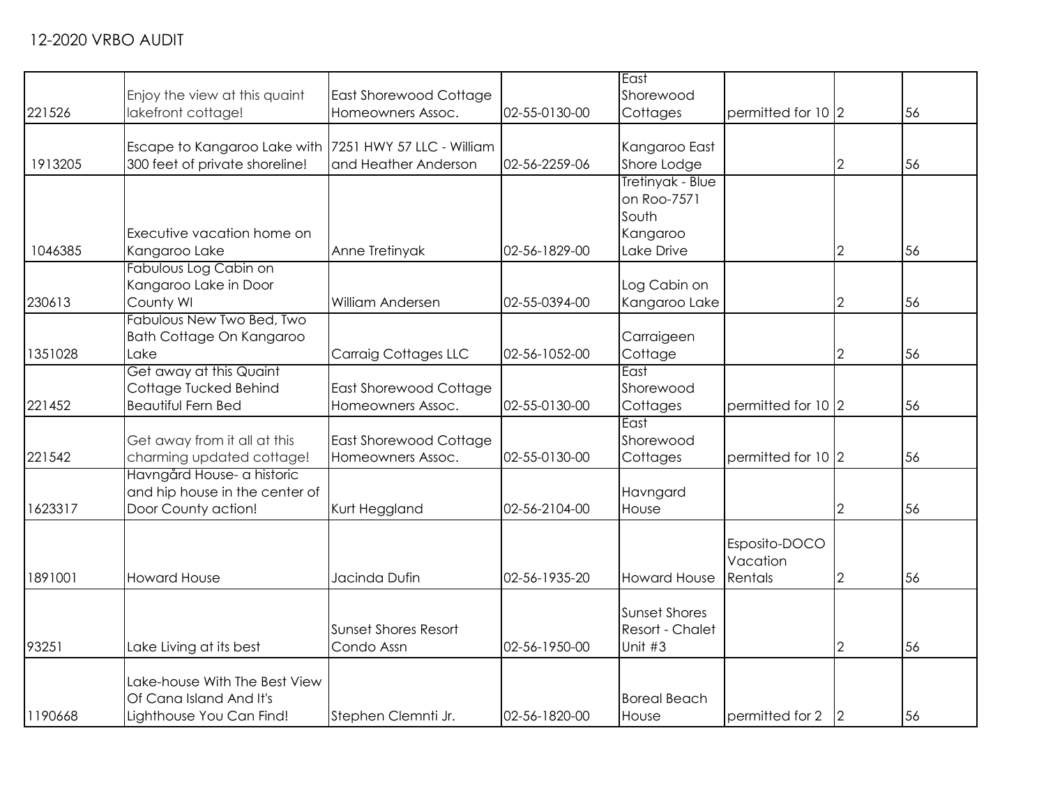12-2020 VRBO AUDIT

| | | | | | | | |
|---|---|---|---|---|---|---|---|
| 221526 | Enjoy the view at this quaint lakefront cottage! | East Shorewood Cottage Homeowners Assoc. | 02-55-0130-00 | East Shorewood Cottages | permitted for 10 | 2 | 56 |
| 1913205 | Escape to Kangaroo Lake with 300 feet of private shoreline! | 7251 HWY 57 LLC - William and Heather Anderson | 02-56-2259-06 | Kangaroo East Shore Lodge | | 2 | 56 |
| 1046385 | Executive vacation home on Kangaroo Lake | Anne Tretinyak | 02-56-1829-00 | Tretinyak - Blue on Roo-7571 South Kangaroo Lake Drive | | 2 | 56 |
| 230613 | Fabulous Log Cabin on Kangaroo Lake in Door County WI | William Andersen | 02-55-0394-00 | Log Cabin on Kangaroo Lake | | 2 | 56 |
| 1351028 | Fabulous New Two Bed, Two Bath Cottage On Kangaroo Lake | Carraig Cottages LLC | 02-56-1052-00 | Carraigeen Cottage | | 2 | 56 |
| 221452 | Get away at this Quaint Cottage Tucked Behind Beautiful Fern Bed | East Shorewood Cottage Homeowners Assoc. | 02-55-0130-00 | East Shorewood Cottages | permitted for 10 | 2 | 56 |
| 221542 | Get away from it all at this charming updated cottage! | East Shorewood Cottage Homeowners Assoc. | 02-55-0130-00 | East Shorewood Cottages | permitted for 10 | 2 | 56 |
| 1623317 | Havngård House- a historic and hip house in the center of Door County action! | Kurt Heggland | 02-56-2104-00 | Havngard House | | 2 | 56 |
| 1891001 | Howard House | Jacinda Dufin | 02-56-1935-20 | Howard House | Esposito-DOCO Vacation Rentals | 2 | 56 |
| 93251 | Lake Living at its best | Sunset Shores Resort Condo Assn | 02-56-1950-00 | Sunset Shores Resort - Chalet Unit #3 | | 2 | 56 |
| 1190668 | Lake-house With The Best View Of Cana Island And It's Lighthouse You Can Find! | Stephen Clemnti Jr. | 02-56-1820-00 | Boreal Beach House | permitted for 2 | 2 | 56 |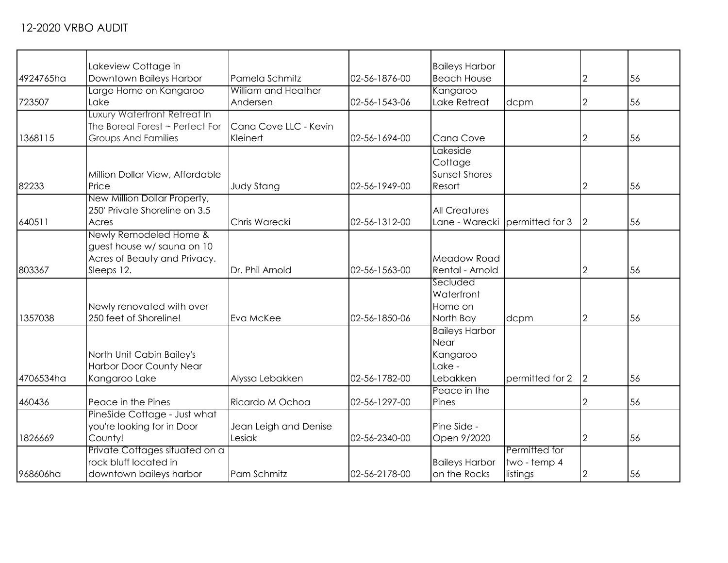## 12-2020 VRBO AUDIT

| | | | | | | | |
|---|---|---|---|---|---|---|---|
| 4924765ha | Lakeview Cottage in Downtown Baileys Harbor | Pamela Schmitz | 02-56-1876-00 | Baileys Harbor Beach House | | 2 | 56 |
| 723507 | Large Home on Kangaroo Lake | William and Heather Andersen | 02-56-1543-06 | Kangaroo Lake Retreat | dcpm | 2 | 56 |
| 1368115 | Luxury Waterfront Retreat In The Boreal Forest ~ Perfect For Groups And Families | Cana Cove LLC - Kevin Kleinert | 02-56-1694-00 | Cana Cove | | 2 | 56 |
| 82233 | Million Dollar View, Affordable Price | Judy Stang | 02-56-1949-00 | Lakeside Cottage Sunset Shores Resort | | 2 | 56 |
| 640511 | New Million Dollar Property, 250' Private Shoreline on 3.5 Acres | Chris Warecki | 02-56-1312-00 | All Creatures Lane - Warecki | permitted for 3 | 2 | 56 |
| 803367 | Newly Remodeled Home & guest house w/ sauna on 10 Acres of Beauty and Privacy. Sleeps 12. | Dr. Phil Arnold | 02-56-1563-00 | Meadow Road Rental - Arnold | | 2 | 56 |
| 1357038 | Newly renovated with over 250 feet of Shoreline! | Eva McKee | 02-56-1850-06 | Secluded Waterfront Home on North Bay | dcpm | 2 | 56 |
| 4706534ha | North Unit Cabin Bailey's Harbor Door County Near Kangaroo Lake | Alyssa Lebakken | 02-56-1782-00 | Baileys Harbor Near Kangaroo Lake - Lebakken | permitted for 2 | 2 | 56 |
| 460436 | Peace in the Pines | Ricardo M Ochoa | 02-56-1297-00 | Peace in the Pines | | 2 | 56 |
| 1826669 | PineSide Cottage - Just what you're looking for in Door County! | Jean Leigh and Denise Lesiak | 02-56-2340-00 | Pine Side - Open 9/2020 | | 2 | 56 |
| 968606ha | Private Cottages situated on a rock bluff located in downtown baileys harbor | Pam Schmitz | 02-56-2178-00 | Baileys Harbor on the Rocks | Permitted for two - temp 4 listings | 2 | 56 |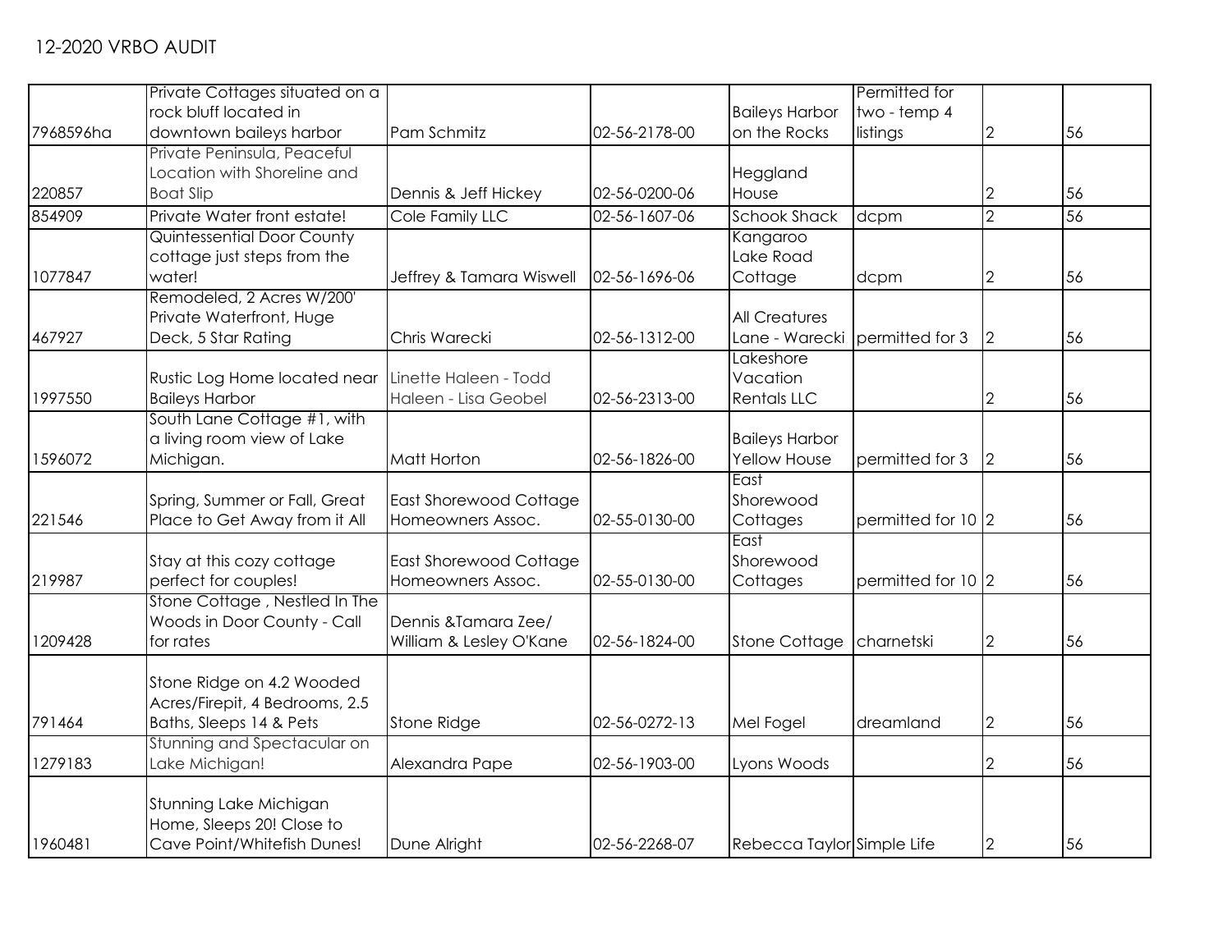## 12-2020 VRBO AUDIT

| | | | | | | | |
|---|---|---|---|---|---|---|---|
| 7968596ha | Private Cottages situated on a rock bluff located in downtown baileys harbor | Pam Schmitz | 02-56-2178-00 | Baileys Harbor on the Rocks | Permitted for two - temp 4 listings | 2 | 56 |
| 220857 | Private Peninsula, Peaceful Location with Shoreline and Boat Slip | Dennis & Jeff Hickey | 02-56-0200-06 | Heggland House | | 2 | 56 |
| 854909 | Private Water front estate! | Cole Family LLC | 02-56-1607-06 | Schook Shack | dcpm | 2 | 56 |
| 1077847 | Quintessential Door County cottage just steps from the water! | Jeffrey & Tamara Wiswell | 02-56-1696-06 | Kangaroo Lake Road Cottage | dcpm | 2 | 56 |
| 467927 | Remodeled, 2 Acres W/200' Private Waterfront, Huge Deck, 5 Star Rating | Chris Warecki | 02-56-1312-00 | All Creatures Lane - Warecki | permitted for 3 | 2 | 56 |
| 1997550 | Rustic Log Home located near Baileys Harbor | Linette Haleen - Todd Haleen - Lisa Geobel | 02-56-2313-00 | Lakeshore Vacation Rentals LLC | | 2 | 56 |
| 1596072 | South Lane Cottage #1, with a living room view of Lake Michigan. | Matt Horton | 02-56-1826-00 | Baileys Harbor Yellow House | permitted for 3 | 2 | 56 |
| 221546 | Spring, Summer or Fall, Great Place to Get Away from it All | East Shorewood Cottage Homeowners Assoc. | 02-55-0130-00 | East Shorewood Cottages | permitted for 10 | 2 | 56 |
| 219987 | Stay at this cozy cottage perfect for couples! | East Shorewood Cottage Homeowners Assoc. | 02-55-0130-00 | East Shorewood Cottages | permitted for 10 | 2 | 56 |
| 1209428 | Stone Cottage , Nestled In The Woods in Door County - Call for rates | Dennis &Tamara Zee/ William & Lesley O'Kane | 02-56-1824-00 | Stone Cottage | charnetski | 2 | 56 |
| 791464 | Stone Ridge on 4.2 Wooded Acres/Firepit, 4 Bedrooms, 2.5 Baths, Sleeps 14 & Pets | Stone Ridge | 02-56-0272-13 | Mel Fogel | dreamland | 2 | 56 |
| 1279183 | Stunning and Spectacular on Lake Michigan! | Alexandra Pape | 02-56-1903-00 | Lyons Woods | | 2 | 56 |
| 1960481 | Stunning Lake Michigan Home, Sleeps 20! Close to Cave Point/Whitefish Dunes! | Dune Alright | 02-56-2268-07 | Rebecca Taylor | Simple Life | 2 | 56 |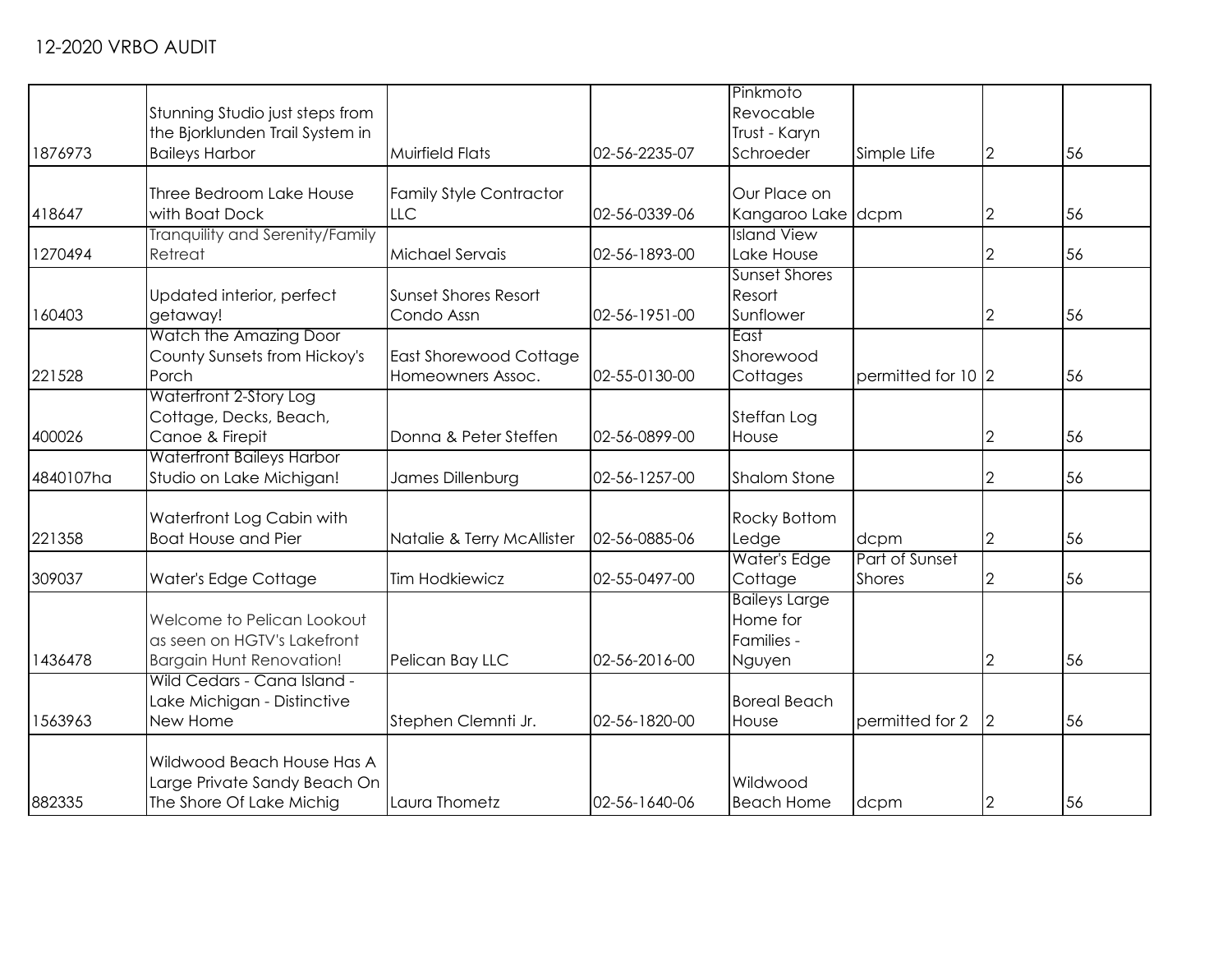12-2020 VRBO AUDIT

| | | | | | | | |
|---|---|---|---|---|---|---|---|
| 1876973 | Stunning Studio just steps from the Bjorklunden Trail System in Baileys Harbor | Muirfield Flats | 02-56-2235-07 | Pinkmoto Revocable Trust - Karyn Schroeder | Simple Life | 2 | 56 |
| 418647 | Three Bedroom Lake House with Boat Dock | Family Style Contractor LLC | 02-56-0339-06 | Our Place on Kangaroo Lake | dcpm | 2 | 56 |
| 1270494 | Tranquility and Serenity/Family Retreat | Michael Servais | 02-56-1893-00 | Island View Lake House | | 2 | 56 |
| 160403 | Updated interior, perfect getaway! | Sunset Shores Resort Condo Assn | 02-56-1951-00 | Sunset Shores Resort Sunflower | | 2 | 56 |
| 221528 | Watch the Amazing Door County Sunsets from Hickoy's Porch | East Shorewood Cottage Homeowners Assoc. | 02-55-0130-00 | East Shorewood Cottages | permitted for 10 | 2 | 56 |
| 400026 | Waterfront 2-Story Log Cottage, Decks, Beach, Canoe & Firepit | Donna & Peter Steffen | 02-56-0899-00 | Steffan Log House | | 2 | 56 |
| 4840107ha | Waterfront Baileys Harbor Studio on Lake Michigan! | James Dillenburg | 02-56-1257-00 | Shalom Stone | | 2 | 56 |
| 221358 | Waterfront Log Cabin with Boat House and Pier | Natalie & Terry McAllister | 02-56-0885-06 | Rocky Bottom Ledge | dcpm | 2 | 56 |
| 309037 | Water's Edge Cottage | Tim Hodkiewicz | 02-55-0497-00 | Water's Edge Cottage | Part of Sunset Shores | 2 | 56 |
| 1436478 | Welcome to Pelican Lookout as seen on HGTV's Lakefront Bargain Hunt Renovation! | Pelican Bay LLC | 02-56-2016-00 | Baileys Large Home for Families - Nguyen | | 2 | 56 |
| 1563963 | Wild Cedars - Cana Island - Lake Michigan - Distinctive New Home | Stephen Clemnti Jr. | 02-56-1820-00 | Boreal Beach House | permitted for 2 | 2 | 56 |
| 882335 | Wildwood Beach House Has A Large Private Sandy Beach On The Shore Of Lake Michig | Laura Thometz | 02-56-1640-06 | Wildwood Beach Home | dcpm | 2 | 56 |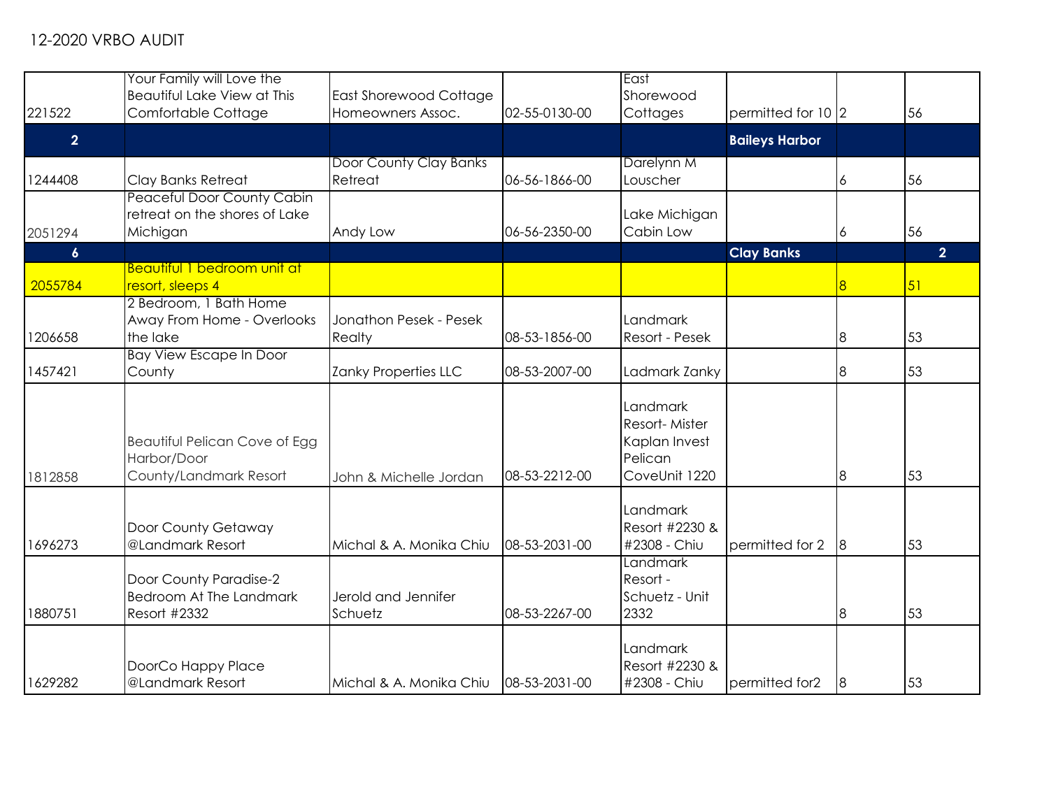12-2020 VRBO AUDIT

| | | | | | | | |
|---|---|---|---|---|---|---|---|
| 221522 | Your Family will Love the Beautiful Lake View at This Comfortable Cottage | East Shorewood Cottage Homeowners Assoc. | 02-55-0130-00 | East Shorewood Cottages | permitted for 10 | 2 | 56 |
| **2** | | | | | **Baileys Harbor** | | |
| 1244408 | Clay Banks Retreat | Door County Clay Banks Retreat | 06-56-1866-00 | Darelynn M Louscher | | 6 | 56 |
| 2051294 | Peaceful Door County Cabin retreat on the shores of Lake Michigan | Andy Low | 06-56-2350-00 | Lake Michigan Cabin Low | | 6 | 56 |
| **6** | | | | | **Clay Banks** | | **2** |
| 2055784 | Beautiful 1 bedroom unit at resort, sleeps 4 | | | | | 8 | 51 |
| 1206658 | 2 Bedroom, 1 Bath Home Away From Home - Overlooks the lake | Jonathon Pesek - Pesek Realty | 08-53-1856-00 | Landmark Resort - Pesek | | 8 | 53 |
| 1457421 | Bay View Escape In Door County | Zanky Properties LLC | 08-53-2007-00 | Ladmark Zanky | | 8 | 53 |
| 1812858 | Beautiful Pelican Cove of Egg Harbor/Door County/Landmark Resort | John & Michelle Jordan | 08-53-2212-00 | Landmark Resort- Mister Kaplan Invest Pelican CoveUnit 1220 | | 8 | 53 |
| 1696273 | Door County Getaway @Landmark Resort | Michal & A. Monika Chiu | 08-53-2031-00 | Landmark Resort #2230 & #2308 - Chiu | permitted for 2 | 8 | 53 |
| 1880751 | Door County Paradise-2 Bedroom At The Landmark Resort #2332 | Jerold and Jennifer Schuetz | 08-53-2267-00 | Landmark Resort - Schuetz - Unit 2332 | | 8 | 53 |
| 1629282 | DoorCo Happy Place @Landmark Resort | Michal & A. Monika Chiu | 08-53-2031-00 | Landmark Resort #2230 & #2308 - Chiu | permitted for2 | 8 | 53 |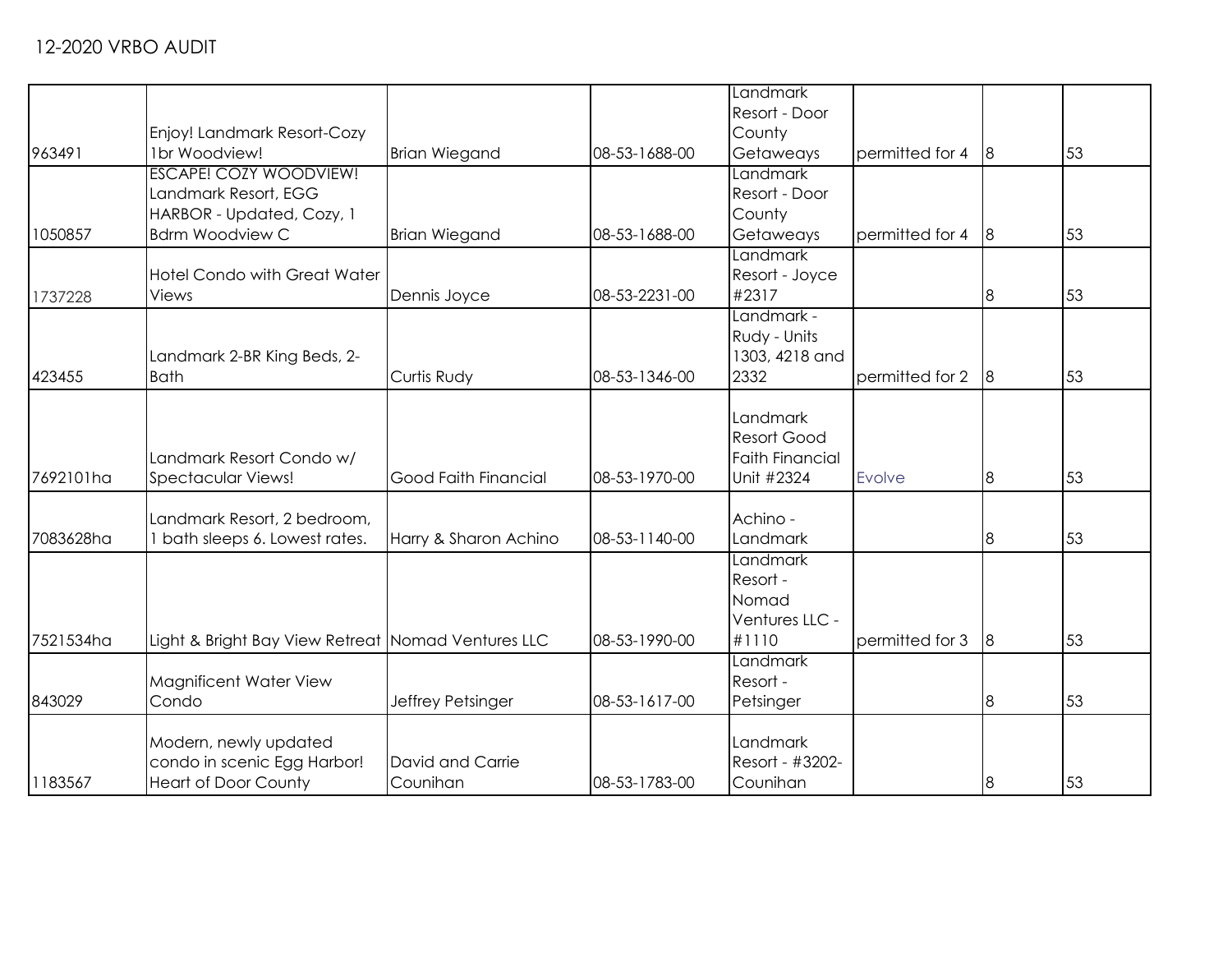12-2020 VRBO AUDIT

| | | | | | | | |
|---|---|---|---|---|---|---|---|
| 963491 | Enjoy! Landmark Resort-Cozy 1br Woodview! | Brian Wiegand | 08-53-1688-00 | Landmark Resort - Door County Getaways | permitted for 4 | 8 | 53 |
| 1050857 | ESCAPE! COZY WOODVIEW! Landmark Resort, EGG HARBOR - Updated, Cozy, 1 Bdrm Woodview C | Brian Wiegand | 08-53-1688-00 | Landmark Resort - Door County Getaways | permitted for 4 | 8 | 53 |
| 1737228 | Hotel Condo with Great Water Views | Dennis Joyce | 08-53-2231-00 | Landmark Resort - Joyce #2317 | | 8 | 53 |
| 423455 | Landmark 2-BR King Beds, 2-Bath | Curtis Rudy | 08-53-1346-00 | Landmark - Rudy - Units 1303, 4218 and 2332 | permitted for 2 | 8 | 53 |
| 7692101ha | Landmark Resort Condo w/ Spectacular Views! | Good Faith Financial | 08-53-1970-00 | Landmark Resort Good Faith Financial Unit #2324 | Evolve | 8 | 53 |
| 7083628ha | Landmark Resort, 2 bedroom, 1 bath sleeps 6. Lowest rates. | Harry & Sharon Achino | 08-53-1140-00 | Achino - Landmark | | 8 | 53 |
| 7521534ha | Light & Bright Bay View Retreat | Nomad Ventures LLC | 08-53-1990-00 | Landmark Resort - Nomad Ventures LLC - #1110 | permitted for 3 | 8 | 53 |
| 843029 | Magnificent Water View Condo | Jeffrey Petsinger | 08-53-1617-00 | Landmark Resort - Petsinger | | 8 | 53 |
| 1183567 | Modern, newly updated condo in scenic Egg Harbor! Heart of Door County | David and Carrie Counihan | 08-53-1783-00 | Landmark Resort - #3202-Counihan | | 8 | 53 |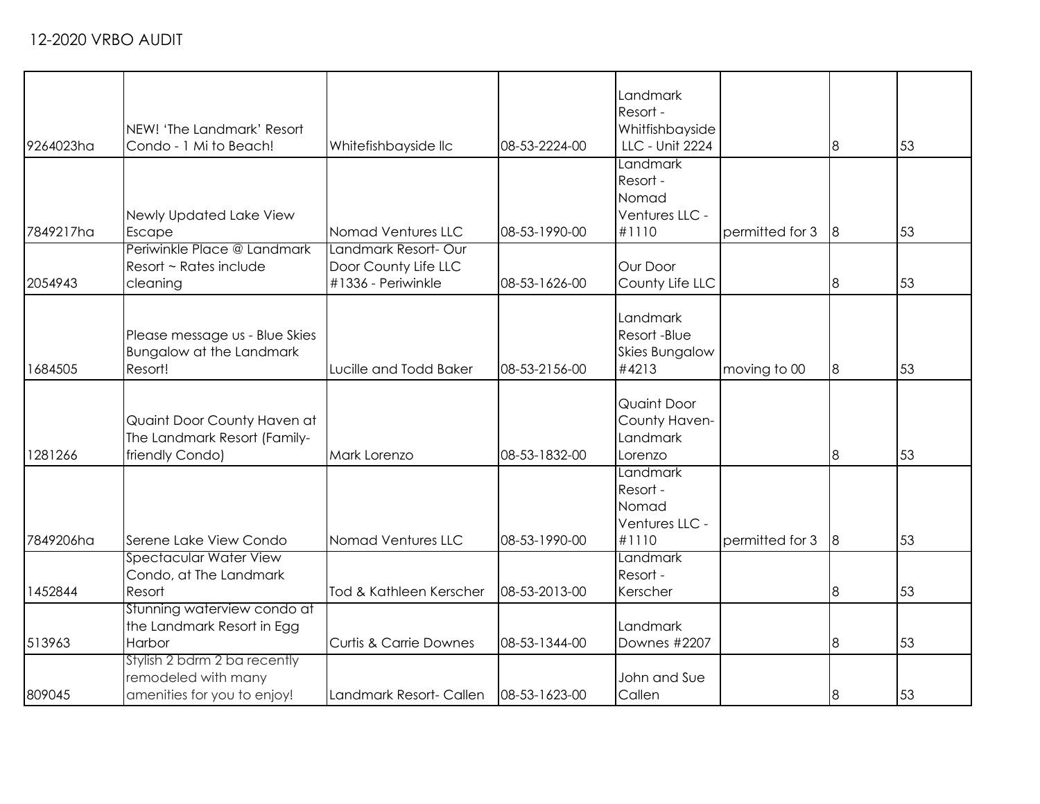12-2020 VRBO AUDIT

| | | | | | | | |
|---|---|---|---|---|---|---|---|
| 9264023ha | NEW! 'The Landmark' Resort Condo - 1 Mi to Beach! | Whitefishbayside llc | 08-53-2224-00 | Landmark Resort - Whitfishbayside LLC - Unit 2224 | | 8 | 53 |
| 7849217ha | Newly Updated Lake View Escape | Nomad Ventures LLC | 08-53-1990-00 | Landmark Resort - Nomad Ventures LLC - #1110 | permitted for 3 | 8 | 53 |
| 2054943 | Periwinkle Place @ Landmark Resort ~ Rates include cleaning | Landmark Resort- Our Door County Life LLC #1336 - Periwinkle | 08-53-1626-00 | Our Door County Life LLC | | 8 | 53 |
| 1684505 | Please message us - Blue Skies Bungalow at the Landmark Resort! | Lucille and Todd Baker | 08-53-2156-00 | Landmark Resort -Blue Skies Bungalow #4213 | moving to 00 | 8 | 53 |
| 1281266 | Quaint Door County Haven at The Landmark Resort (Family-friendly Condo) | Mark Lorenzo | 08-53-1832-00 | Quaint Door County Haven- Landmark Lorenzo | | 8 | 53 |
| 7849206ha | Serene Lake View Condo | Nomad Ventures LLC | 08-53-1990-00 | Landmark Resort - Nomad Ventures LLC - #1110 | permitted for 3 | 8 | 53 |
| 1452844 | Spectacular Water View Condo, at The Landmark Resort | Tod & Kathleen Kerscher | 08-53-2013-00 | Landmark Resort - Kerscher | | 8 | 53 |
| 513963 | Stunning waterview condo at the Landmark Resort in Egg Harbor | Curtis & Carrie Downes | 08-53-1344-00 | Landmark Downes #2207 | | 8 | 53 |
| 809045 | Stylish 2 bdrm 2 ba recently remodeled with many amenities for you to enjoy! | Landmark Resort- Callen | 08-53-1623-00 | John and Sue Callen | | 8 | 53 |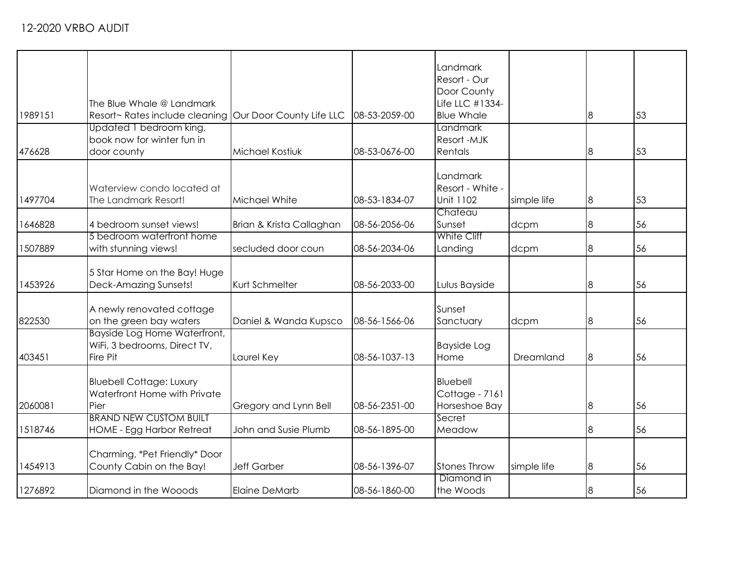12-2020 VRBO AUDIT

| | | | | | | | |
|---|---|---|---|---|---|---|---|
| 1989151 | The Blue Whale @ Landmark Resort~ Rates include cleaning | Our Door County Life LLC | 08-53-2059-00 | Landmark Resort - Our Door County Life LLC #1334-Blue Whale | | 8 | 53 |
| 476628 | Updated 1 bedroom king, book now for winter fun in door county | Michael Kostiuk | 08-53-0676-00 | Landmark Resort -MJK Rentals | | 8 | 53 |
| 1497704 | Waterview condo located at The Landmark Resort! | Michael White | 08-53-1834-07 | Landmark Resort - White - Unit 1102 | simple life | 8 | 53 |
| 1646828 | 4 bedroom sunset views! | Brian & Krista Callaghan | 08-56-2056-06 | Chateau Sunset | dcpm | 8 | 56 |
| 1507889 | 5 bedroom waterfront home with stunning views! | secluded door coun | 08-56-2034-06 | White Cliff Landing | dcpm | 8 | 56 |
| 1453926 | 5 Star Home on the Bay! Huge Deck-Amazing Sunsets! | Kurt Schmelter | 08-56-2033-00 | Lulus Bayside | | 8 | 56 |
| 822530 | A newly renovated cottage on the green bay waters | Daniel & Wanda Kupsco | 08-56-1566-06 | Sunset Sanctuary | dcpm | 8 | 56 |
| 403451 | Bayside Log Home Waterfront, WiFi, 3 bedrooms, Direct TV, Fire Pit | Laurel Key | 08-56-1037-13 | Bayside Log Home | Dreamland | 8 | 56 |
| 2060081 | Bluebell Cottage: Luxury Waterfront Home with Private Pier | Gregory and Lynn Bell | 08-56-2351-00 | Bluebell Cottage - 7161 Horseshoe Bay | | 8 | 56 |
| 1518746 | BRAND NEW CUSTOM BUILT HOME - Egg Harbor Retreat | John and Susie Plumb | 08-56-1895-00 | Secret Meadow | | 8 | 56 |
| 1454913 | Charming, *Pet Friendly* Door County Cabin on the Bay! | Jeff Garber | 08-56-1396-07 | Stones Throw | simple life | 8 | 56 |
| 1276892 | Diamond in the Wooods | Elaine DeMarb | 08-56-1860-00 | Diamond in the Woods | | 8 | 56 |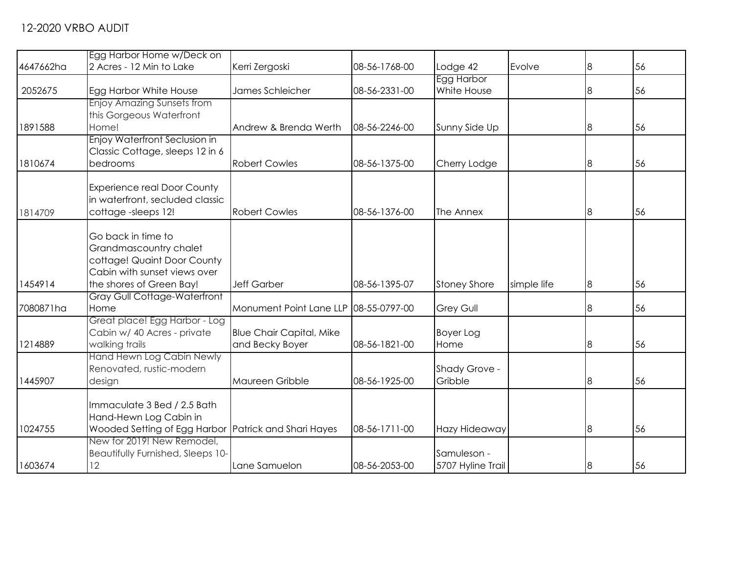12-2020 VRBO AUDIT

| | | | | | | | |
|---|---|---|---|---|---|---|---|
| 4647662ha | Egg Harbor Home w/Deck on 2 Acres - 12 Min to Lake | Kerri Zergoski | 08-56-1768-00 | Lodge 42 | Evolve | 8 | 56 |
| 2052675 | Egg Harbor White House | James Schleicher | 08-56-2331-00 | Egg Harbor White House | | 8 | 56 |
| 1891588 | Enjoy Amazing Sunsets from this Gorgeous Waterfront Home! | Andrew & Brenda Werth | 08-56-2246-00 | Sunny Side Up | | 8 | 56 |
| 1810674 | Enjoy Waterfront Seclusion in Classic Cottage, sleeps 12 in 6 bedrooms | Robert Cowles | 08-56-1375-00 | Cherry Lodge | | 8 | 56 |
| 1814709 | Experience real Door County in waterfront, secluded classic cottage -sleeps 12! | Robert Cowles | 08-56-1376-00 | The Annex | | 8 | 56 |
| 1454914 | Go back in time to Grandmascountry chalet cottage! Quaint Door County Cabin with sunset views over the shores of Green Bay! | Jeff Garber | 08-56-1395-07 | Stoney Shore | simple life | 8 | 56 |
| 7080871ha | Gray Gull Cottage-Waterfront Home | Monument Point Lane LLP | 08-55-0797-00 | Grey Gull | | 8 | 56 |
| 1214889 | Great place! Egg Harbor - Log Cabin w/ 40 Acres - private walking trails | Blue Chair Capital, Mike and Becky Boyer | 08-56-1821-00 | Boyer Log Home | | 8 | 56 |
| 1445907 | Hand Hewn Log Cabin Newly Renovated, rustic-modern design | Maureen Gribble | 08-56-1925-00 | Shady Grove - Gribble | | 8 | 56 |
| 1024755 | Immaculate 3 Bed / 2.5 Bath Hand-Hewn Log Cabin in Wooded Setting of Egg Harbor | Patrick and Shari Hayes | 08-56-1711-00 | Hazy Hideaway | | 8 | 56 |
| 1603674 | New for 2019! New Remodel, Beautifully Furnished, Sleeps 10-12 | Lane Samuelon | 08-56-2053-00 | Samuleson - 5707 Hyline Trail | | 8 | 56 |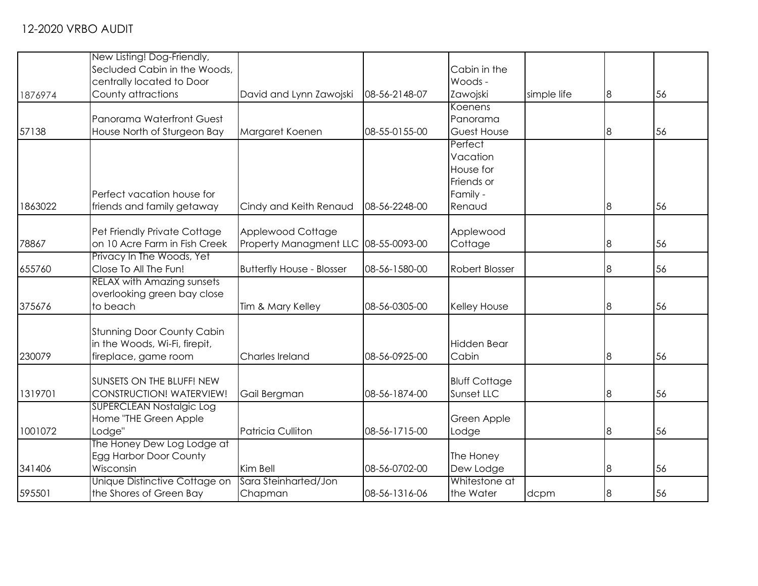12-2020 VRBO AUDIT

| | | | | | | | |
|---|---|---|---|---|---|---|---|
| 1876974 | New Listing! Dog-Friendly, Secluded Cabin in the Woods, centrally located to Door County attractions | David and Lynn Zawojski | 08-56-2148-07 | Cabin in the Woods - Zawojski | simple life | 8 | 56 |
| 57138 | Panorama Waterfront Guest House North of Sturgeon Bay | Margaret Koenen | 08-55-0155-00 | Koenens Panorama Guest House | | 8 | 56 |
| 1863022 | Perfect vacation house for friends and family getaway | Cindy and Keith Renaud | 08-56-2248-00 | Perfect Vacation House for Friends or Family - Renaud | | 8 | 56 |
| 78867 | Pet Friendly Private Cottage on 10 Acre Farm in Fish Creek | Applewood Cottage Property Managment LLC | 08-55-0093-00 | Applewood Cottage | | 8 | 56 |
| 655760 | Privacy In The Woods, Yet Close To All The Fun! | Butterfly House - Blosser | 08-56-1580-00 | Robert Blosser | | 8 | 56 |
| 375676 | RELAX with Amazing sunsets overlooking green bay close to beach | Tim & Mary Kelley | 08-56-0305-00 | Kelley House | | 8 | 56 |
| 230079 | Stunning Door County Cabin in the Woods, Wi-Fi, firepit, fireplace, game room | Charles Ireland | 08-56-0925-00 | Hidden Bear Cabin | | 8 | 56 |
| 1319701 | SUNSETS ON THE BLUFF! NEW CONSTRUCTION! WATERVIEW! | Gail Bergman | 08-56-1874-00 | Bluff Cottage Sunset LLC | | 8 | 56 |
| 1001072 | SUPERCLEAN Nostalgic Log Home "THE Green Apple Lodge" | Patricia Culliton | 08-56-1715-00 | Green Apple Lodge | | 8 | 56 |
| 341406 | The Honey Dew Log Lodge at Egg Harbor Door County Wisconsin | Kim Bell | 08-56-0702-00 | The Honey Dew Lodge | | 8 | 56 |
| 595501 | Unique Distinctive Cottage on the Shores of Green Bay | Sara Steinharted/Jon Chapman | 08-56-1316-06 | Whitestone at the Water | dcpm | 8 | 56 |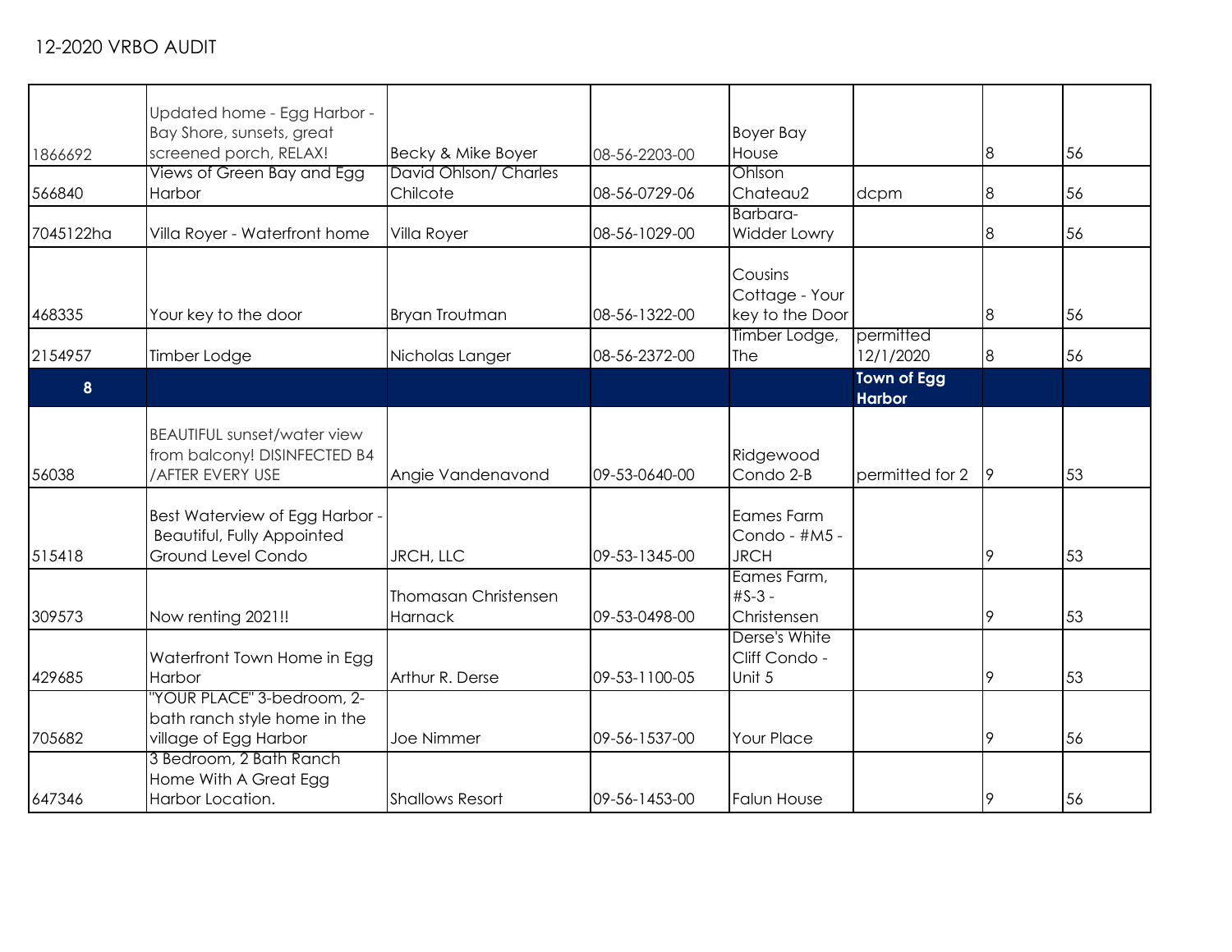12-2020 VRBO AUDIT

| | | | | | | | |
|---|---|---|---|---|---|---|---|
| 1866692 | Updated home - Egg Harbor - Bay Shore, sunsets, great screened porch, RELAX! | Becky & Mike Boyer | 08-56-2203-00 | Boyer Bay House | | 8 | 56 |
| 566840 | Views of Green Bay and Egg Harbor | David Ohlson/ Charles Chilcote | 08-56-0729-06 | Ohlson Chateau2 | dcpm | 8 | 56 |
| 7045122ha | Villa Royer - Waterfront home | Villa Royer | 08-56-1029-00 | Barbara-Widder Lowry | | 8 | 56 |
| 468335 | Your key to the door | Bryan Troutman | 08-56-1322-00 | Cousins Cottage - Your key to the Door | | 8 | 56 |
| 2154957 | Timber Lodge | Nicholas Langer | 08-56-2372-00 | Timber Lodge, The | permitted 12/1/2020 | 8 | 56 |
| **8** | | | | | **Town of Egg Harbor** | | |
| 56038 | BEAUTIFUL sunset/water view from balcony! DISINFECTED B4 /AFTER EVERY USE | Angie Vandenavond | 09-53-0640-00 | Ridgewood Condo 2-B | permitted for 2 | 9 | 53 |
| 515418 | Best Waterview of Egg Harbor - Beautiful, Fully Appointed Ground Level Condo | JRCH, LLC | 09-53-1345-00 | Eames Farm Condo - #M5 - JRCH | | 9 | 53 |
| 309573 | Now renting 2021!! | Thomasan Christensen Harnack | 09-53-0498-00 | Eames Farm, #S-3 - Christensen | | 9 | 53 |
| 429685 | Waterfront Town Home in Egg Harbor | Arthur R. Derse | 09-53-1100-05 | Derse's White Cliff Condo - Unit 5 | | 9 | 53 |
| 705682 | "YOUR PLACE" 3-bedroom, 2-bath ranch style home in the village of Egg Harbor | Joe Nimmer | 09-56-1537-00 | Your Place | | 9 | 56 |
| 647346 | 3 Bedroom, 2 Bath Ranch Home With A Great Egg Harbor Location. | Shallows Resort | 09-56-1453-00 | Falun House | | 9 | 56 |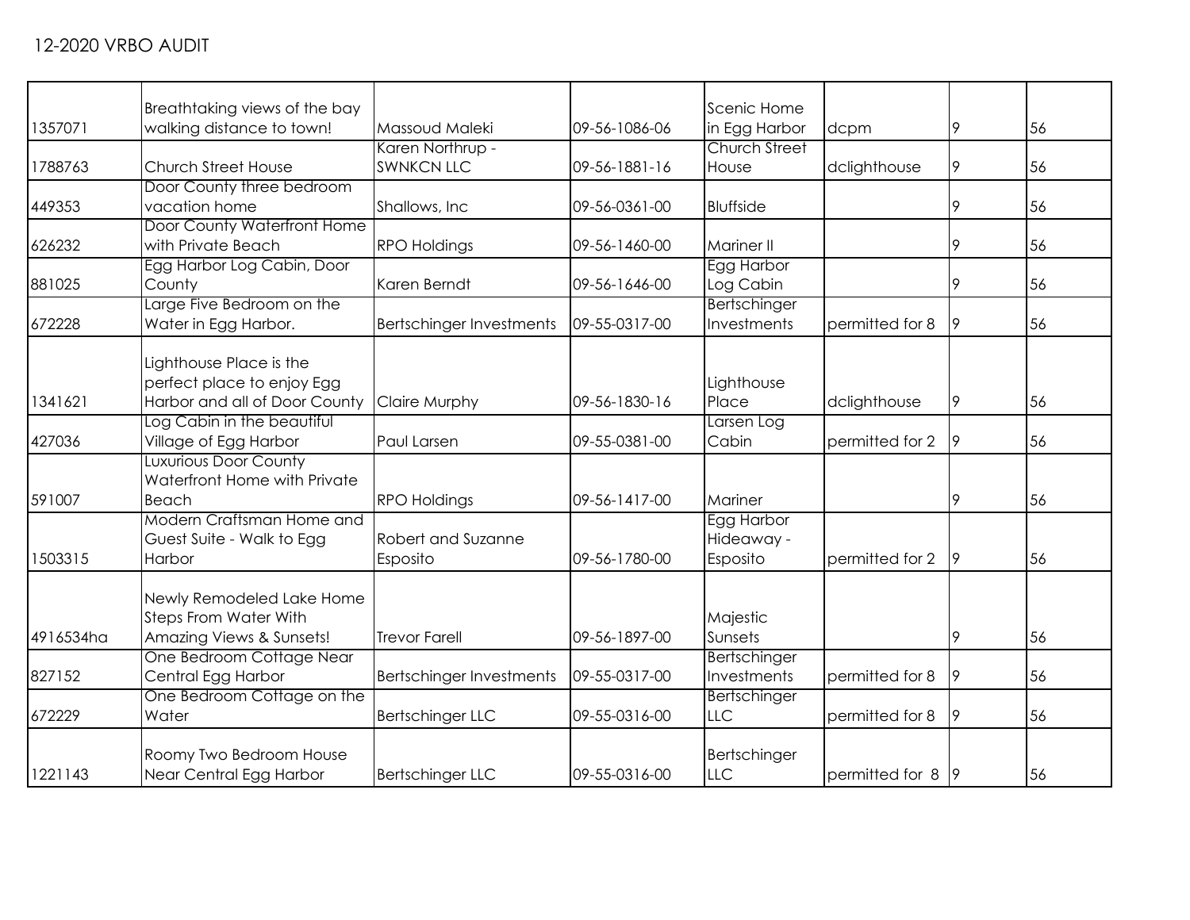12-2020 VRBO AUDIT

| | | | | | | | |
|---|---|---|---|---|---|---|---|
| 1357071 | Breathtaking views of the bay walking distance to town! | Massoud Maleki | 09-56-1086-06 | Scenic Home in Egg Harbor | dcpm | 9 | 56 |
| 1788763 | Church Street House | Karen Northrup - SWNKCN LLC | 09-56-1881-16 | Church Street House | dclighthouse | 9 | 56 |
| 449353 | Door County three bedroom vacation home | Shallows, Inc | 09-56-0361-00 | Bluffside | | 9 | 56 |
| 626232 | Door County Waterfront Home with Private Beach | RPO Holdings | 09-56-1460-00 | Mariner II | | 9 | 56 |
| 881025 | Egg Harbor Log Cabin, Door County | Karen Berndt | 09-56-1646-00 | Egg Harbor Log Cabin | | 9 | 56 |
| 672228 | Large Five Bedroom on the Water in Egg Harbor. | Bertschinger Investments | 09-55-0317-00 | Bertschinger Investments | permitted for 8 | 9 | 56 |
| 1341621 | Lighthouse Place is the perfect place to enjoy Egg Harbor and all of Door County | Claire Murphy | 09-56-1830-16 | Lighthouse Place | dclighthouse | 9 | 56 |
| 427036 | Log Cabin in the beautiful Village of Egg Harbor | Paul Larsen | 09-55-0381-00 | Larsen Log Cabin | permitted for 2 | 9 | 56 |
| 591007 | Luxurious Door County Waterfront Home with Private Beach | RPO Holdings | 09-56-1417-00 | Mariner | | 9 | 56 |
| 1503315 | Modern Craftsman Home and Guest Suite - Walk to Egg Harbor | Robert and Suzanne Esposito | 09-56-1780-00 | Egg Harbor Hideaway - Esposito | permitted for 2 | 9 | 56 |
| 4916534ha | Newly Remodeled Lake Home Steps From Water With Amazing Views & Sunsets! | Trevor Farell | 09-56-1897-00 | Majestic Sunsets | | 9 | 56 |
| 827152 | One Bedroom Cottage Near Central Egg Harbor | Bertschinger Investments | 09-55-0317-00 | Bertschinger Investments | permitted for 8 | 9 | 56 |
| 672229 | One Bedroom Cottage on the Water | Bertschinger LLC | 09-55-0316-00 | Bertschinger LLC | permitted for 8 | 9 | 56 |
| 1221143 | Roomy Two Bedroom House Near Central Egg Harbor | Bertschinger LLC | 09-55-0316-00 | Bertschinger LLC | permitted for 8 | 9 | 56 |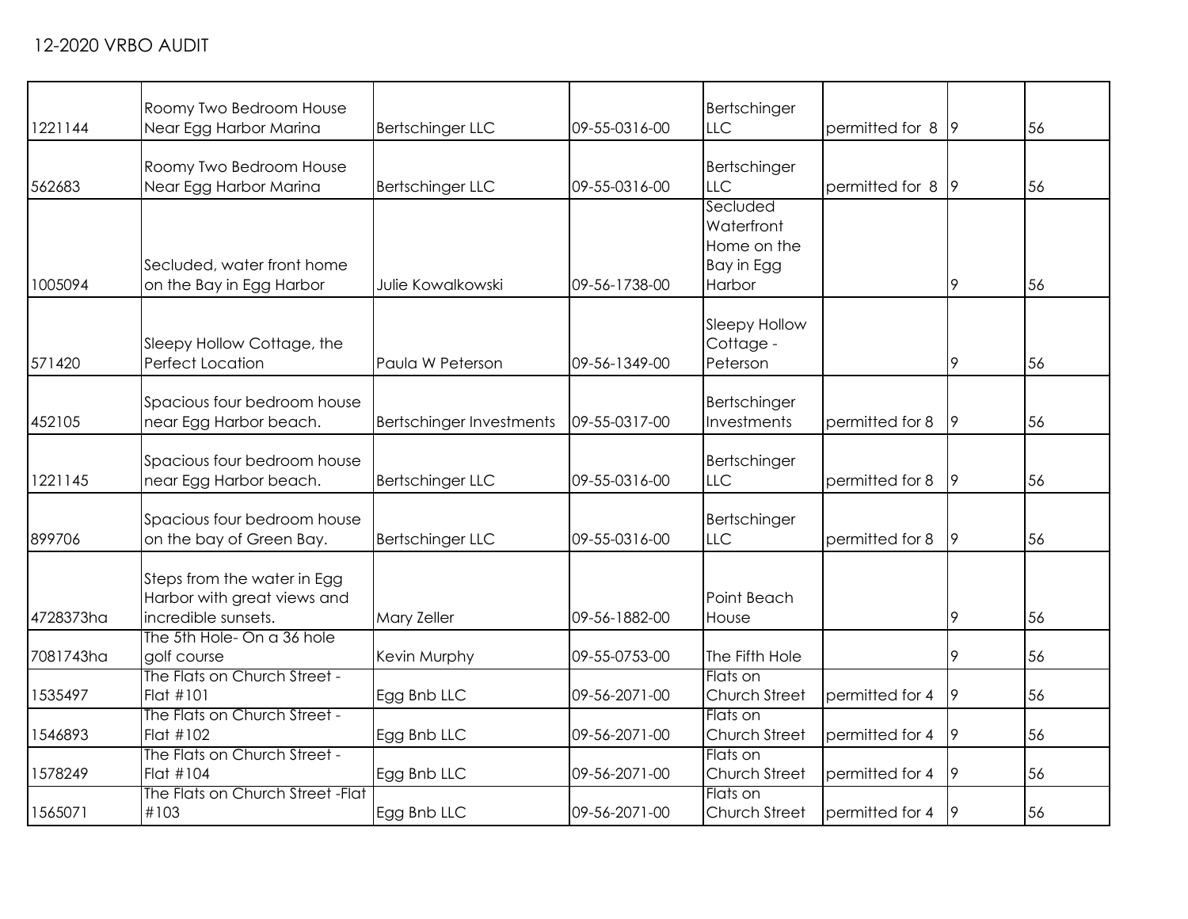12-2020 VRBO AUDIT

| | | | | | | | |
|---|---|---|---|---|---|---|---|
| 1221144 | Roomy Two Bedroom House Near Egg Harbor Marina | Bertschinger LLC | 09-55-0316-00 | Bertschinger LLC | permitted for 8 | 9 | 56 |
| 562683 | Roomy Two Bedroom House Near Egg Harbor Marina | Bertschinger LLC | 09-55-0316-00 | Bertschinger LLC | permitted for 8 | 9 | 56 |
| 1005094 | Secluded, water front home on the Bay in Egg Harbor | Julie Kowalkowski | 09-56-1738-00 | Secluded Waterfront Home on the Bay in Egg Harbor | | 9 | 56 |
| 571420 | Sleepy Hollow Cottage, the Perfect Location | Paula W Peterson | 09-56-1349-00 | Sleepy Hollow Cottage - Peterson | | 9 | 56 |
| 452105 | Spacious four bedroom house near Egg Harbor beach. | Bertschinger Investments | 09-55-0317-00 | Bertschinger Investments | permitted for 8 | 9 | 56 |
| 1221145 | Spacious four bedroom house near Egg Harbor beach. | Bertschinger LLC | 09-55-0316-00 | Bertschinger LLC | permitted for 8 | 9 | 56 |
| 899706 | Spacious four bedroom house on the bay of Green Bay. | Bertschinger LLC | 09-55-0316-00 | Bertschinger LLC | permitted for 8 | 9 | 56 |
| 4728373ha | Steps from the water in Egg Harbor with great views and incredible sunsets. | Mary Zeller | 09-56-1882-00 | Point Beach House | | 9 | 56 |
| 7081743ha | The 5th Hole- On a 36 hole golf course | Kevin Murphy | 09-55-0753-00 | The Fifth Hole | | 9 | 56 |
| 1535497 | The Flats on Church Street - Flat #101 | Egg Bnb LLC | 09-56-2071-00 | Flats on Church Street | permitted for 4 | 9 | 56 |
| 1546893 | The Flats on Church Street - Flat #102 | Egg Bnb LLC | 09-56-2071-00 | Flats on Church Street | permitted for 4 | 9 | 56 |
| 1578249 | The Flats on Church Street - Flat #104 | Egg Bnb LLC | 09-56-2071-00 | Flats on Church Street | permitted for 4 | 9 | 56 |
| 1565071 | The Flats on Church Street -Flat #103 | Egg Bnb LLC | 09-56-2071-00 | Flats on Church Street | permitted for 4 | 9 | 56 |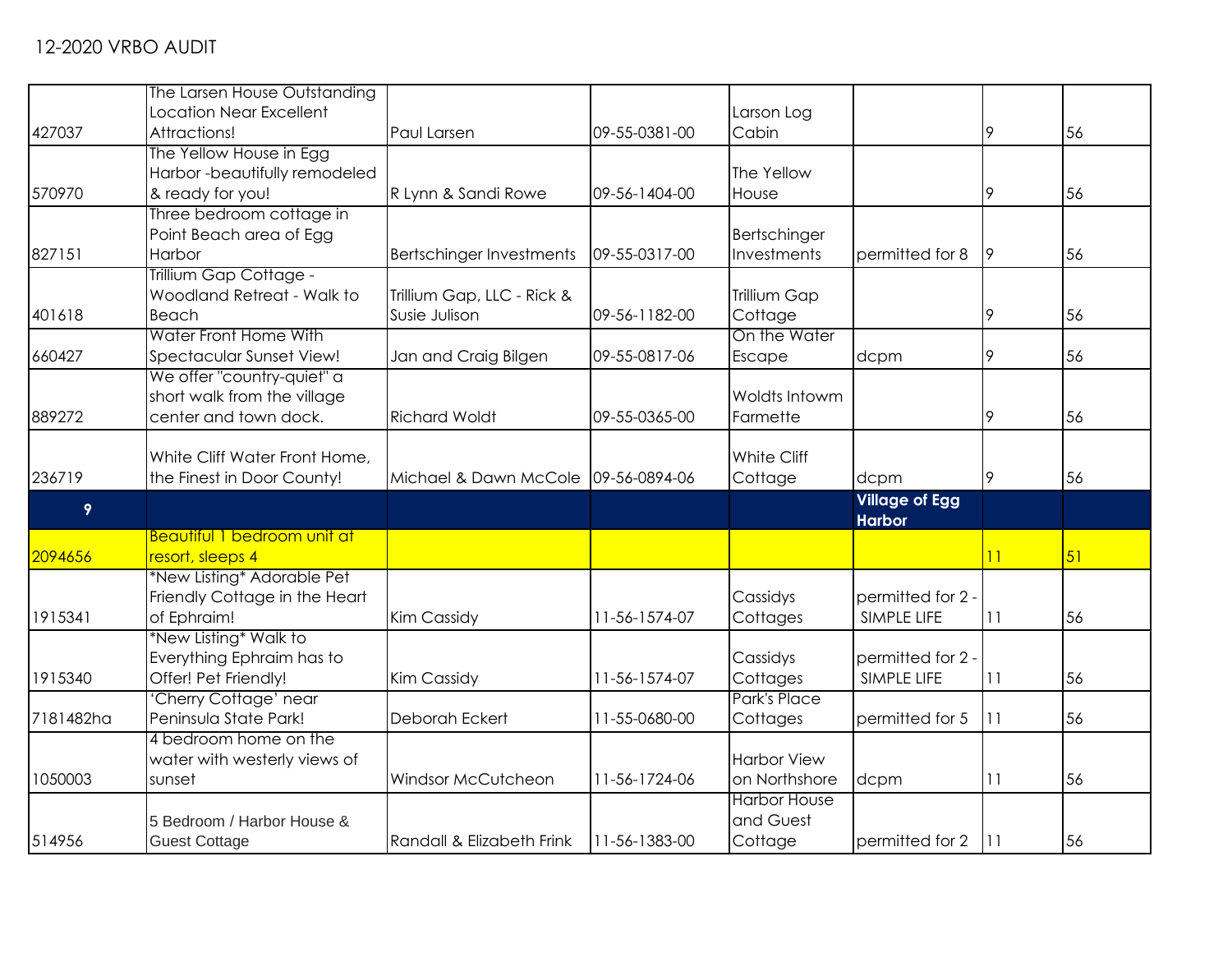# 12-2020 VRBO AUDIT

| | | | | | | | |
|---|---|---|---|---|---|---|---|
| 427037 | The Larsen House Outstanding Location Near Excellent Attractions! | Paul Larsen | 09-55-0381-00 | Larson Log Cabin | | 9 | 56 |
| 570970 | The Yellow House in Egg Harbor -beautifully remodeled & ready for you! | R Lynn & Sandi Rowe | 09-56-1404-00 | The Yellow House | | 9 | 56 |
| 827151 | Three bedroom cottage in Point Beach area of Egg Harbor | Bertschinger Investments | 09-55-0317-00 | Bertschinger Investments | permitted for 8 | 9 | 56 |
| 401618 | Trillium Gap Cottage - Woodland Retreat - Walk to Beach | Trillium Gap, LLC - Rick & Susie Julison | 09-56-1182-00 | Trillium Gap Cottage | | 9 | 56 |
| 660427 | Water Front Home With Spectacular Sunset View! | Jan and Craig Bilgen | 09-55-0817-06 | On the Water Escape | dcpm | 9 | 56 |
| 889272 | We offer "country-quiet" a short walk from the village center and town dock. | Richard Woldt | 09-55-0365-00 | Woldts Intowm Farmette | | 9 | 56 |
| 236719 | White Cliff Water Front Home, the Finest in Door County! | Michael & Dawn McCole | 09-56-0894-06 | White Cliff Cottage | dcpm | 9 | 56 |
| **9** | | | | | **Village of Egg Harbor** | | |
| 2094656 | Beautiful 1 bedroom unit at resort, sleeps 4 | | | | | 11 | 51 |
| 1915341 | *New Listing* Adorable Pet Friendly Cottage in the Heart of Ephraim! | Kim Cassidy | 11-56-1574-07 | Cassidys Cottages | permitted for 2 - SIMPLE LIFE | 11 | 56 |
| 1915340 | *New Listing* Walk to Everything Ephraim has to Offer! Pet Friendly! | Kim Cassidy | 11-56-1574-07 | Cassidys Cottages | permitted for 2 - SIMPLE LIFE | 11 | 56 |
| 7181482ha | 'Cherry Cottage' near Peninsula State Park! | Deborah Eckert | 11-55-0680-00 | Park's Place Cottages | permitted for 5 | 11 | 56 |
| 1050003 | 4 bedroom home on the water with westerly views of sunset | Windsor McCutcheon | 11-56-1724-06 | Harbor View on Northshore | dcpm | 11 | 56 |
| 514956 | 5 Bedroom / Harbor House & Guest Cottage | Randall & Elizabeth Frink | 11-56-1383-00 | Harbor House and Guest Cottage | permitted for 2 | 11 | 56 |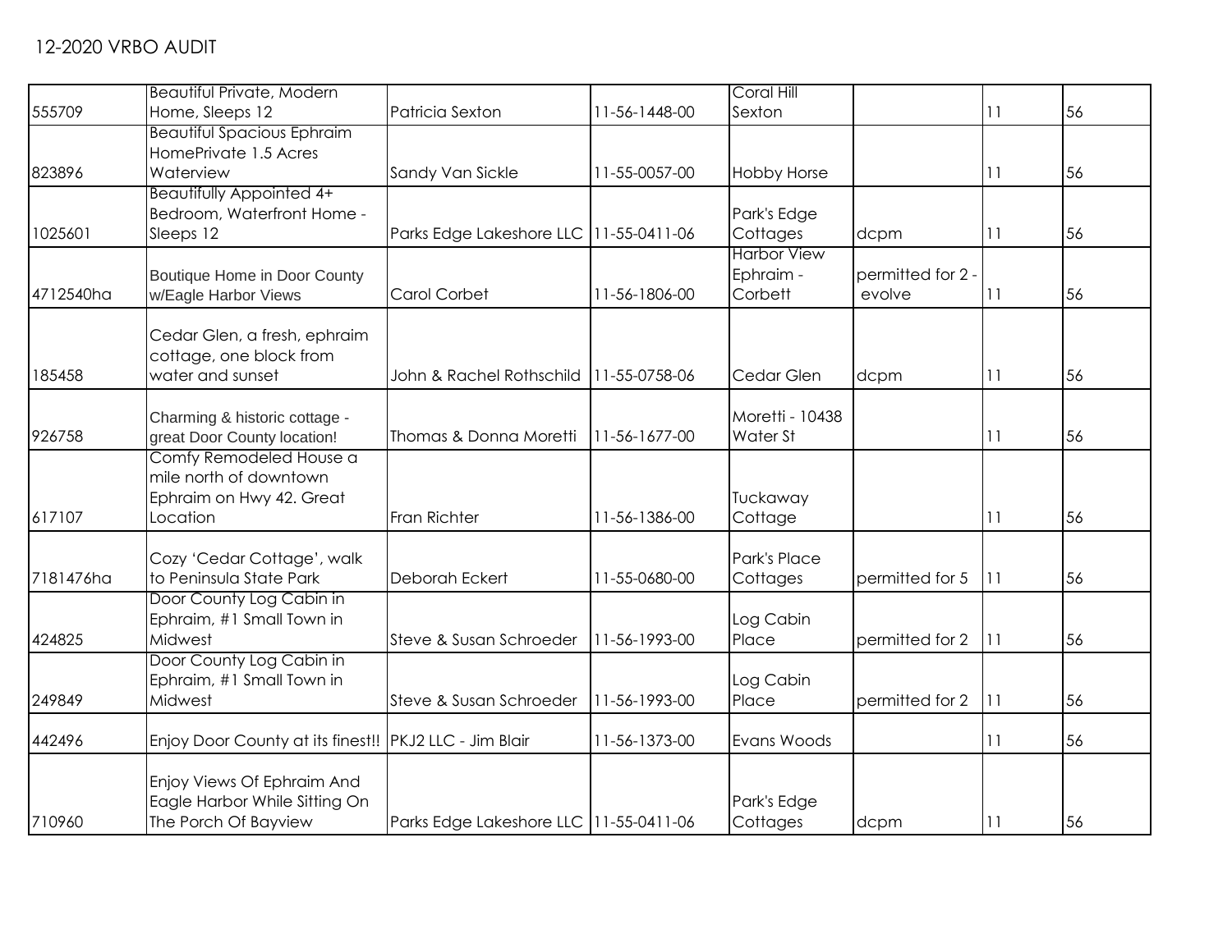12-2020 VRBO AUDIT

| | | | | | | | |
|---|---|---|---|---|---|---|---|
| 555709 | Beautiful Private, Modern Home, Sleeps 12 | Patricia Sexton | 11-56-1448-00 | Coral Hill Sexton | | 11 | 56 |
| 823896 | Beautiful Spacious Ephraim HomePrivate 1.5 Acres Waterview | Sandy Van Sickle | 11-55-0057-00 | Hobby Horse | | 11 | 56 |
| 1025601 | Beautifully Appointed 4+ Bedroom, Waterfront Home - Sleeps 12 | Parks Edge Lakeshore LLC | 11-55-0411-06 | Park's Edge Cottages | dcpm | 11 | 56 |
| 4712540ha | Boutique Home in Door County w/Eagle Harbor Views | Carol Corbet | 11-56-1806-00 | Harbor View Ephraim - Corbett | permitted for 2 - evolve | 11 | 56 |
| 185458 | Cedar Glen, a fresh, ephraim cottage, one block from water and sunset | John & Rachel Rothschild | 11-55-0758-06 | Cedar Glen | dcpm | 11 | 56 |
| 926758 | Charming & historic cottage - great Door County location! | Thomas & Donna Moretti | 11-56-1677-00 | Moretti - 10438 Water St | | 11 | 56 |
| 617107 | Comfy Remodeled House a mile north of downtown Ephraim on Hwy 42. Great Location | Fran Richter | 11-56-1386-00 | Tuckaway Cottage | | 11 | 56 |
| 7181476ha | Cozy 'Cedar Cottage', walk to Peninsula State Park | Deborah Eckert | 11-55-0680-00 | Park's Place Cottages | permitted for 5 | 11 | 56 |
| 424825 | Door County Log Cabin in Ephraim, #1 Small Town in Midwest | Steve & Susan Schroeder | 11-56-1993-00 | Log Cabin Place | permitted for 2 | 11 | 56 |
| 249849 | Door County Log Cabin in Ephraim, #1 Small Town in Midwest | Steve & Susan Schroeder | 11-56-1993-00 | Log Cabin Place | permitted for 2 | 11 | 56 |
| 442496 | Enjoy Door County at its finest!! | PKJ2 LLC - Jim Blair | 11-56-1373-00 | Evans Woods | | 11 | 56 |
| 710960 | Enjoy Views Of Ephraim And Eagle Harbor While Sitting On The Porch Of Bayview | Parks Edge Lakeshore LLC | 11-55-0411-06 | Park's Edge Cottages | dcpm | 11 | 56 |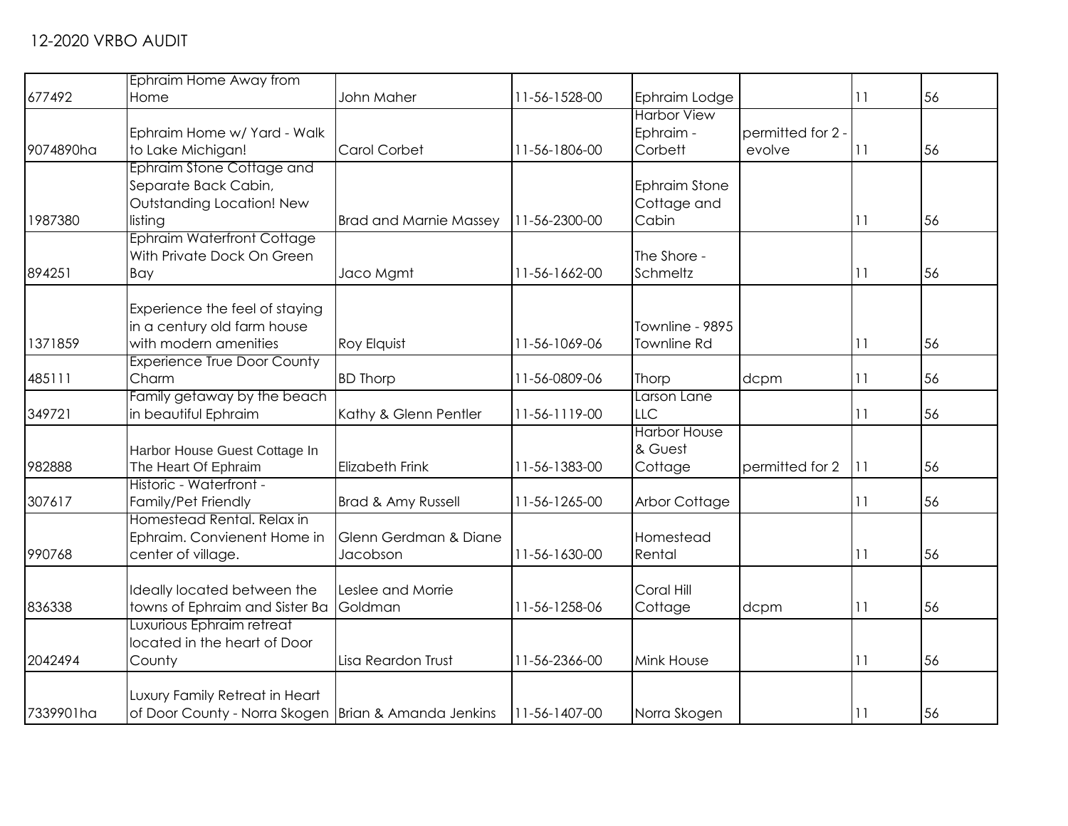12-2020 VRBO AUDIT

| | | | | | | | |
|---|---|---|---|---|---|---|---|
| 677492 | Ephraim Home Away from Home | John Maher | 11-56-1528-00 | Ephraim Lodge | | 11 | 56 |
| 9074890ha | Ephraim Home w/ Yard - Walk to Lake Michigan! | Carol Corbet | 11-56-1806-00 | Harbor View Ephraim - Corbett | permitted for 2 - evolve | 11 | 56 |
| 1987380 | Ephraim Stone Cottage and Separate Back Cabin, Outstanding Location! New listing | Brad and Marnie Massey | 11-56-2300-00 | Ephraim Stone Cottage and Cabin | | 11 | 56 |
| 894251 | Ephraim Waterfront Cottage With Private Dock On Green Bay | Jaco Mgmt | 11-56-1662-00 | The Shore - Schmeltz | | 11 | 56 |
| 1371859 | Experience the feel of staying in a century old farm house with modern amenities | Roy Elquist | 11-56-1069-06 | Townline - 9895 Townline Rd | | 11 | 56 |
| 485111 | Experience True Door County Charm | BD Thorp | 11-56-0809-06 | Thorp | dcpm | 11 | 56 |
| 349721 | Family getaway by the beach in beautiful Ephraim | Kathy & Glenn Pentler | 11-56-1119-00 | Larson Lane LLC | | 11 | 56 |
| 982888 | Harbor House Guest Cottage In The Heart Of Ephraim | Elizabeth Frink | 11-56-1383-00 | Harbor House & Guest Cottage | permitted for 2 | 11 | 56 |
| 307617 | Historic - Waterfront - Family/Pet Friendly | Brad & Amy Russell | 11-56-1265-00 | Arbor Cottage | | 11 | 56 |
| 990768 | Homestead Rental. Relax in Ephraim. Convienent Home in center of village. | Glenn Gerdman & Diane Jacobson | 11-56-1630-00 | Homestead Rental | | 11 | 56 |
| 836338 | Ideally located between the towns of Ephraim and Sister Ba | Leslee and Morrie Goldman | 11-56-1258-06 | Coral Hill Cottage | dcpm | 11 | 56 |
| 2042494 | Luxurious Ephraim retreat located in the heart of Door County | Lisa Reardon Trust | 11-56-2366-00 | Mink House | | 11 | 56 |
| 7339901ha | Luxury Family Retreat in Heart of Door County - Norra Skogen | Brian & Amanda Jenkins | 11-56-1407-00 | Norra Skogen | | 11 | 56 |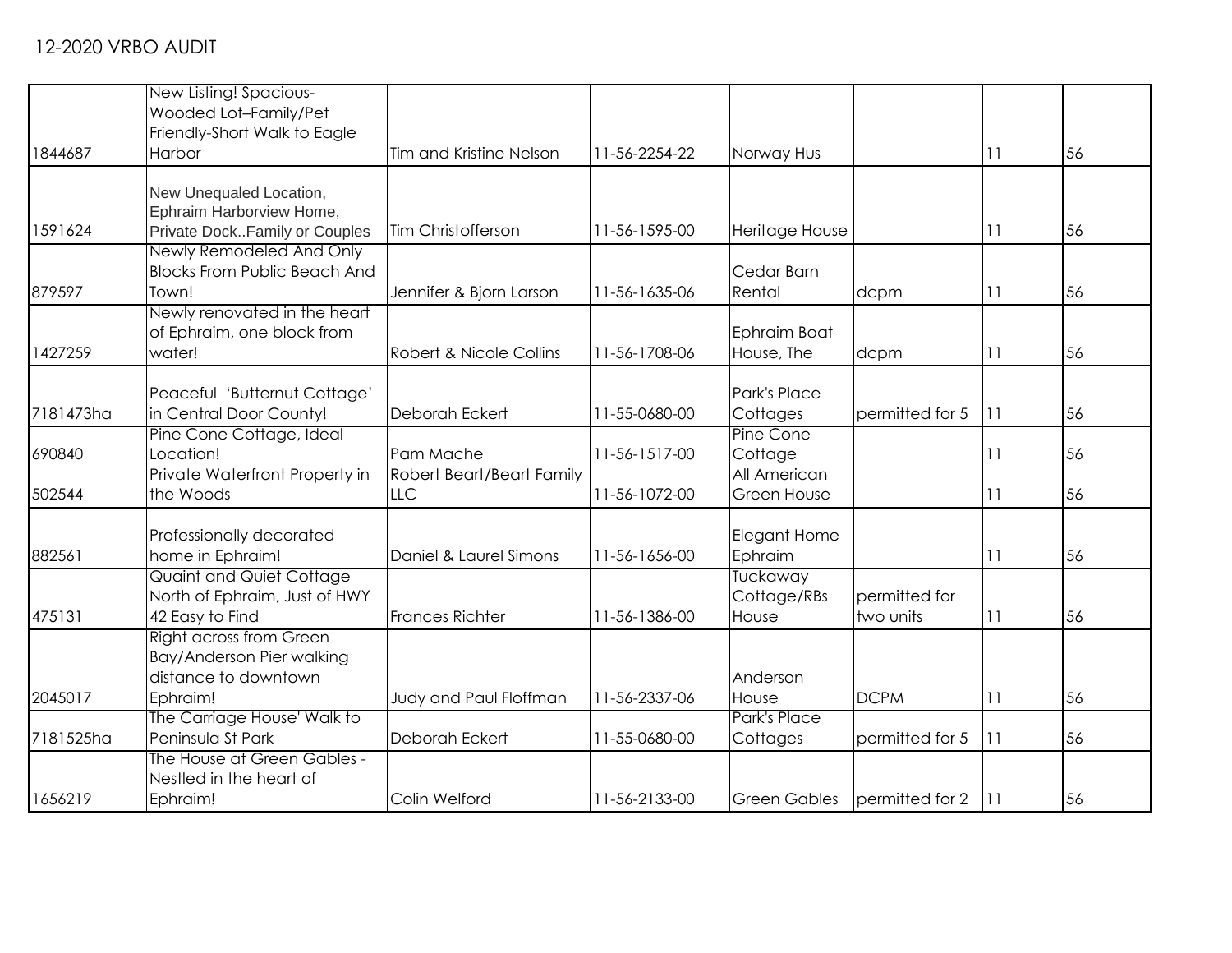12-2020 VRBO AUDIT

| | | | | | | | |
|---|---|---|---|---|---|---|---|
| 1844687 | New Listing! Spacious-Wooded Lot–Family/Pet Friendly-Short Walk to Eagle Harbor | Tim and Kristine Nelson | 11-56-2254-22 | Norway Hus | | 11 | 56 |
| 1591624 | New Unequaled Location, Ephraim Harborview Home, Private Dock..Family or Couples | Tim Christofferson | 11-56-1595-00 | Heritage House | | 11 | 56 |
| 879597 | Newly Remodeled And Only Blocks From Public Beach And Town! | Jennifer & Bjorn Larson | 11-56-1635-06 | Cedar Barn Rental | dcpm | 11 | 56 |
| 1427259 | Newly renovated in the heart of Ephraim, one block from water! | Robert & Nicole Collins | 11-56-1708-06 | Ephraim Boat House, The | dcpm | 11 | 56 |
| 7181473ha | Peaceful 'Butternut Cottage' in Central Door County! | Deborah Eckert | 11-55-0680-00 | Park's Place Cottages | permitted for 5 | 11 | 56 |
| 690840 | Pine Cone Cottage, Ideal Location! | Pam Mache | 11-56-1517-00 | Pine Cone Cottage | | 11 | 56 |
| 502544 | Private Waterfront Property in the Woods | Robert Beart/Beart Family LLC | 11-56-1072-00 | All American Green House | | 11 | 56 |
| 882561 | Professionally decorated home in Ephraim! | Daniel & Laurel Simons | 11-56-1656-00 | Elegant Home Ephraim | | 11 | 56 |
| 475131 | Quaint and Quiet Cottage North of Ephraim, Just of HWY 42 Easy to Find | Frances Richter | 11-56-1386-00 | Tuckaway Cottage/RBs House | permitted for two units | 11 | 56 |
| 2045017 | Right across from Green Bay/Anderson Pier walking distance to downtown Ephraim! | Judy and Paul Floffman | 11-56-2337-06 | Anderson House | DCPM | 11 | 56 |
| 7181525ha | The Carriage House' Walk to Peninsula St Park | Deborah Eckert | 11-55-0680-00 | Park's Place Cottages | permitted for 5 | 11 | 56 |
| 1656219 | The House at Green Gables - Nestled in the heart of Ephraim! | Colin Welford | 11-56-2133-00 | Green Gables | permitted for 2 | 11 | 56 |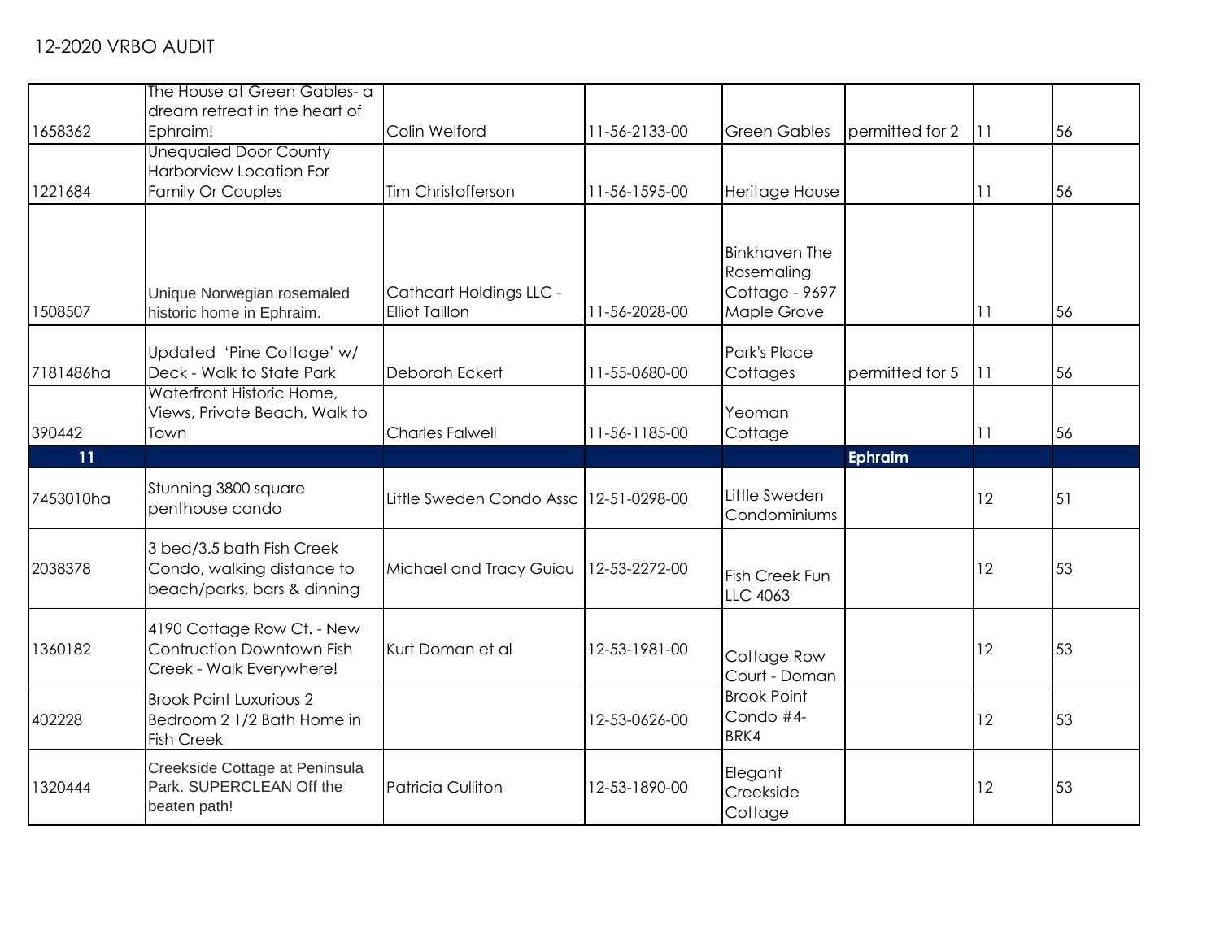12-2020 VRBO AUDIT

| | | | | | | | |
|---|---|---|---|---|---|---|---|
| 1658362 | The House at Green Gables- a dream retreat in the heart of Ephraim! | Colin Welford | 11-56-2133-00 | Green Gables | permitted for 2 | 11 | 56 |
| 1221684 | Unequaled Door County Harborview Location For Family Or Couples | Tim Christofferson | 11-56-1595-00 | Heritage House | | 11 | 56 |
| 1508507 | Unique Norwegian rosemaled historic home in Ephraim. | Cathcart Holdings LLC - Elliot Taillon | 11-56-2028-00 | Binkhaven The Rosemaling Cottage - 9697 Maple Grove | | 11 | 56 |
| 7181486ha | Updated 'Pine Cottage' w/ Deck - Walk to State Park | Deborah Eckert | 11-55-0680-00 | Park's Place Cottages | permitted for 5 | 11 | 56 |
| 390442 | Waterfront Historic Home, Views, Private Beach, Walk to Town | Charles Falwell | 11-56-1185-00 | Yeoman Cottage | | 11 | 56 |
| **11** | | | | | **Ephraim** | | |
| 7453010ha | Stunning 3800 square penthouse condo | Little Sweden Condo Assc | 12-51-0298-00 | Little Sweden Condominiums | | 12 | 51 |
| 2038378 | 3 bed/3.5 bath Fish Creek Condo, walking distance to beach/parks, bars & dinning | Michael and Tracy Guiou | 12-53-2272-00 | Fish Creek Fun LLC 4063 | | 12 | 53 |
| 1360182 | 4190 Cottage Row Ct. - New Contruction Downtown Fish Creek - Walk Everywhere! | Kurt Doman et al | 12-53-1981-00 | Cottage Row Court - Doman | | 12 | 53 |
| 402228 | Brook Point Luxurious 2 Bedroom 2 1/2 Bath Home in Fish Creek | | 12-53-0626-00 | Brook Point Condo #4-BRK4 | | 12 | 53 |
| 1320444 | Creekside Cottage at Peninsula Park. SUPERCLEAN Off the beaten path! | Patricia Culliton | 12-53-1890-00 | Elegant Creekside Cottage | | 12 | 53 |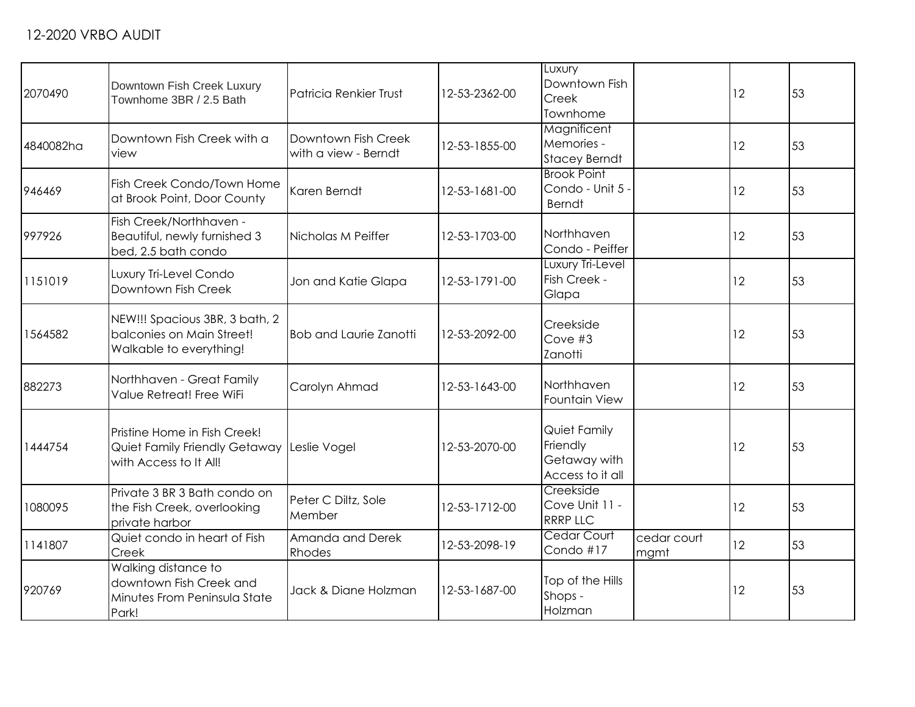12-2020 VRBO AUDIT

| | | | | | | | |
|---|---|---|---|---|---|---|---|
| 2070490 | Downtown Fish Creek Luxury Townhome 3BR / 2.5 Bath | Patricia Renkier Trust | 12-53-2362-00 | Luxury Downtown Fish Creek Townhome | | 12 | 53 |
| 4840082ha | Downtown Fish Creek with a view | Downtown Fish Creek with a view - Berndt | 12-53-1855-00 | Magnificent Memories - Stacey Berndt | | 12 | 53 |
| 946469 | Fish Creek Condo/Town Home at Brook Point, Door County | Karen Berndt | 12-53-1681-00 | Brook Point Condo - Unit 5 - Berndt | | 12 | 53 |
| 997926 | Fish Creek/Northhaven - Beautiful, newly furnished 3 bed, 2.5 bath condo | Nicholas M Peiffer | 12-53-1703-00 | Northhaven Condo - Peiffer | | 12 | 53 |
| 1151019 | Luxury Tri-Level Condo Downtown Fish Creek | Jon and Katie Glapa | 12-53-1791-00 | Luxury Tri-Level Fish Creek - Glapa | | 12 | 53 |
| 1564582 | NEW!!! Spacious 3BR, 3 bath, 2 balconies on Main Street! Walkable to everything! | Bob and Laurie Zanotti | 12-53-2092-00 | Creekside Cove #3 Zanotti | | 12 | 53 |
| 882273 | Northhaven - Great Family Value Retreat! Free WiFi | Carolyn Ahmad | 12-53-1643-00 | Northhaven Fountain View | | 12 | 53 |
| 1444754 | Pristine Home in Fish Creek! Quiet Family Friendly Getaway with Access to It All! | Leslie Vogel | 12-53-2070-00 | Quiet Family Friendly Getaway with Access to it all | | 12 | 53 |
| 1080095 | Private 3 BR 3 Bath condo on the Fish Creek, overlooking private harbor | Peter C Diltz, Sole Member | 12-53-1712-00 | Creekside Cove Unit 11 - RRRP LLC | | 12 | 53 |
| 1141807 | Quiet condo in heart of Fish Creek | Amanda and Derek Rhodes | 12-53-2098-19 | Cedar Court Condo #17 | cedar court mgmt | 12 | 53 |
| 920769 | Walking distance to downtown Fish Creek and Minutes From Peninsula State Park! | Jack & Diane Holzman | 12-53-1687-00 | Top of the Hills Shops - Holzman | | 12 | 53 |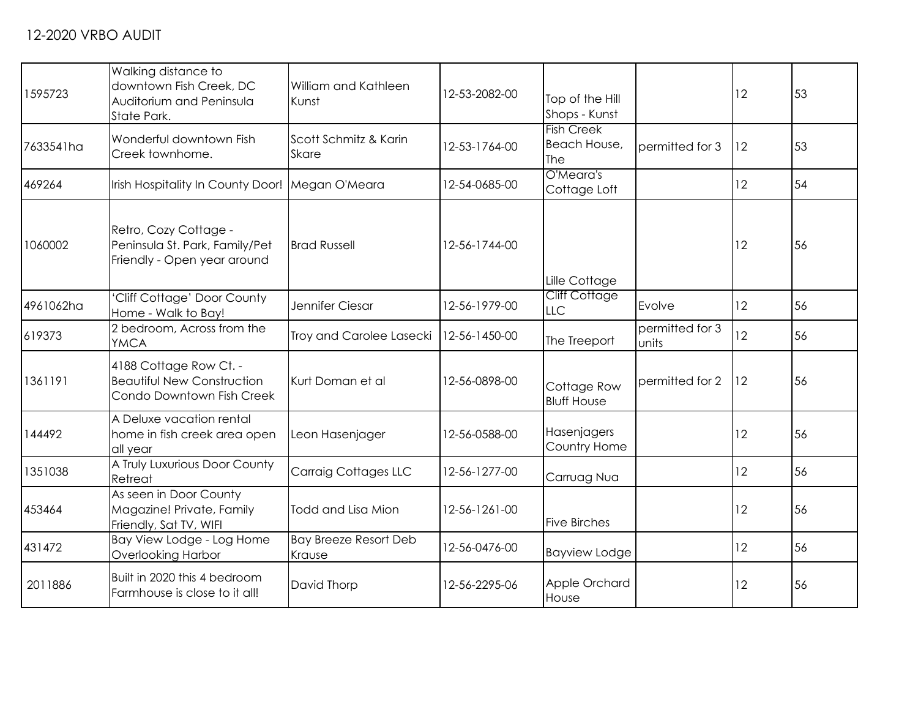# 12-2020 VRBO AUDIT

| | | | | | | | |
|---|---|---|---|---|---|---|---|
| 1595723 | Walking distance to downtown Fish Creek, DC Auditorium and Peninsula State Park. | William and Kathleen Kunst | 12-53-2082-00 | Top of the Hill Shops - Kunst | | 12 | 53 |
| 7633541ha | Wonderful downtown Fish Creek townhome. | Scott Schmitz & Karin Skare | 12-53-1764-00 | Fish Creek Beach House, The | permitted for 3 | 12 | 53 |
| 469264 | Irish Hospitality In County Door! | Megan O'Meara | 12-54-0685-00 | O'Meara's Cottage Loft | | 12 | 54 |
| 1060002 | Retro, Cozy Cottage - Peninsula St. Park, Family/Pet Friendly - Open year around | Brad Russell | 12-56-1744-00 | Lille Cottage | | 12 | 56 |
| 4961062ha | 'Cliff Cottage' Door County Home - Walk to Bay! | Jennifer Ciesar | 12-56-1979-00 | Cliff Cottage LLC | Evolve | 12 | 56 |
| 619373 | 2 bedroom, Across from the YMCA | Troy and Carolee Lasecki | 12-56-1450-00 | The Treeport | permitted for 3 units | 12 | 56 |
| 1361191 | 4188 Cottage Row Ct. - Beautiful New Construction Condo Downtown Fish Creek | Kurt Doman et al | 12-56-0898-00 | Cottage Row Bluff House | permitted for 2 | 12 | 56 |
| 144492 | A Deluxe vacation rental home in fish creek area open all year | Leon Hasenjager | 12-56-0588-00 | Hasenjagers Country Home | | 12 | 56 |
| 1351038 | A Truly Luxurious Door County Retreat | Carraig Cottages LLC | 12-56-1277-00 | Carruag Nua | | 12 | 56 |
| 453464 | As seen in Door County Magazine! Private, Family Friendly, Sat TV, WIFI | Todd and Lisa Mion | 12-56-1261-00 | Five Birches | | 12 | 56 |
| 431472 | Bay View Lodge - Log Home Overlooking Harbor | Bay Breeze Resort Deb Krause | 12-56-0476-00 | Bayview Lodge | | 12 | 56 |
| 2011886 | Built in 2020 this 4 bedroom Farmhouse is close to it all! | David Thorp | 12-56-2295-06 | Apple Orchard House | | 12 | 56 |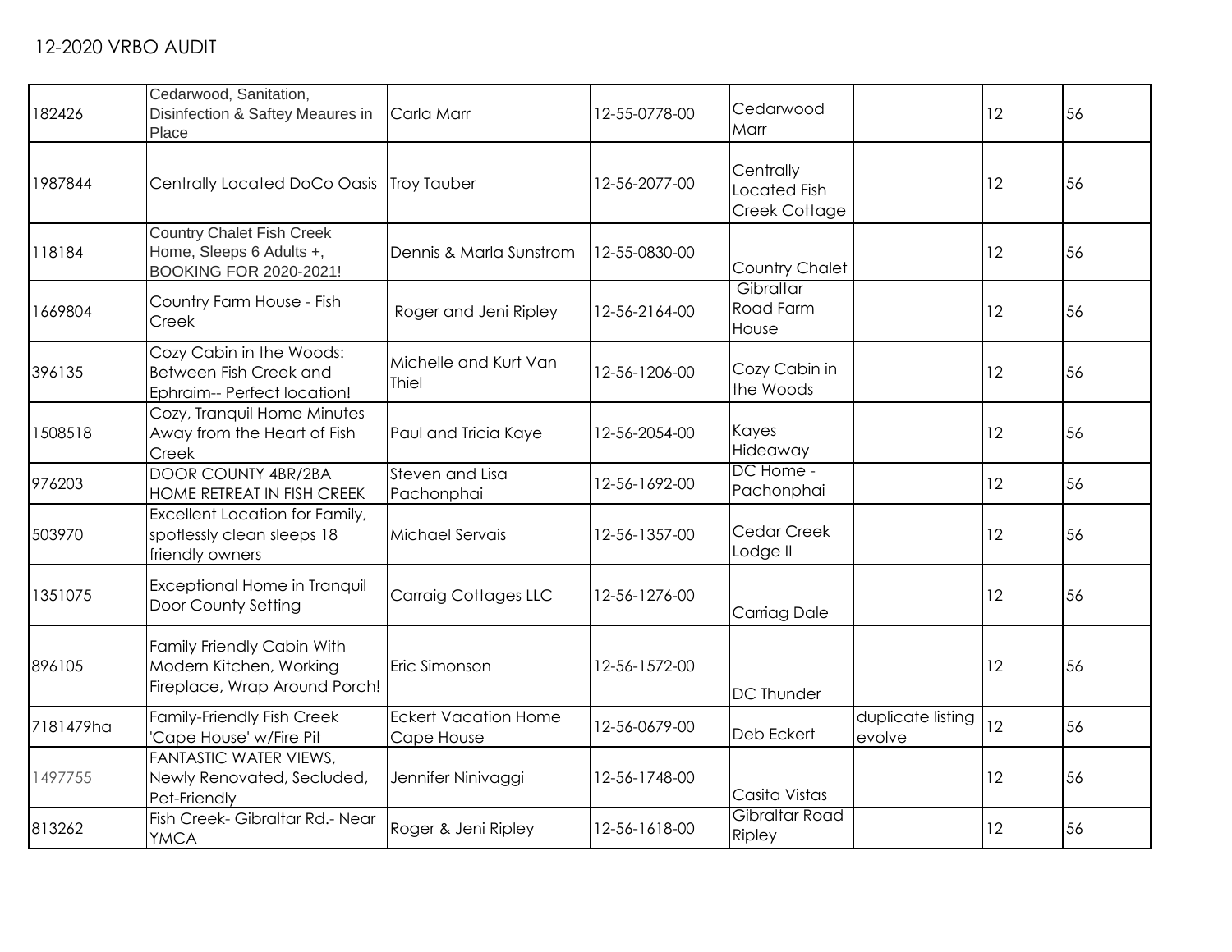12-2020 VRBO AUDIT

| | | | | | | | |
|---|---|---|---|---|---|---|---|
| 182426 | Cedarwood, Sanitation, Disinfection & Saftey Meaures in Place | Carla Marr | 12-55-0778-00 | Cedarwood Marr | | 12 | 56 |
| 1987844 | Centrally Located DoCo Oasis | Troy Tauber | 12-56-2077-00 | Centrally Located Fish Creek Cottage | | 12 | 56 |
| 118184 | Country Chalet Fish Creek Home, Sleeps 6 Adults +, BOOKING FOR 2020-2021! | Dennis & Marla Sunstrom | 12-55-0830-00 | Country Chalet | | 12 | 56 |
| 1669804 | Country Farm House - Fish Creek | Roger and Jeni Ripley | 12-56-2164-00 | Gibraltar Road Farm House | | 12 | 56 |
| 396135 | Cozy Cabin in the Woods: Between Fish Creek and Ephraim-- Perfect location! | Michelle and Kurt Van Thiel | 12-56-1206-00 | Cozy Cabin in the Woods | | 12 | 56 |
| 1508518 | Cozy, Tranquil Home Minutes Away from the Heart of Fish Creek | Paul and Tricia Kaye | 12-56-2054-00 | Kayes Hideaway | | 12 | 56 |
| 976203 | DOOR COUNTY 4BR/2BA HOME RETREAT IN FISH CREEK | Steven and Lisa Pachonphai | 12-56-1692-00 | DC Home - Pachonphai | | 12 | 56 |
| 503970 | Excellent Location for Family, spotlessly clean sleeps 18 friendly owners | Michael Servais | 12-56-1357-00 | Cedar Creek Lodge II | | 12 | 56 |
| 1351075 | Exceptional Home in Tranquil Door County Setting | Carraig Cottages LLC | 12-56-1276-00 | Carriag Dale | | 12 | 56 |
| 896105 | Family Friendly Cabin With Modern Kitchen, Working Fireplace, Wrap Around Porch! | Eric Simonson | 12-56-1572-00 | DC Thunder | | 12 | 56 |
| 7181479ha | Family-Friendly Fish Creek 'Cape House' w/Fire Pit | Eckert Vacation Home Cape House | 12-56-0679-00 | Deb Eckert | duplicate listing evolve | 12 | 56 |
| 1497755 | FANTASTIC WATER VIEWS, Newly Renovated, Secluded, Pet-Friendly | Jennifer Ninivaggi | 12-56-1748-00 | Casita Vistas | | 12 | 56 |
| 813262 | Fish Creek- Gibraltar Rd.- Near YMCA | Roger & Jeni Ripley | 12-56-1618-00 | Gibraltar Road Ripley | | 12 | 56 |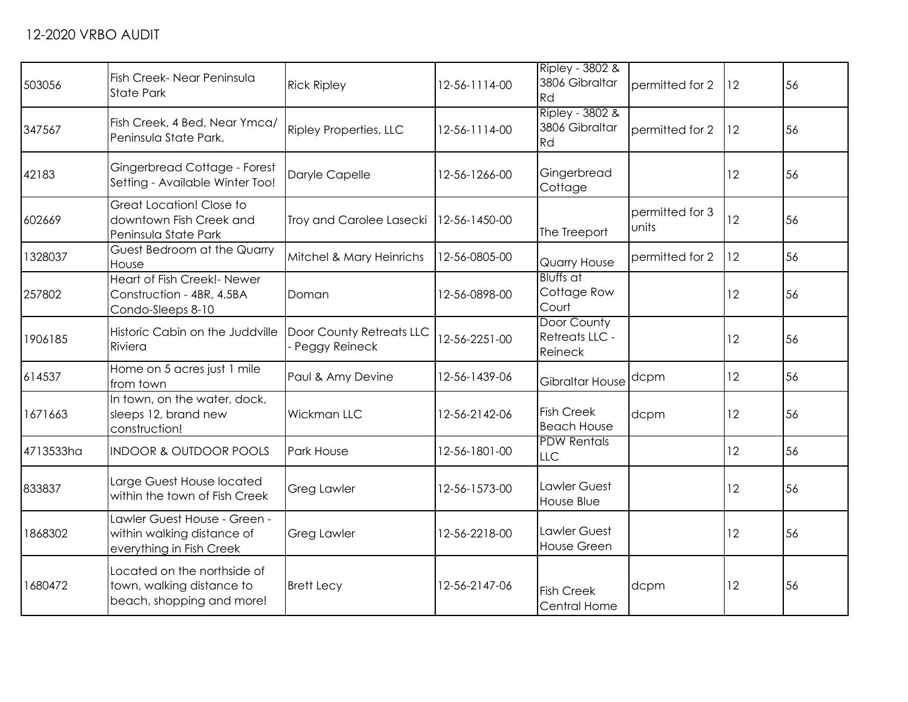12-2020 VRBO AUDIT

| | | | | | | | |
|---|---|---|---|---|---|---|---|
| 503056 | Fish Creek- Near Peninsula State Park | Rick Ripley | 12-56-1114-00 | Ripley - 3802 & 3806 Gibraltar Rd | permitted for 2 | 12 | 56 |
| 347567 | Fish Creek, 4 Bed, Near Ymca/ Peninsula State Park. | Ripley Properties, LLC | 12-56-1114-00 | Ripley - 3802 & 3806 Gibraltar Rd | permitted for 2 | 12 | 56 |
| 42183 | Gingerbread Cottage - Forest Setting - Available Winter Too! | Daryle Capelle | 12-56-1266-00 | Gingerbread Cottage | | 12 | 56 |
| 602669 | Great Location! Close to downtown Fish Creek and Peninsula State Park | Troy and Carolee Lasecki | 12-56-1450-00 | The Treeport | permitted for 3 units | 12 | 56 |
| 1328037 | Guest Bedroom at the Quarry House | Mitchel & Mary Heinrichs | 12-56-0805-00 | Quarry House | permitted for 2 | 12 | 56 |
| 257802 | Heart of Fish Creek!- Newer Construction - 4BR, 4.5BA Condo-Sleeps 8-10 | Doman | 12-56-0898-00 | Bluffs at Cottage Row Court | | 12 | 56 |
| 1906185 | Historic Cabin on the Juddville Riviera | Door County Retreats LLC - Peggy Reineck | 12-56-2251-00 | Door County Retreats LLC - Reineck | | 12 | 56 |
| 614537 | Home on 5 acres just 1 mile from town | Paul & Amy Devine | 12-56-1439-06 | Gibraltar House | dcpm | 12 | 56 |
| 1671663 | In town, on the water, dock, sleeps 12, brand new construction! | Wickman LLC | 12-56-2142-06 | Fish Creek Beach House | dcpm | 12 | 56 |
| 4713533ha | INDOOR & OUTDOOR POOLS | Park House | 12-56-1801-00 | PDW Rentals LLC | | 12 | 56 |
| 833837 | Large Guest House located within the town of Fish Creek | Greg Lawler | 12-56-1573-00 | Lawler Guest House Blue | | 12 | 56 |
| 1868302 | Lawler Guest House - Green - within walking distance of everything in Fish Creek | Greg Lawler | 12-56-2218-00 | Lawler Guest House Green | | 12 | 56 |
| 1680472 | Located on the northside of town, walking distance to beach, shopping and more! | Brett Lecy | 12-56-2147-06 | Fish Creek Central Home | dcpm | 12 | 56 |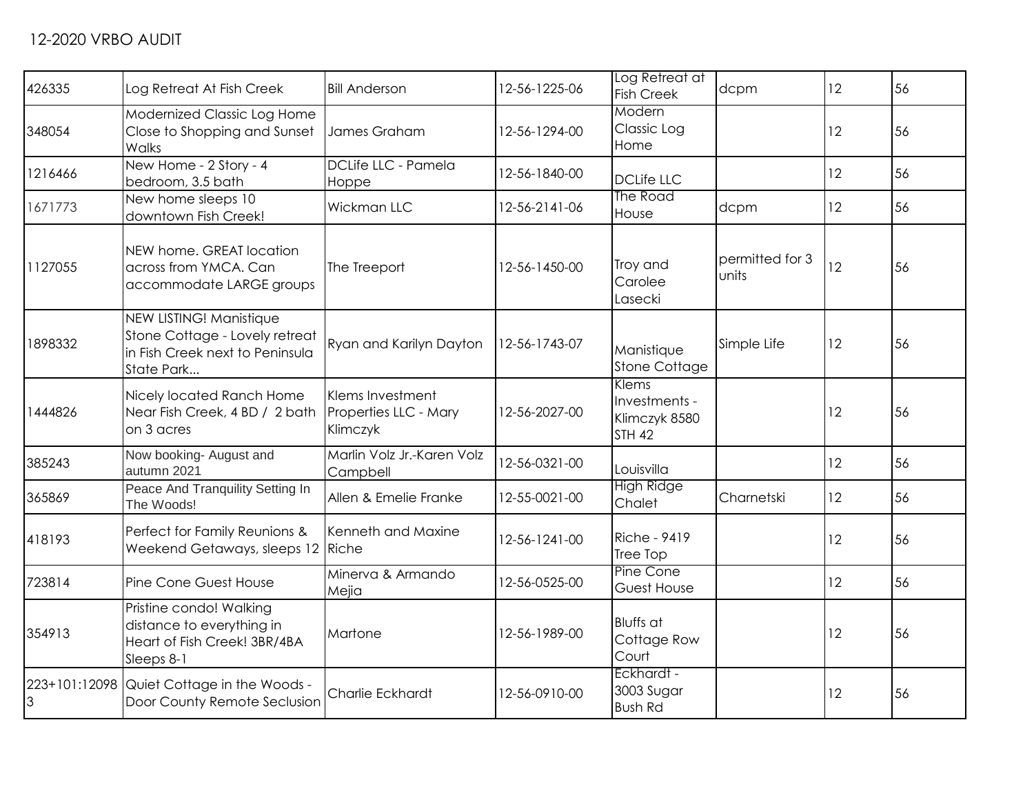12-2020 VRBO AUDIT

| | | | | | | | |
|---|---|---|---|---|---|---|---|
| 426335 | Log Retreat At Fish Creek | Bill Anderson | 12-56-1225-06 | Log Retreat at Fish Creek | dcpm | 12 | 56 |
| 348054 | Modernized Classic Log Home Close to Shopping and Sunset Walks | James Graham | 12-56-1294-00 | Modern Classic Log Home | | 12 | 56 |
| 1216466 | New Home - 2 Story - 4 bedroom, 3.5 bath | DCLife LLC - Pamela Hoppe | 12-56-1840-00 | DCLife LLC | | 12 | 56 |
| 1671773 | New home sleeps 10 downtown Fish Creek! | Wickman LLC | 12-56-2141-06 | The Road House | dcpm | 12 | 56 |
| 1127055 | NEW home. GREAT location across from YMCA. Can accommodate LARGE groups | The Treeport | 12-56-1450-00 | Troy and Carolee Lasecki | permitted for 3 units | 12 | 56 |
| 1898332 | NEW LISTING! Manistique Stone Cottage - Lovely retreat in Fish Creek next to Peninsula State Park... | Ryan and Karilyn Dayton | 12-56-1743-07 | Manistique Stone Cottage | Simple Life | 12 | 56 |
| 1444826 | Nicely located Ranch Home Near Fish Creek, 4 BD / 2 bath on 3 acres | Klems Investment Properties LLC - Mary Klimczyk | 12-56-2027-00 | Klems Investments - Klimczyk 8580 STH 42 | | 12 | 56 |
| 385243 | Now booking- August and autumn 2021 | Marlin Volz Jr.-Karen Volz Campbell | 12-56-0321-00 | Louisvilla | | 12 | 56 |
| 365869 | Peace And Tranquility Setting In The Woods! | Allen & Emelie Franke | 12-55-0021-00 | High Ridge Chalet | Charnetski | 12 | 56 |
| 418193 | Perfect for Family Reunions & Weekend Getaways, sleeps 12 | Kenneth and Maxine Riche | 12-56-1241-00 | Riche - 9419 Tree Top | | 12 | 56 |
| 723814 | Pine Cone Guest House | Minerva & Armando Mejia | 12-56-0525-00 | Pine Cone Guest House | | 12 | 56 |
| 354913 | Pristine condo! Walking distance to everything in Heart of Fish Creek! 3BR/4BA Sleeps 8-1 | Martone | 12-56-1989-00 | Bluffs at Cottage Row Court | | 12 | 56 |
| 223+101:120983 | Quiet Cottage in the Woods - Door County Remote Seclusion | Charlie Eckhardt | 12-56-0910-00 | Eckhardt - 3003 Sugar Bush Rd | | 12 | 56 |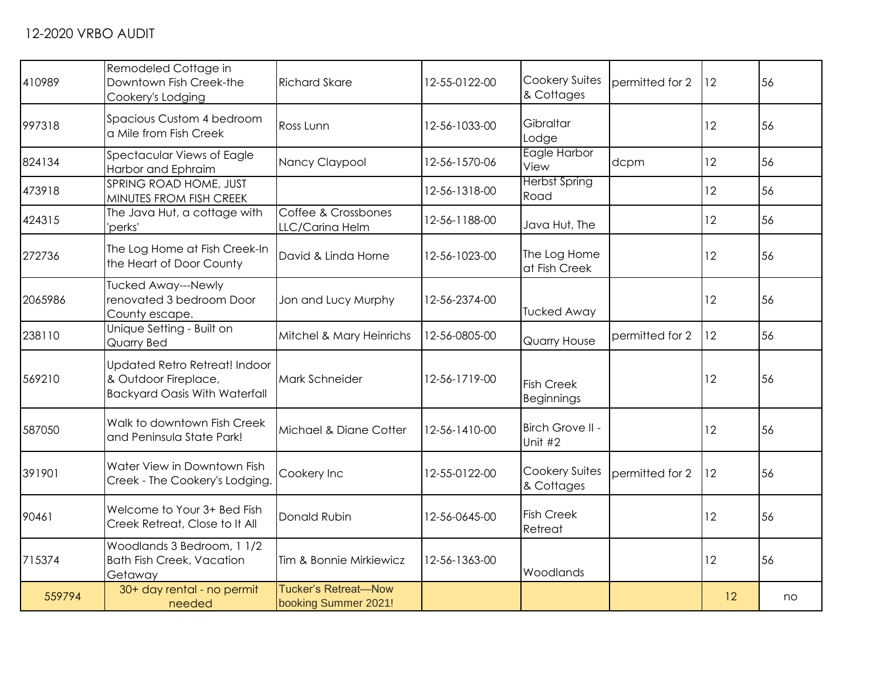12-2020 VRBO AUDIT

| | | | | | | | |
|---|---|---|---|---|---|---|---|
| 410989 | Remodeled Cottage in Downtown Fish Creek-the Cookery's Lodging | Richard Skare | 12-55-0122-00 | Cookery Suites & Cottages | permitted for 2 | 12 | 56 |
| 997318 | Spacious Custom 4 bedroom a Mile from Fish Creek | Ross Lunn | 12-56-1033-00 | Gibraltar Lodge | | 12 | 56 |
| 824134 | Spectacular Views of Eagle Harbor and Ephraim | Nancy Claypool | 12-56-1570-06 | Eagle Harbor View | dcpm | 12 | 56 |
| 473918 | SPRING ROAD HOME, JUST MINUTES FROM FISH CREEK | | 12-56-1318-00 | Herbst Spring Road | | 12 | 56 |
| 424315 | The Java Hut, a cottage with 'perks' | Coffee & Crossbones LLC/Carina Helm | 12-56-1188-00 | Java Hut, The | | 12 | 56 |
| 272736 | The Log Home at Fish Creek-In the Heart of Door County | David & Linda Horne | 12-56-1023-00 | The Log Home at Fish Creek | | 12 | 56 |
| 2065986 | Tucked Away---Newly renovated 3 bedroom Door County escape. | Jon and Lucy Murphy | 12-56-2374-00 | Tucked Away | | 12 | 56 |
| 238110 | Unique Setting - Built on Quarry Bed | Mitchel & Mary Heinrichs | 12-56-0805-00 | Quarry House | permitted for 2 | 12 | 56 |
| 569210 | Updated Retro Retreat! Indoor & Outdoor Fireplace, Backyard Oasis With Waterfall | Mark Schneider | 12-56-1719-00 | Fish Creek Beginnings | | 12 | 56 |
| 587050 | Walk to downtown Fish Creek and Peninsula State Park! | Michael & Diane Cotter | 12-56-1410-00 | Birch Grove II - Unit #2 | | 12 | 56 |
| 391901 | Water View in Downtown Fish Creek - The Cookery's Lodging. | Cookery Inc | 12-55-0122-00 | Cookery Suites & Cottages | permitted for 2 | 12 | 56 |
| 90461 | Welcome to Your 3+ Bed Fish Creek Retreat, Close to It All | Donald Rubin | 12-56-0645-00 | Fish Creek Retreat | | 12 | 56 |
| 715374 | Woodlands 3 Bedroom, 1 1/2 Bath Fish Creek, Vacation Getaway | Tim & Bonnie Mirkiewicz | 12-56-1363-00 | Woodlands | | 12 | 56 |
| 559794 | 30+ day rental - no permit needed | Tucker's Retreat—Now booking Summer 2021! | | | | 12 | no |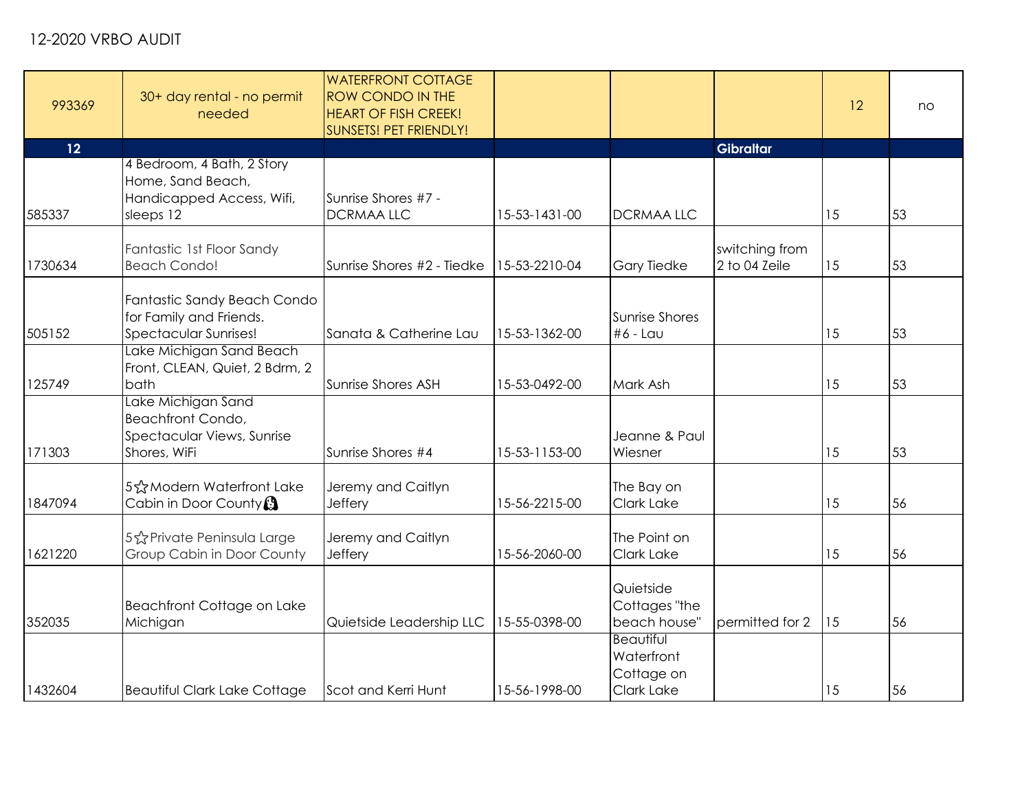# 12-2020 VRBO AUDIT

| | | | | | | | |
|---|---|---|---|---|---|---|---|
| 993369 | 30+ day rental - no permit needed | WATERFRONT COTTAGE ROW CONDO IN THE HEART OF FISH CREEK! SUNSETS! PET FRIENDLY! | | | | 12 | no |
| **12** | | | | | **Gibraltar** | | |
| 585337 | 4 Bedroom, 4 Bath, 2 Story Home, Sand Beach, Handicapped Access, Wifi, sleeps 12 | Sunrise Shores #7 - DCRMAA LLC | 15-53-1431-00 | DCRMAA LLC | | 15 | 53 |
| 1730634 | Fantastic 1st Floor Sandy Beach Condo! | Sunrise Shores #2 - Tiedke | 15-53-2210-04 | Gary Tiedke | switching from 2 to 04 Zeile | 15 | 53 |
| 505152 | Fantastic Sandy Beach Condo for Family and Friends. Spectacular Sunrises! | Sanata & Catherine Lau | 15-53-1362-00 | Sunrise Shores #6 - Lau | | 15 | 53 |
| 125749 | Lake Michigan Sand Beach Front, CLEAN, Quiet, 2 Bdrm, 2 bath | Sunrise Shores ASH | 15-53-0492-00 | Mark Ash | | 15 | 53 |
| 171303 | Lake Michigan Sand Beachfront Condo, Spectacular Views, Sunrise Shores, WiFi | Sunrise Shores #4 | 15-53-1153-00 | Jeanne & Paul Wiesner | | 15 | 53 |
| 1847094 | 5☆Modern Waterfront Lake Cabin in Door County | Jeremy and Caitlyn Jeffery | 15-56-2215-00 | The Bay on Clark Lake | | 15 | 56 |
| 1621220 | 5☆Private Peninsula Large Group Cabin in Door County | Jeremy and Caitlyn Jeffery | 15-56-2060-00 | The Point on Clark Lake | | 15 | 56 |
| 352035 | Beachfront Cottage on Lake Michigan | Quietside Leadership LLC | 15-55-0398-00 | Quietside Cottages "the beach house" | permitted for 2 | 15 | 56 |
| 1432604 | Beautiful Clark Lake Cottage | Scot and Kerri Hunt | 15-56-1998-00 | Beautiful Waterfront Cottage on Clark Lake | | 15 | 56 |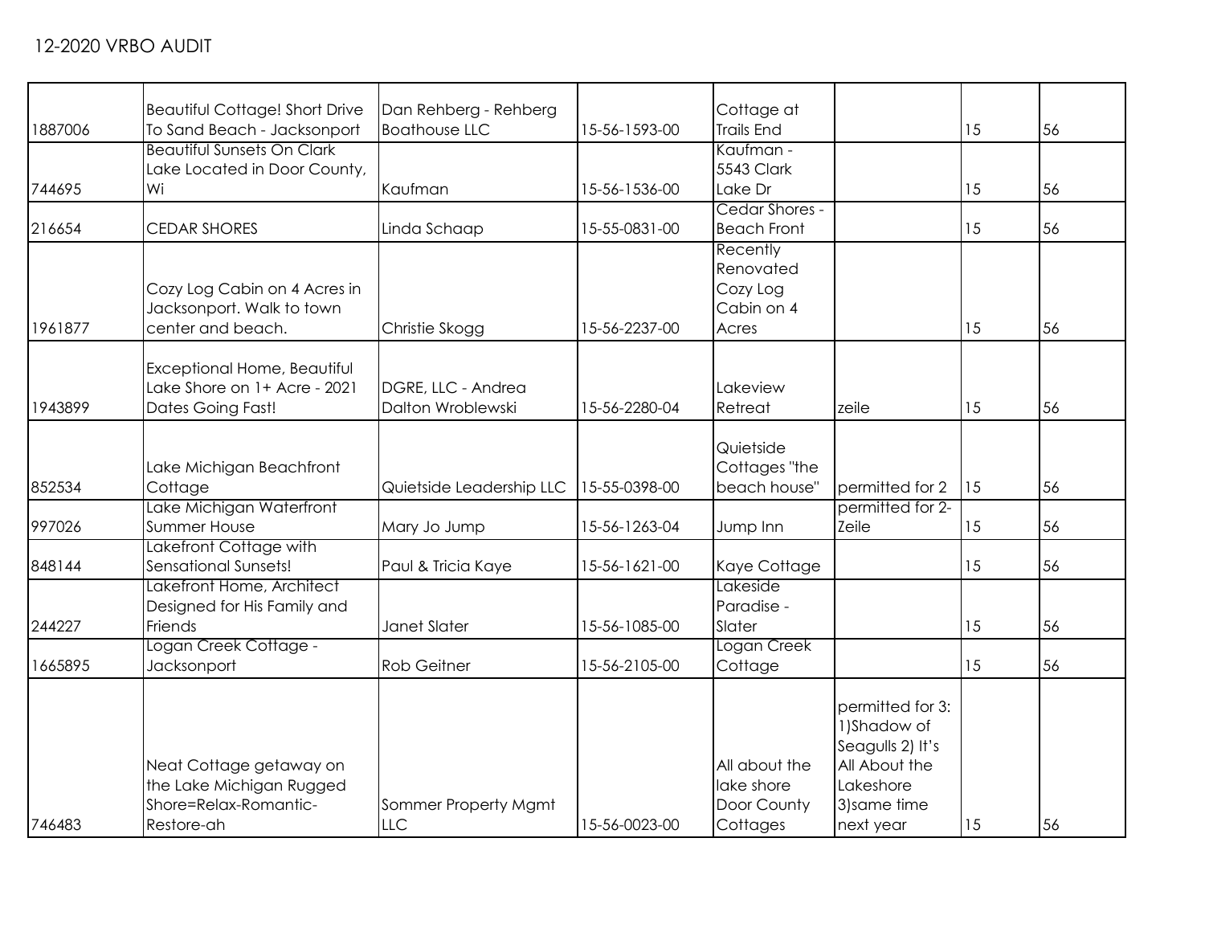12-2020 VRBO AUDIT

| | | | | | | | |
|---|---|---|---|---|---|---|---|
| 1887006 | Beautiful Cottage! Short Drive To Sand Beach - Jacksonport | Dan Rehberg - Rehberg Boathouse LLC | 15-56-1593-00 | Cottage at Trails End | | 15 | 56 |
| 744695 | Beautiful Sunsets On Clark Lake Located in Door County, Wi | Kaufman | 15-56-1536-00 | Kaufman - 5543 Clark Lake Dr | | 15 | 56 |
| 216654 | CEDAR SHORES | Linda Schaap | 15-55-0831-00 | Cedar Shores - Beach Front | | 15 | 56 |
| 1961877 | Cozy Log Cabin on 4 Acres in Jacksonport. Walk to town center and beach. | Christie Skogg | 15-56-2237-00 | Recently Renovated Cozy Log Cabin on 4 Acres | | 15 | 56 |
| 1943899 | Exceptional Home, Beautiful Lake Shore on 1+ Acre - 2021 Dates Going Fast! | DGRE, LLC - Andrea Dalton Wroblewski | 15-56-2280-04 | Lakeview Retreat | zeile | 15 | 56 |
| 852534 | Lake Michigan Beachfront Cottage | Quietside Leadership LLC | 15-55-0398-00 | Quietside Cottages "the beach house" | permitted for 2 | 15 | 56 |
| 997026 | Lake Michigan Waterfront Summer House | Mary Jo Jump | 15-56-1263-04 | Jump Inn | permitted for 2- Zeile | 15 | 56 |
| 848144 | Lakefront Cottage with Sensational Sunsets! | Paul & Tricia Kaye | 15-56-1621-00 | Kaye Cottage | | 15 | 56 |
| 244227 | Lakefront Home, Architect Designed for His Family and Friends | Janet Slater | 15-56-1085-00 | Lakeside Paradise - Slater | | 15 | 56 |
| 1665895 | Logan Creek Cottage - Jacksonport | Rob Geitner | 15-56-2105-00 | Logan Creek Cottage | | 15 | 56 |
| 746483 | Neat Cottage getaway on the Lake Michigan Rugged Shore=Relax-Romantic-Restore-ah | Sommer Property Mgmt LLC | 15-56-0023-00 | All about the lake shore Door County Cottages | permitted for 3: 1)Shadow of Seagulls 2) It's All About the Lakeshore 3)same time next year | 15 | 56 |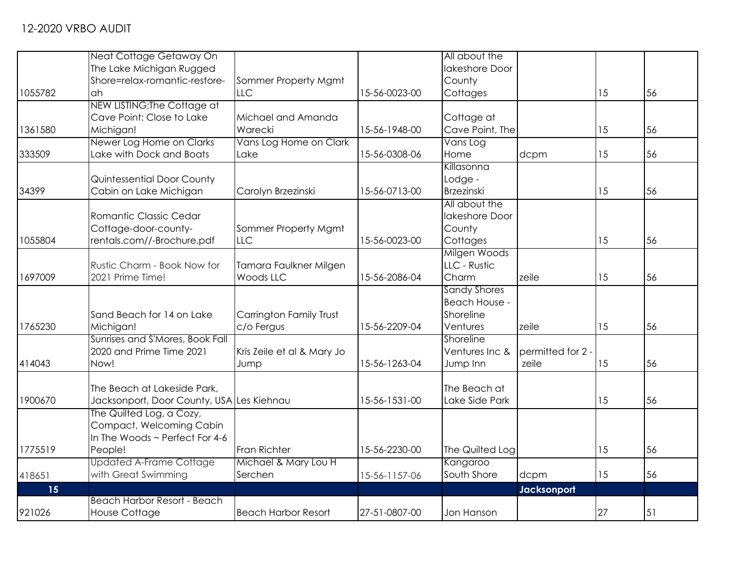12-2020 VRBO AUDIT

| | | | | | | | |
|---|---|---|---|---|---|---|---|
| 1055782 | Neat Cottage Getaway On The Lake Michigan Rugged Shore=relax-romantic-restore-ah | Sommer Property Mgmt LLC | 15-56-0023-00 | All about the lakeshore Door County Cottages | | 15 | 56 |
| 1361580 | NEW LISTING:The Cottage at Cave Point: Close to Lake Michigan! | Michael and Amanda Warecki | 15-56-1948-00 | Cottage at Cave Point, The | | 15 | 56 |
| 333509 | Newer Log Home on Clarks Lake with Dock and Boats | Vans Log Home on Clark Lake | 15-56-0308-06 | Vans Log Home | dcpm | 15 | 56 |
| 34399 | Quintessential Door County Cabin on Lake Michigan | Carolyn Brzezinski | 15-56-0713-00 | Killasonna Lodge - Brzezinski | | 15 | 56 |
| 1055804 | Romantic Classic Cedar Cottage-door-county-rentals.com//-Brochure.pdf | Sommer Property Mgmt LLC | 15-56-0023-00 | All about the lakeshore Door County Cottages | | 15 | 56 |
| 1697009 | Rustic Charm - Book Now for 2021 Prime Time! | Tamara Faulkner Milgen Woods LLC | 15-56-2086-04 | Milgen Woods LLC - Rustic Charm | zeile | 15 | 56 |
| 1765230 | Sand Beach for 14 on Lake Michigan! | Carrington Family Trust c/o Fergus | 15-56-2209-04 | Sandy Shores Beach House - Shoreline Ventures | zeile | 15 | 56 |
| 414043 | Sunrises and S'Mores, Book Fall 2020 and Prime Time 2021 Now! | Kris Zeile et al & Mary Jo Jump | 15-56-1263-04 | Shoreline Ventures Inc & Jump Inn | permitted for 2 - zeile | 15 | 56 |
| 1900670 | The Beach at Lakeside Park, Jacksonport, Door County, USA | Les Kiehnau | 15-56-1531-00 | The Beach at Lake Side Park | | 15 | 56 |
| 1775519 | The Quilted Log, a Cozy, Compact, Welcoming Cabin In The Woods ~ Perfect For 4-6 People! | Fran Richter | 15-56-2230-00 | The Quilted Log | | 15 | 56 |
| 418651 | Updated A-Frame Cottage with Great Swimming | Michael & Mary Lou H Serchen | 15-56-1157-06 | Kangaroo South Shore | dcpm | 15 | 56 |
| **15** | | | | | **Jacksonport** | | |
| 921026 | Beach Harbor Resort - Beach House Cottage | Beach Harbor Resort | 27-51-0807-00 | Jon Hanson | | 27 | 51 |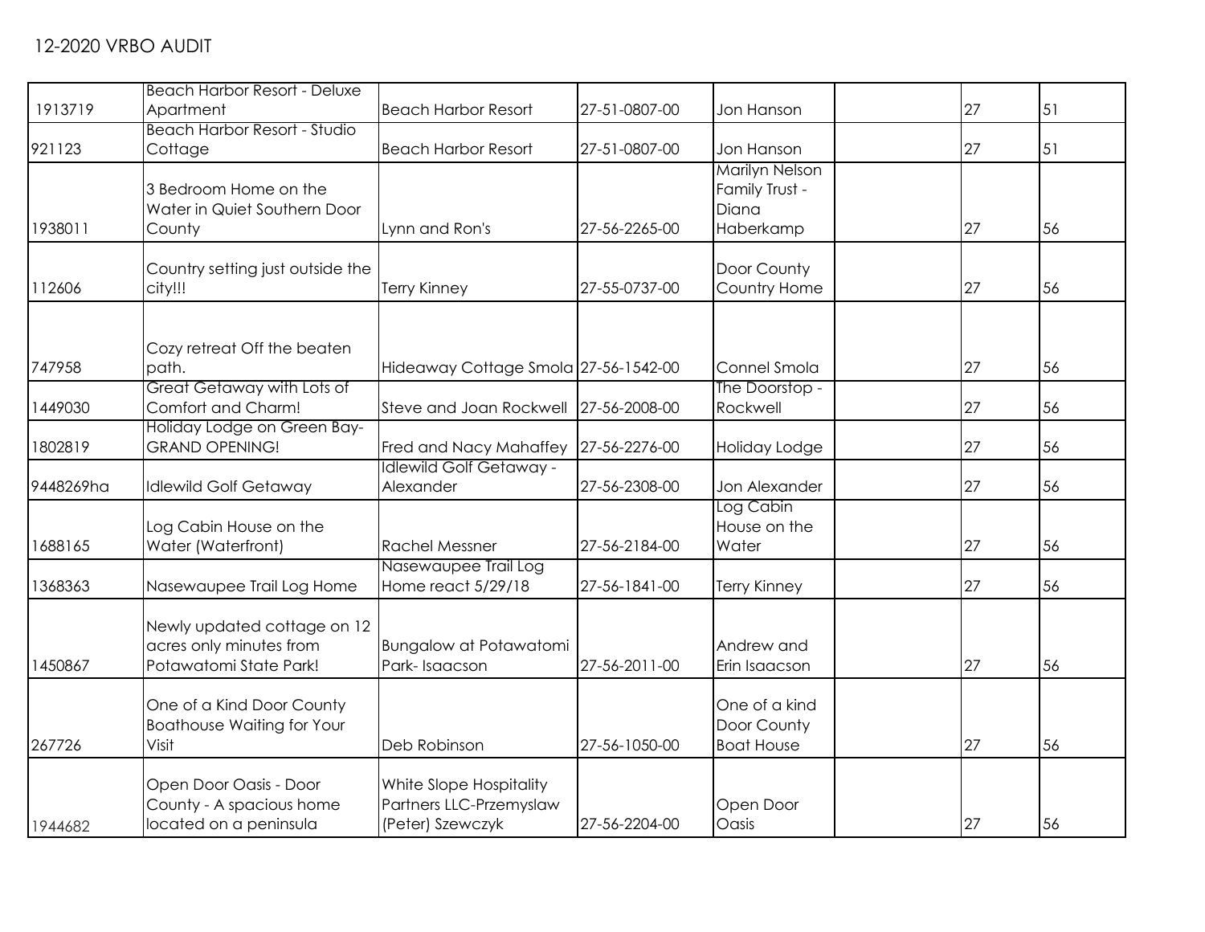12-2020 VRBO AUDIT

| | | | | | | | |
|---|---|---|---|---|---|---|---|
| 1913719 | Beach Harbor Resort - Deluxe Apartment | Beach Harbor Resort | 27-51-0807-00 | Jon Hanson | | 27 | 51 |
| 921123 | Beach Harbor Resort - Studio Cottage | Beach Harbor Resort | 27-51-0807-00 | Jon Hanson | | 27 | 51 |
| 1938011 | 3 Bedroom Home on the Water in Quiet Southern Door County | Lynn and Ron's | 27-56-2265-00 | Marilyn Nelson Family Trust - Diana Haberkamp | | 27 | 56 |
| 112606 | Country setting just outside the city!!! | Terry Kinney | 27-55-0737-00 | Door County Country Home | | 27 | 56 |
| 747958 | Cozy retreat Off the beaten path. | Hideaway Cottage Smola | 27-56-1542-00 | Connel Smola | | 27 | 56 |
| 1449030 | Great Getaway with Lots of Comfort and Charm! | Steve and Joan Rockwell | 27-56-2008-00 | The Doorstop - Rockwell | | 27 | 56 |
| 1802819 | Holiday Lodge on Green Bay- GRAND OPENING! | Fred and Nacy Mahaffey | 27-56-2276-00 | Holiday Lodge | | 27 | 56 |
| 9448269ha | Idlewild Golf Getaway | Idlewild Golf Getaway - Alexander | 27-56-2308-00 | Jon Alexander | | 27 | 56 |
| 1688165 | Log Cabin House on the Water (Waterfront) | Rachel Messner | 27-56-2184-00 | Log Cabin House on the Water | | 27 | 56 |
| 1368363 | Nasewaupee Trail Log Home | Nasewaupee Trail Log Home react 5/29/18 | 27-56-1841-00 | Terry Kinney | | 27 | 56 |
| 1450867 | Newly updated cottage on 12 acres only minutes from Potawatomi State Park! | Bungalow at Potawatomi Park- Isaacson | 27-56-2011-00 | Andrew and Erin Isaacson | | 27 | 56 |
| 267726 | One of a Kind Door County Boathouse Waiting for Your Visit | Deb Robinson | 27-56-1050-00 | One of a kind Door County Boat House | | 27 | 56 |
| 1944682 | Open Door Oasis - Door County - A spacious home located on a peninsula | White Slope Hospitality Partners LLC-Przemyslaw (Peter) Szewczyk | 27-56-2204-00 | Open Door Oasis | | 27 | 56 |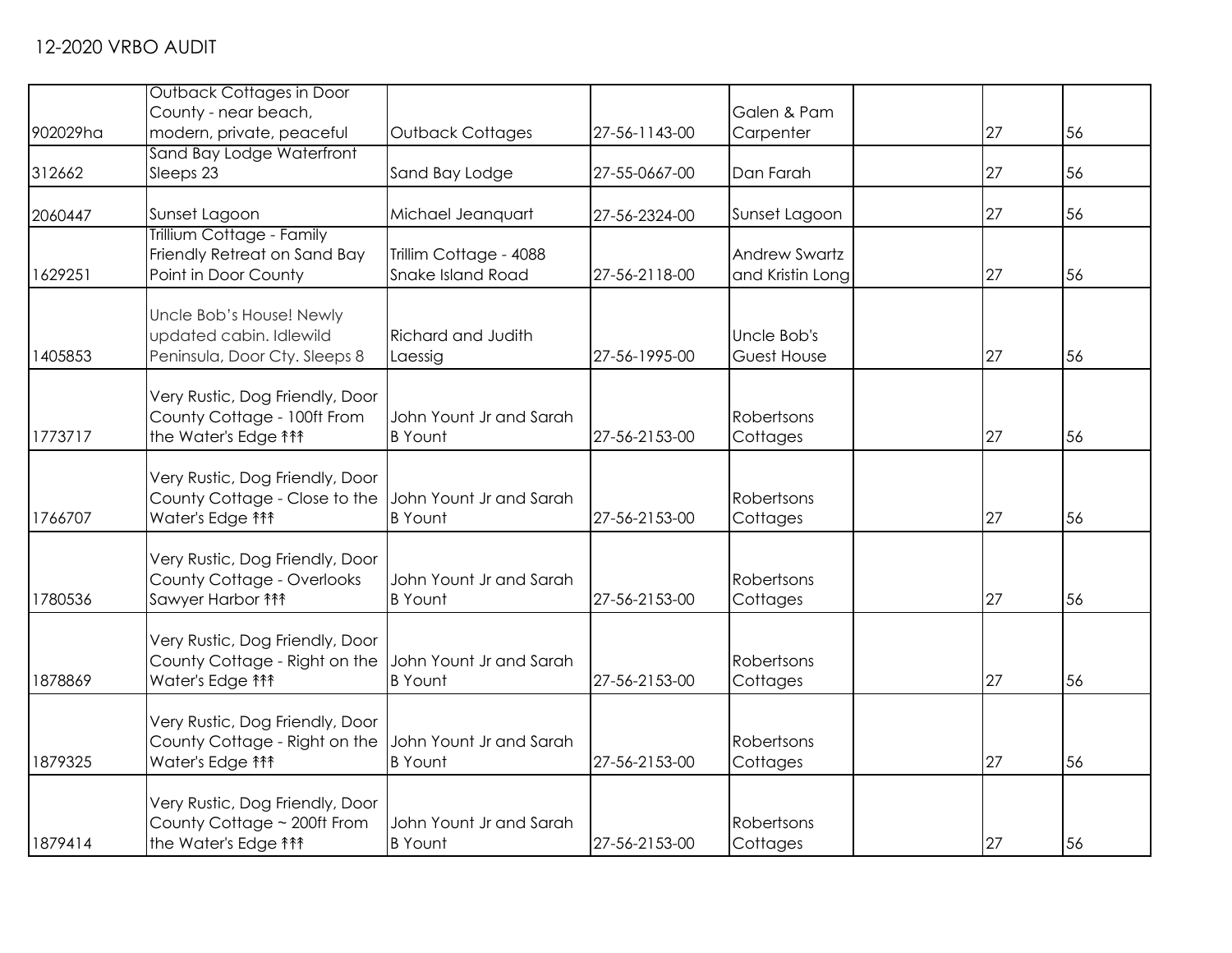12-2020 VRBO AUDIT

| | | | | | | | |
|---|---|---|---|---|---|---|---|
| 902029ha | Outback Cottages in Door County - near beach, modern, private, peaceful | Outback Cottages | 27-56-1143-00 | Galen & Pam Carpenter | | 27 | 56 |
| 312662 | Sand Bay Lodge Waterfront Sleeps 23 | Sand Bay Lodge | 27-55-0667-00 | Dan Farah | | 27 | 56 |
| 2060447 | Sunset Lagoon | Michael Jeanquart | 27-56-2324-00 | Sunset Lagoon | | 27 | 56 |
| 1629251 | Trillium Cottage - Family Friendly Retreat on Sand Bay Point in Door County | Trillim Cottage - 4088 Snake Island Road | 27-56-2118-00 | Andrew Swartz and Kristin Long | | 27 | 56 |
| 1405853 | Uncle Bob's House! Newly updated cabin. Idlewild Peninsula, Door Cty. Sleeps 8 | Richard and Judith Laessig | 27-56-1995-00 | Uncle Bob's Guest House | | 27 | 56 |
| 1773717 | Very Rustic, Dog Friendly, Door County Cottage - 100ft From the Water's Edge ↟↟↟ | John Yount Jr and Sarah B Yount | 27-56-2153-00 | Robertsons Cottages | | 27 | 56 |
| 1766707 | Very Rustic, Dog Friendly, Door County Cottage - Close to the Water's Edge ↟↟↟ | John Yount Jr and Sarah B Yount | 27-56-2153-00 | Robertsons Cottages | | 27 | 56 |
| 1780536 | Very Rustic, Dog Friendly, Door County Cottage - Overlooks Sawyer Harbor ↟↟↟ | John Yount Jr and Sarah B Yount | 27-56-2153-00 | Robertsons Cottages | | 27 | 56 |
| 1878869 | Very Rustic, Dog Friendly, Door County Cottage - Right on the Water's Edge ↟↟↟ | John Yount Jr and Sarah B Yount | 27-56-2153-00 | Robertsons Cottages | | 27 | 56 |
| 1879325 | Very Rustic, Dog Friendly, Door County Cottage - Right on the Water's Edge ↟↟↟ | John Yount Jr and Sarah B Yount | 27-56-2153-00 | Robertsons Cottages | | 27 | 56 |
| 1879414 | Very Rustic, Dog Friendly, Door County Cottage ~ 200ft From the Water's Edge ↟↟↟ | John Yount Jr and Sarah B Yount | 27-56-2153-00 | Robertsons Cottages | | 27 | 56 |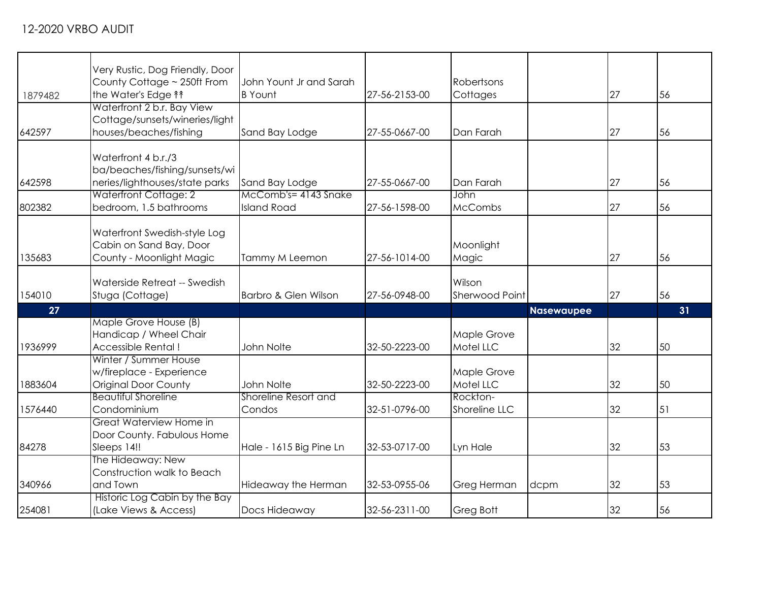# 12-2020 VRBO AUDIT

| | | | | | | | |
|---|---|---|---|---|---|---|---|
| 1879482 | Very Rustic, Dog Friendly, Door County Cottage ~ 250ft From the Water's Edge ⇈ | John Yount Jr and Sarah B Yount | 27-56-2153-00 | Robertsons Cottages | | 27 | 56 |
| 642597 | Waterfront 2 b.r. Bay View Cottage/sunsets/wineries/light houses/beaches/fishing | Sand Bay Lodge | 27-55-0667-00 | Dan Farah | | 27 | 56 |
| 642598 | Waterfront 4 b.r./3 ba/beaches/fishing/sunsets/wineries/lighthouses/state parks | Sand Bay Lodge | 27-55-0667-00 | Dan Farah | | 27 | 56 |
| 802382 | Waterfront Cottage: 2 bedroom, 1.5 bathrooms | McComb's= 4143 Snake Island Road | 27-56-1598-00 | John McCombs | | 27 | 56 |
| 135683 | Waterfront Swedish-style Log Cabin on Sand Bay, Door County - Moonlight Magic | Tammy M Leemon | 27-56-1014-00 | Moonlight Magic | | 27 | 56 |
| 154010 | Waterside Retreat -- Swedish Stuga (Cottage) | Barbro & Glen Wilson | 27-56-0948-00 | Wilson Sherwood Point | | 27 | 56 |
| **27** | | | | | **Nasewaupee** | | **31** |
| 1936999 | Maple Grove House (B) Handicap / Wheel Chair Accessible Rental ! | John Nolte | 32-50-2223-00 | Maple Grove Motel LLC | | 32 | 50 |
| 1883604 | Winter / Summer House w/fireplace - Experience Original Door County | John Nolte | 32-50-2223-00 | Maple Grove Motel LLC | | 32 | 50 |
| 1576440 | Beautiful Shoreline Condominium | Shoreline Resort and Condos | 32-51-0796-00 | Rockton-Shoreline LLC | | 32 | 51 |
| 84278 | Great Waterview Home in Door County. Fabulous Home Sleeps 14!! | Hale - 1615 Big Pine Ln | 32-53-0717-00 | Lyn Hale | | 32 | 53 |
| 340966 | The Hideaway: New Construction walk to Beach and Town | Hideaway the Herman | 32-53-0955-06 | Greg Herman | dcpm | 32 | 53 |
| 254081 | Historic Log Cabin by the Bay (Lake Views & Access) | Docs Hideaway | 32-56-2311-00 | Greg Bott | | 32 | 56 |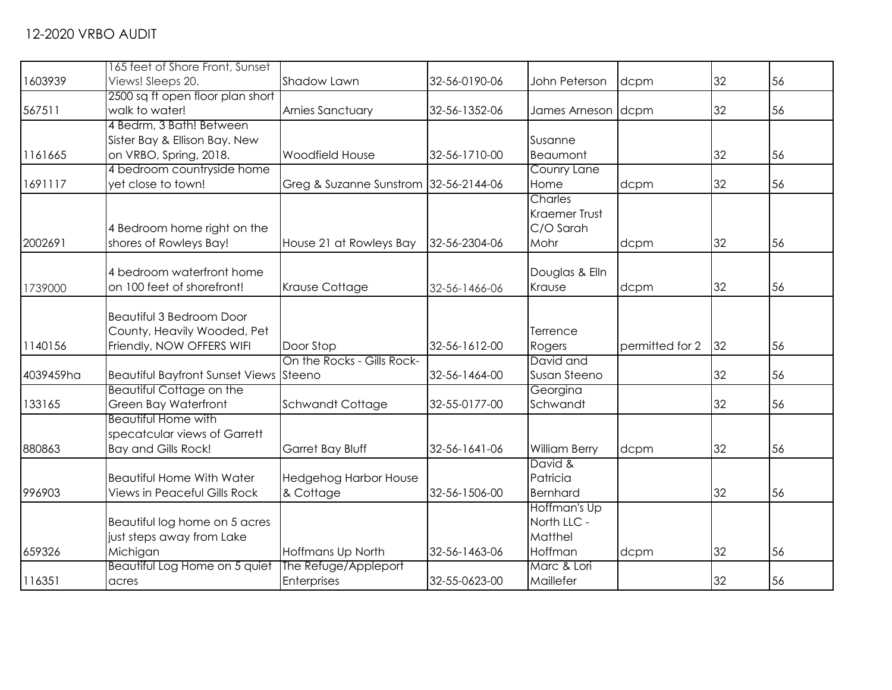# 12-2020 VRBO AUDIT

| | | | | | | | |
|---|---|---|---|---|---|---|---|
| 1603939 | 165 feet of Shore Front, Sunset Views! Sleeps 20. | Shadow Lawn | 32-56-0190-06 | John Peterson | dcpm | 32 | 56 |
| 567511 | 2500 sq ft open floor plan short walk to water! | Arnies Sanctuary | 32-56-1352-06 | James Arneson | dcpm | 32 | 56 |
| 1161665 | 4 Bedrm, 3 Bath! Between Sister Bay & Ellison Bay. New on VRBO, Spring, 2018. | Woodfield House | 32-56-1710-00 | Susanne Beaumont | | 32 | 56 |
| 1691117 | 4 bedroom countryside home yet close to town! | Greg & Suzanne Sunstrom | 32-56-2144-06 | Counry Lane Home | dcpm | 32 | 56 |
| 2002691 | 4 Bedroom home right on the shores of Rowleys Bay! | House 21 at Rowleys Bay | 32-56-2304-06 | Charles Kraemer Trust C/O Sarah Mohr | dcpm | 32 | 56 |
| 1739000 | 4 bedroom waterfront home on 100 feet of shorefront! | Krause Cottage | 32-56-1466-06 | Douglas & Elln Krause | dcpm | 32 | 56 |
| 1140156 | Beautiful 3 Bedroom Door County, Heavily Wooded, Pet Friendly, NOW OFFERS WIFI | Door Stop | 32-56-1612-00 | Terrence Rogers | permitted for 2 | 32 | 56 |
| 4039459ha | Beautiful Bayfront Sunset Views | On the Rocks - Gills Rock-Steeno | 32-56-1464-00 | David and Susan Steeno | | 32 | 56 |
| 133165 | Beautiful Cottage on the Green Bay Waterfront | Schwandt Cottage | 32-55-0177-00 | Georgina Schwandt | | 32 | 56 |
| 880863 | Beautiful Home with specatcular views of Garrett Bay and Gills Rock! | Garret Bay Bluff | 32-56-1641-06 | William Berry | dcpm | 32 | 56 |
| 996903 | Beautiful Home With Water Views in Peaceful Gills Rock | Hedgehog Harbor House & Cottage | 32-56-1506-00 | David & Patricia Bernhard | | 32 | 56 |
| 659326 | Beautiful log home on 5 acres just steps away from Lake Michigan | Hoffmans Up North | 32-56-1463-06 | Hoffman's Up North LLC - Matthel Hoffman | dcpm | 32 | 56 |
| 116351 | Beautiful Log Home on 5 quiet acres | The Refuge/Appleport Enterprises | 32-55-0623-00 | Marc & Lori Maillefer | | 32 | 56 |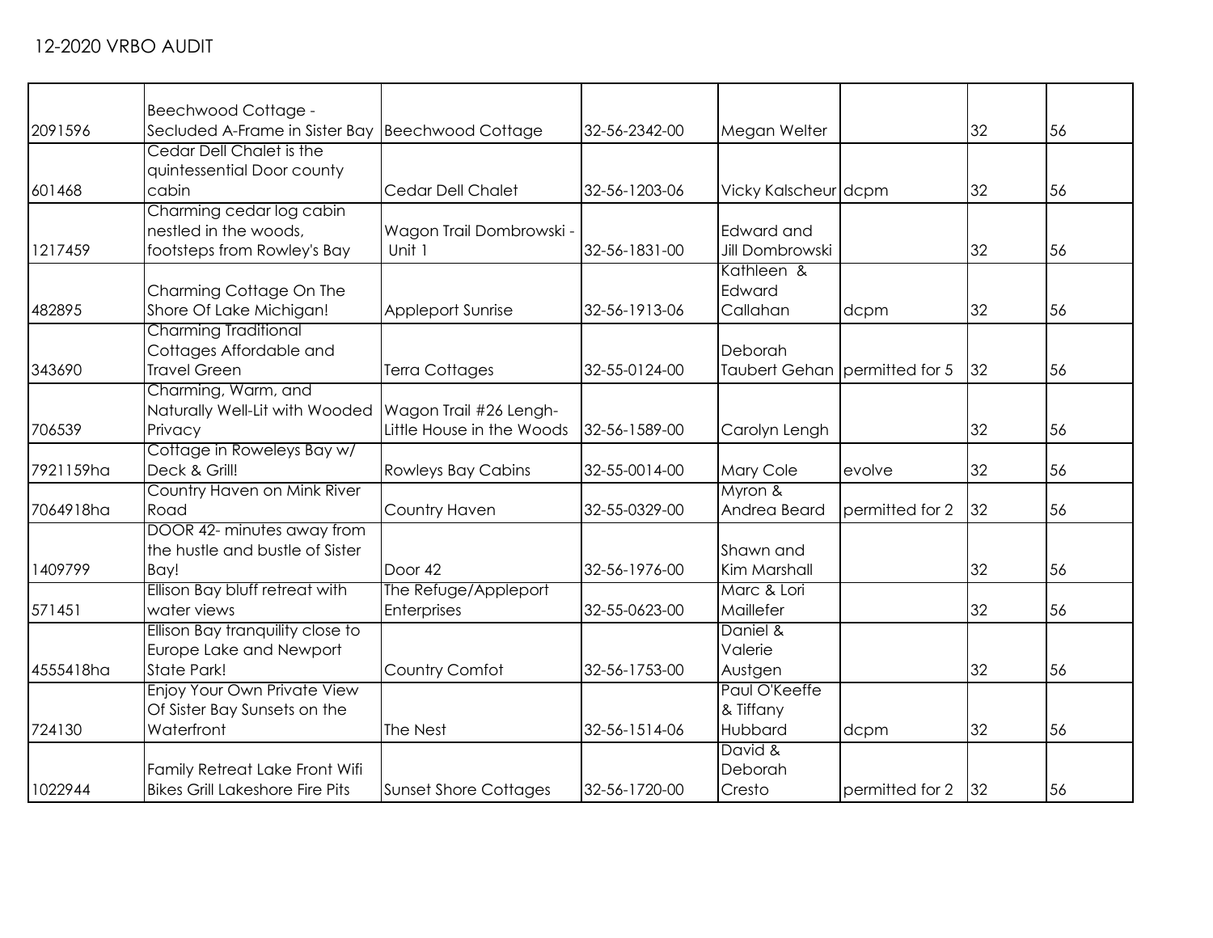12-2020 VRBO AUDIT

| | | | | | | | |
|---|---|---|---|---|---|---|---|
| 2091596 | Beechwood Cottage - Secluded A-Frame in Sister Bay | Beechwood Cottage | 32-56-2342-00 | Megan Welter | | 32 | 56 |
| 601468 | Cedar Dell Chalet is the quintessential Door county cabin | Cedar Dell Chalet | 32-56-1203-06 | Vicky Kalscheur | dcpm | 32 | 56 |
| 1217459 | Charming cedar log cabin nestled in the woods, footsteps from Rowley's Bay | Wagon Trail Dombrowski - Unit 1 | 32-56-1831-00 | Edward and Jill Dombrowski | | 32 | 56 |
| 482895 | Charming Cottage On The Shore Of Lake Michigan! | Appleport Sunrise | 32-56-1913-06 | Kathleen & Edward Callahan | dcpm | 32 | 56 |
| 343690 | Charming Traditional Cottages Affordable and Travel Green | Terra Cottages | 32-55-0124-00 | Deborah Taubert Gehan | permitted for 5 | 32 | 56 |
| 706539 | Charming, Warm, and Naturally Well-Lit with Wooded Privacy | Wagon Trail #26 Lengh-Little House in the Woods | 32-56-1589-00 | Carolyn Lengh | | 32 | 56 |
| 7921159ha | Cottage in Roweleys Bay w/ Deck & Grill! | Rowleys Bay Cabins | 32-55-0014-00 | Mary Cole | evolve | 32 | 56 |
| 7064918ha | Country Haven on Mink River Road | Country Haven | 32-55-0329-00 | Myron & Andrea Beard | permitted for 2 | 32 | 56 |
| 1409799 | DOOR 42- minutes away from the hustle and bustle of Sister Bay! | Door 42 | 32-56-1976-00 | Shawn and Kim Marshall | | 32 | 56 |
| 571451 | Ellison Bay bluff retreat with water views | The Refuge/Appleport Enterprises | 32-55-0623-00 | Marc & Lori Maillefer | | 32 | 56 |
| 4555418ha | Ellison Bay tranquility close to Europe Lake and Newport State Park! | Country Comfot | 32-56-1753-00 | Daniel & Valerie Austgen | | 32 | 56 |
| 724130 | Enjoy Your Own Private View Of Sister Bay Sunsets on the Waterfront | The Nest | 32-56-1514-06 | Paul O'Keeffe & Tiffany Hubbard | dcpm | 32 | 56 |
| 1022944 | Family Retreat Lake Front Wifi Bikes Grill Lakeshore Fire Pits | Sunset Shore Cottages | 32-56-1720-00 | David & Deborah Cresto | permitted for 2 | 32 | 56 |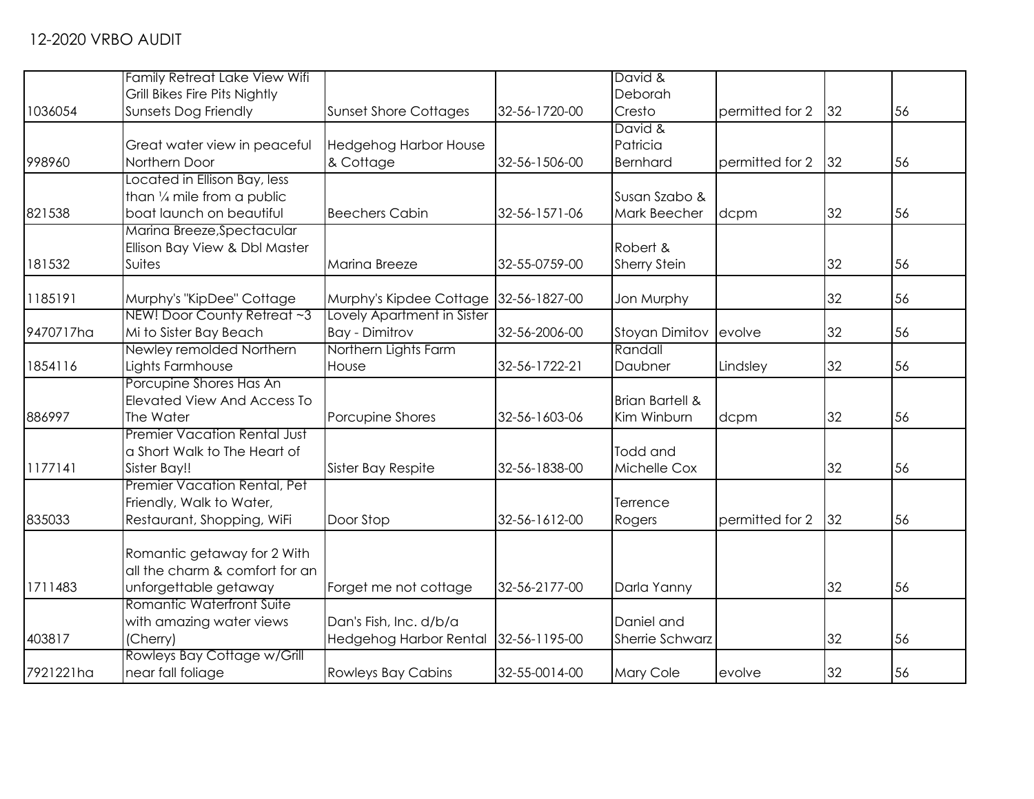12-2020 VRBO AUDIT

| | | | | | | | |
|---|---|---|---|---|---|---|---|
| 1036054 | Family Retreat Lake View Wifi Grill Bikes Fire Pits Nightly Sunsets Dog Friendly | Sunset Shore Cottages | 32-56-1720-00 | David & Deborah Cresto | permitted for 2 | 32 | 56 |
| 998960 | Great water view in peaceful Northern Door | Hedgehog Harbor House & Cottage | 32-56-1506-00 | David & Patricia Bernhard | permitted for 2 | 32 | 56 |
| 821538 | Located in Ellison Bay, less than ¼ mile from a public boat launch on beautiful | Beechers Cabin | 32-56-1571-06 | Susan Szabo & Mark Beecher | dcpm | 32 | 56 |
| 181532 | Marina Breeze,Spectacular Ellison Bay View & Dbl Master Suites | Marina Breeze | 32-55-0759-00 | Robert & Sherry Stein | | 32 | 56 |
| 1185191 | Murphy's "KipDee" Cottage | Murphy's Kipdee Cottage | 32-56-1827-00 | Jon Murphy | | 32 | 56 |
| 9470717ha | NEW! Door County Retreat ~3 Mi to Sister Bay Beach | Lovely Apartment in Sister Bay - Dimitrov | 32-56-2006-00 | Stoyan Dimitov | evolve | 32 | 56 |
| 1854116 | Newley remolded Northern Lights Farmhouse | Northern Lights Farm House | 32-56-1722-21 | Randall Daubner | Lindsley | 32 | 56 |
| 886997 | Porcupine Shores Has An Elevated View And Access To The Water | Porcupine Shores | 32-56-1603-06 | Brian Bartell & Kim Winburn | dcpm | 32 | 56 |
| 1177141 | Premier Vacation Rental Just a Short Walk to The Heart of Sister Bay!! | Sister Bay Respite | 32-56-1838-00 | Todd and Michelle Cox | | 32 | 56 |
| 835033 | Premier Vacation Rental, Pet Friendly, Walk to Water, Restaurant, Shopping, WiFi | Door Stop | 32-56-1612-00 | Terrence Rogers | permitted for 2 | 32 | 56 |
| 1711483 | Romantic getaway for 2 With all the charm & comfort for an unforgettable getaway | Forget me not cottage | 32-56-2177-00 | Darla Yanny | | 32 | 56 |
| 403817 | Romantic Waterfront Suite with amazing water views (Cherry) | Dan's Fish, Inc. d/b/a Hedgehog Harbor Rental | 32-56-1195-00 | Daniel and Sherrie Schwarz | | 32 | 56 |
| 7921221ha | Rowleys Bay Cottage w/Grill near fall foliage | Rowleys Bay Cabins | 32-55-0014-00 | Mary Cole | evolve | 32 | 56 |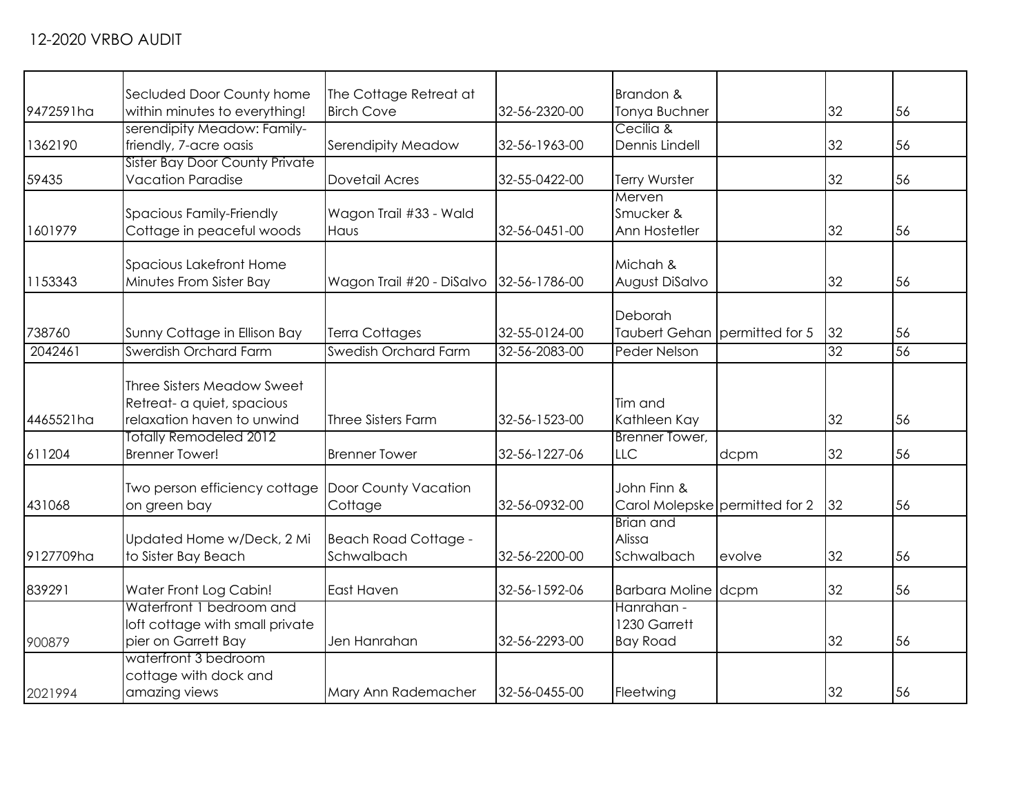## 12-2020 VRBO AUDIT

| | | | | | | | |
|---|---|---|---|---|---|---|---|
| 9472591ha | Secluded Door County home within minutes to everything! | The Cottage Retreat at Birch Cove | 32-56-2320-00 | Brandon & Tonya Buchner | | 32 | 56 |
| 1362190 | serendipity Meadow: Family-friendly, 7-acre oasis | Serendipity Meadow | 32-56-1963-00 | Cecilia & Dennis Lindell | | 32 | 56 |
| 59435 | Sister Bay Door County Private Vacation Paradise | Dovetail Acres | 32-55-0422-00 | Terry Wurster | | 32 | 56 |
| 1601979 | Spacious Family-Friendly Cottage in peaceful woods | Wagon Trail #33 - Wald Haus | 32-56-0451-00 | Merven Smucker & Ann Hostetler | | 32 | 56 |
| 1153343 | Spacious Lakefront Home Minutes From Sister Bay | Wagon Trail #20 - DiSalvo | 32-56-1786-00 | Michah & August DiSalvo | | 32 | 56 |
| 738760 | Sunny Cottage in Ellison Bay | Terra Cottages | 32-55-0124-00 | Deborah Taubert Gehan | permitted for 5 | 32 | 56 |
| 2042461 | Swerdish Orchard Farm | Swedish Orchard Farm | 32-56-2083-00 | Peder Nelson | | 32 | 56 |
| 4465521ha | Three Sisters Meadow Sweet Retreat- a quiet, spacious relaxation haven to unwind | Three Sisters Farm | 32-56-1523-00 | Tim and Kathleen Kay | | 32 | 56 |
| 611204 | Totally Remodeled 2012 Brenner Tower! | Brenner Tower | 32-56-1227-06 | Brenner Tower, LLC | dcpm | 32 | 56 |
| 431068 | Two person efficiency cottage on green bay | Door County Vacation Cottage | 32-56-0932-00 | John Finn & Carol Molepske | permitted for 2 | 32 | 56 |
| 9127709ha | Updated Home w/Deck, 2 Mi to Sister Bay Beach | Beach Road Cottage - Schwalbach | 32-56-2200-00 | Brian and Alissa Schwalbach | evolve | 32 | 56 |
| 839291 | Water Front Log Cabin! | East Haven | 32-56-1592-06 | Barbara Moline | dcpm | 32 | 56 |
| 900879 | Waterfront 1 bedroom and loft cottage with small private pier on Garrett Bay | Jen Hanrahan | 32-56-2293-00 | Hanrahan - 1230 Garrett Bay Road | | 32 | 56 |
| 2021994 | waterfront 3 bedroom cottage with dock and amazing views | Mary Ann Rademacher | 32-56-0455-00 | Fleetwing | | 32 | 56 |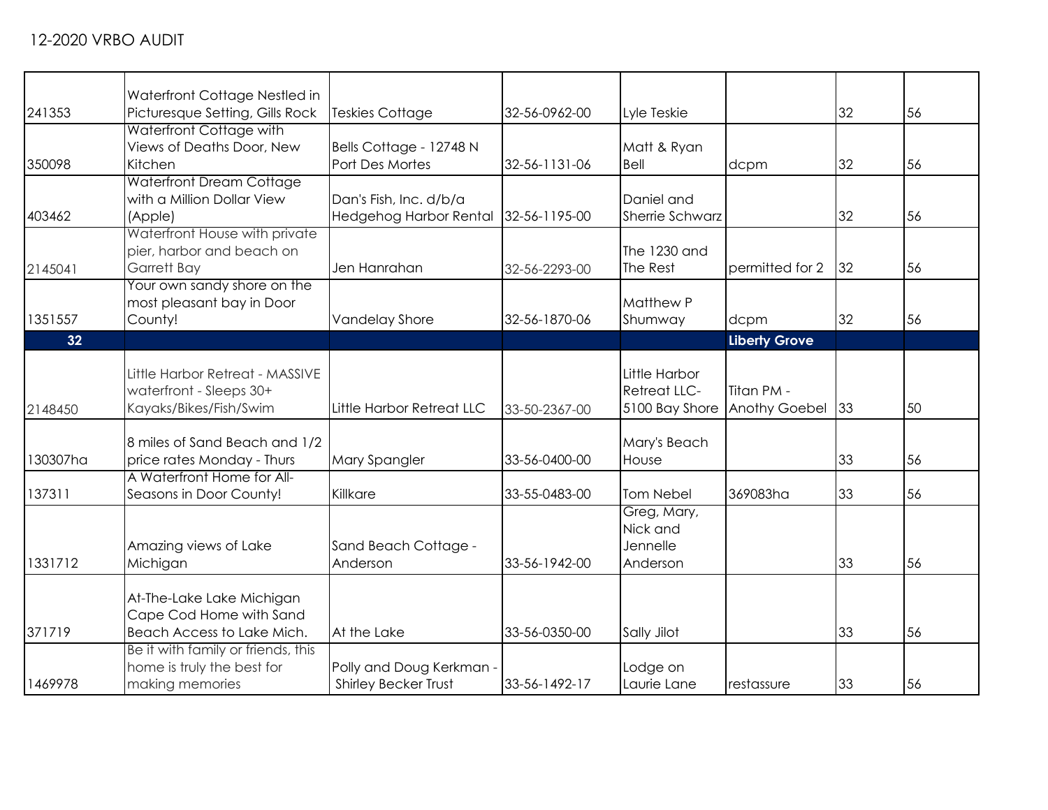# 12-2020 VRBO AUDIT

| | | | | | | | |
|---|---|---|---|---|---|---|---|
| 241353 | Waterfront Cottage Nestled in Picturesque Setting, Gills Rock | Teskies Cottage | 32-56-0962-00 | Lyle Teskie | | 32 | 56 |
| 350098 | Waterfront Cottage with Views of Deaths Door, New Kitchen | Bells Cottage - 12748 N Port Des Mortes | 32-56-1131-06 | Matt & Ryan Bell | dcpm | 32 | 56 |
| 403462 | Waterfront Dream Cottage with a Million Dollar View (Apple) | Dan's Fish, Inc. d/b/a Hedgehog Harbor Rental | 32-56-1195-00 | Daniel and Sherrie Schwarz | | 32 | 56 |
| 2145041 | Waterfront House with private pier, harbor and beach on Garrett Bay | Jen Hanrahan | 32-56-2293-00 | The 1230 and The Rest | permitted for 2 | 32 | 56 |
| 1351557 | Your own sandy shore on the most pleasant bay in Door County! | Vandelay Shore | 32-56-1870-06 | Matthew P Shumway | dcpm | 32 | 56 |
| **32** | | | | | **Liberty Grove** | | |
| 2148450 | Little Harbor Retreat - MASSIVE waterfront - Sleeps 30+ Kayaks/Bikes/Fish/Swim | Little Harbor Retreat LLC | 33-50-2367-00 | Little Harbor Retreat LLC- 5100 Bay Shore | Titan PM - Anothy Goebel | 33 | 50 |
| 130307ha | 8 miles of Sand Beach and 1/2 price rates Monday - Thurs | Mary Spangler | 33-56-0400-00 | Mary's Beach House | | 33 | 56 |
| 137311 | A Waterfront Home for All-Seasons in Door County! | Killkare | 33-55-0483-00 | Tom Nebel | 369083ha | 33 | 56 |
| 1331712 | Amazing views of Lake Michigan | Sand Beach Cottage - Anderson | 33-56-1942-00 | Greg, Mary, Nick and Jennelle Anderson | | 33 | 56 |
| 371719 | At-The-Lake Lake Michigan Cape Cod Home with Sand Beach Access to Lake Mich. | At the Lake | 33-56-0350-00 | Sally Jilot | | 33 | 56 |
| 1469978 | Be it with family or friends, this home is truly the best for making memories | Polly and Doug Kerkman - Shirley Becker Trust | 33-56-1492-17 | Lodge on Laurie Lane | restassure | 33 | 56 |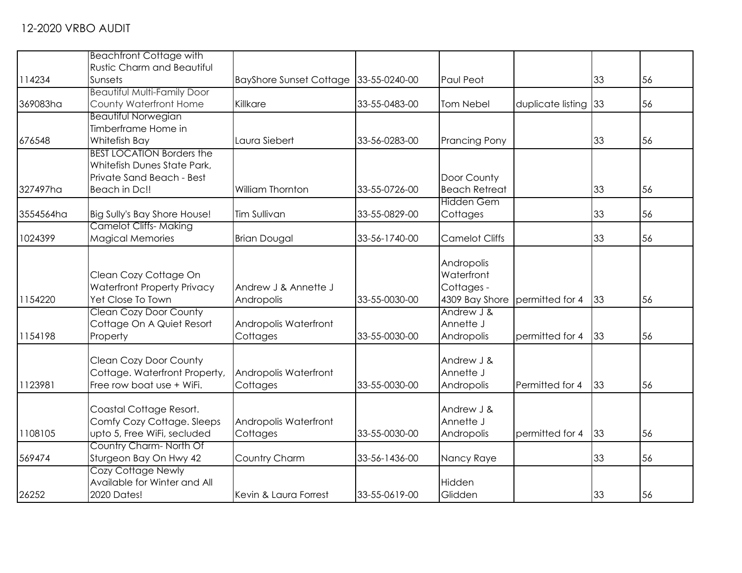12-2020 VRBO AUDIT

| | | | | | | | |
|---|---|---|---|---|---|---|---|
| 114234 | Beachfront Cottage with Rustic Charm and Beautiful Sunsets | BayShore Sunset Cottage | 33-55-0240-00 | Paul Peot | | 33 | 56 |
| 369083ha | Beautiful Multi-Family Door County Waterfront Home | Killkare | 33-55-0483-00 | Tom Nebel | duplicate listing | 33 | 56 |
| 676548 | Beautiful Norwegian Timberframe Home in Whitefish Bay | Laura Siebert | 33-56-0283-00 | Prancing Pony | | 33 | 56 |
| 327497ha | BEST LOCATION Borders the Whitefish Dunes State Park, Private Sand Beach - Best Beach in Dc!! | William Thornton | 33-55-0726-00 | Door County Beach Retreat | | 33 | 56 |
| 3554564ha | Big Sully's Bay Shore House! | Tim Sullivan | 33-55-0829-00 | Hidden Gem Cottages | | 33 | 56 |
| 1024399 | Camelot Cliffs- Making Magical Memories | Brian Dougal | 33-56-1740-00 | Camelot Cliffs | | 33 | 56 |
| 1154220 | Clean Cozy Cottage On Waterfront Property Privacy Yet Close To Town | Andrew J & Annette J Andropolis | 33-55-0030-00 | Andropolis Waterfront Cottages - 4309 Bay Shore | permitted for 4 | 33 | 56 |
| 1154198 | Clean Cozy Door County Cottage On A Quiet Resort Property | Andropolis Waterfront Cottages | 33-55-0030-00 | Andrew J & Annette J Andropolis | permitted for 4 | 33 | 56 |
| 1123981 | Clean Cozy Door County Cottage. Waterfront Property, Free row boat use + WiFi. | Andropolis Waterfront Cottages | 33-55-0030-00 | Andrew J & Annette J Andropolis | Permitted for 4 | 33 | 56 |
| 1108105 | Coastal Cottage Resort. Comfy Cozy Cottage. Sleeps upto 5, Free WiFi, secluded | Andropolis Waterfront Cottages | 33-55-0030-00 | Andrew J & Annette J Andropolis | permitted for 4 | 33 | 56 |
| 569474 | Country Charm- North Of Sturgeon Bay On Hwy 42 | Country Charm | 33-56-1436-00 | Nancy Raye | | 33 | 56 |
| 26252 | Cozy Cottage Newly Available for Winter and All 2020 Dates! | Kevin & Laura Forrest | 33-55-0619-00 | Hidden Glidden | | 33 | 56 |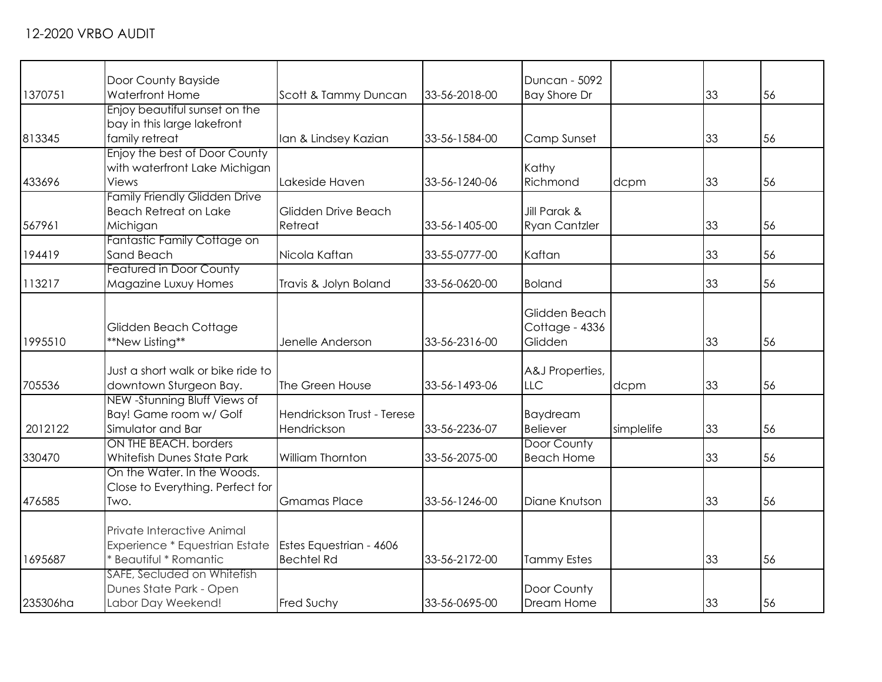# 12-2020 VRBO AUDIT

| | | | | | | | |
|---|---|---|---|---|---|---|---|
| 1370751 | Door County Bayside Waterfront Home | Scott & Tammy Duncan | 33-56-2018-00 | Duncan - 5092 Bay Shore Dr | | 33 | 56 |
| 813345 | Enjoy beautiful sunset on the bay in this large lakefront family retreat | Ian & Lindsey Kazian | 33-56-1584-00 | Camp Sunset | | 33 | 56 |
| 433696 | Enjoy the best of Door County with waterfront Lake Michigan Views | Lakeside Haven | 33-56-1240-06 | Kathy Richmond | dcpm | 33 | 56 |
| 567961 | Family Friendly Glidden Drive Beach Retreat on Lake Michigan | Glidden Drive Beach Retreat | 33-56-1405-00 | Jill Parak & Ryan Cantzler | | 33 | 56 |
| 194419 | Fantastic Family Cottage on Sand Beach | Nicola Kaftan | 33-55-0777-00 | Kaftan | | 33 | 56 |
| 113217 | Featured in Door County Magazine Luxuy Homes | Travis & Jolyn Boland | 33-56-0620-00 | Boland | | 33 | 56 |
| 1995510 | Glidden Beach Cottage **New Listing** | Jenelle Anderson | 33-56-2316-00 | Glidden Beach Cottage - 4336 Glidden | | 33 | 56 |
| 705536 | Just a short walk or bike ride to downtown Sturgeon Bay. | The Green House | 33-56-1493-06 | A&J Properties, LLC | dcpm | 33 | 56 |
| 2012122 | NEW -Stunning Bluff Views of Bay! Game room w/ Golf Simulator and Bar | Hendrickson Trust - Terese Hendrickson | 33-56-2236-07 | Baydream Believer | simplelife | 33 | 56 |
| 330470 | ON THE BEACH. borders Whitefish Dunes State Park | William Thornton | 33-56-2075-00 | Door County Beach Home | | 33 | 56 |
| 476585 | On the Water. In the Woods. Close to Everything. Perfect for Two. | Gmamas Place | 33-56-1246-00 | Diane Knutson | | 33 | 56 |
| 1695687 | Private Interactive Animal Experience * Equestrian Estate * Beautiful * Romantic | Estes Equestrian - 4606 Bechtel Rd | 33-56-2172-00 | Tammy Estes | | 33 | 56 |
| 235306ha | SAFE, Secluded on Whitefish Dunes State Park - Open Labor Day Weekend! | Fred Suchy | 33-56-0695-00 | Door County Dream Home | | 33 | 56 |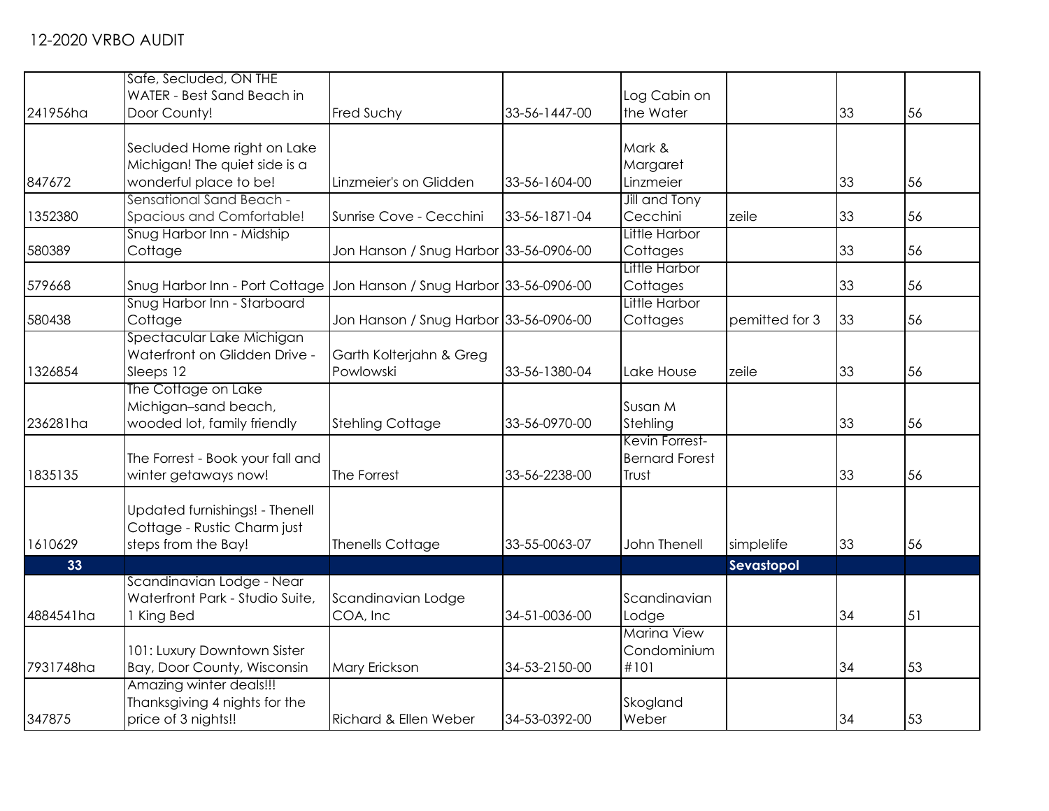## 12-2020 VRBO AUDIT

| | | | | | | | |
|---|---|---|---|---|---|---|---|
| 241956ha | Safe, Secluded, ON THE WATER - Best Sand Beach in Door County! | Fred Suchy | 33-56-1447-00 | Log Cabin on the Water | | 33 | 56 |
| 847672 | Secluded Home right on Lake Michigan! The quiet side is a wonderful place to be! | Linzmeier's on Glidden | 33-56-1604-00 | Mark & Margaret Linzmeier | | 33 | 56 |
| 1352380 | Sensational Sand Beach - Spacious and Comfortable! | Sunrise Cove - Cecchini | 33-56-1871-04 | Jill and Tony Cecchini | zeile | 33 | 56 |
| 580389 | Snug Harbor Inn - Midship Cottage | Jon Hanson / Snug Harbor | 33-56-0906-00 | Little Harbor Cottages | | 33 | 56 |
| 579668 | Snug Harbor Inn - Port Cottage | Jon Hanson / Snug Harbor | 33-56-0906-00 | Little Harbor Cottages | | 33 | 56 |
| 580438 | Snug Harbor Inn - Starboard Cottage | Jon Hanson / Snug Harbor | 33-56-0906-00 | Little Harbor Cottages | pemitted for 3 | 33 | 56 |
| 1326854 | Spectacular Lake Michigan Waterfront on Glidden Drive - Sleeps 12 | Garth Kolterjahn & Greg Powlowski | 33-56-1380-04 | Lake House | zeile | 33 | 56 |
| 236281ha | The Cottage on Lake Michigan–sand beach, wooded lot, family friendly | Stehling Cottage | 33-56-0970-00 | Susan M Stehling | | 33 | 56 |
| 1835135 | The Forrest - Book your fall and winter getaways now! | The Forrest | 33-56-2238-00 | Kevin Forrest-Bernard Forest Trust | | 33 | 56 |
| 1610629 | Updated furnishings! - Thenell Cottage - Rustic Charm just steps from the Bay! | Thenells Cottage | 33-55-0063-07 | John Thenell | simplelife | 33 | 56 |
| **33** | | | | | **Sevastopol** | | |
| 4884541ha | Scandinavian Lodge - Near Waterfront Park - Studio Suite, 1 King Bed | Scandinavian Lodge COA, Inc | 34-51-0036-00 | Scandinavian Lodge | | 34 | 51 |
| 7931748ha | 101: Luxury Downtown Sister Bay, Door County, Wisconsin | Mary Erickson | 34-53-2150-00 | Marina View Condominium #101 | | 34 | 53 |
| 347875 | Amazing winter deals!!! Thanksgiving 4 nights for the price of 3 nights!! | Richard & Ellen Weber | 34-53-0392-00 | Skogland Weber | | 34 | 53 |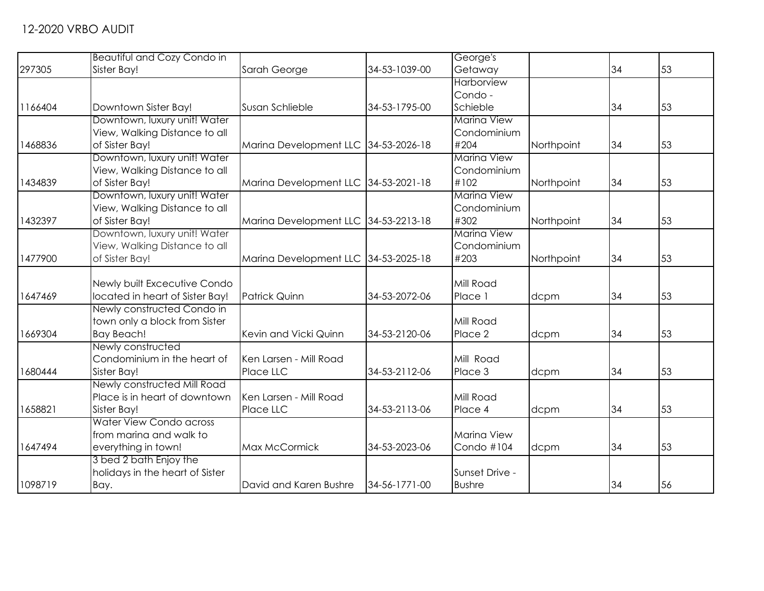12-2020 VRBO AUDIT

| | | | | | | | |
|---|---|---|---|---|---|---|---|
| 297305 | Beautiful and Cozy Condo in Sister Bay! | Sarah George | 34-53-1039-00 | George's Getaway | | 34 | 53 |
| 1166404 | Downtown Sister Bay! | Susan Schlieble | 34-53-1795-00 | Harborview Condo - Schieble | | 34 | 53 |
| 1468836 | Downtown, luxury unit! Water View, Walking Distance to all of Sister Bay! | Marina Development LLC | 34-53-2026-18 | Marina View Condominium #204 | Northpoint | 34 | 53 |
| 1434839 | Downtown, luxury unit! Water View, Walking Distance to all of Sister Bay! | Marina Development LLC | 34-53-2021-18 | Marina View Condominium #102 | Northpoint | 34 | 53 |
| 1432397 | Downtown, luxury unit! Water View, Walking Distance to all of Sister Bay! | Marina Development LLC | 34-53-2213-18 | Marina View Condominium #302 | Northpoint | 34 | 53 |
| 1477900 | Downtown, luxury unit! Water View, Walking Distance to all of Sister Bay! | Marina Development LLC | 34-53-2025-18 | Marina View Condominium #203 | Northpoint | 34 | 53 |
| 1647469 | Newly built Excecutive Condo located in heart of Sister Bay! | Patrick Quinn | 34-53-2072-06 | Mill Road Place 1 | dcpm | 34 | 53 |
| 1669304 | Newly constructed Condo in town only a block from Sister Bay Beach! | Kevin and Vicki Quinn | 34-53-2120-06 | Mill Road Place 2 | dcpm | 34 | 53 |
| 1680444 | Newly constructed Condominium in the heart of Sister Bay! | Ken Larsen - Mill Road Place LLC | 34-53-2112-06 | Mill Road Place 3 | dcpm | 34 | 53 |
| 1658821 | Newly constructed Mill Road Place is in heart of downtown Sister Bay! | Ken Larsen - Mill Road Place LLC | 34-53-2113-06 | Mill Road Place 4 | dcpm | 34 | 53 |
| 1647494 | Water View Condo across from marina and walk to everything in town! | Max McCormick | 34-53-2023-06 | Marina View Condo #104 | dcpm | 34 | 53 |
| 1098719 | 3 bed 2 bath Enjoy the holidays in the heart of Sister Bay. | David and Karen Bushre | 34-56-1771-00 | Sunset Drive - Bushre | | 34 | 56 |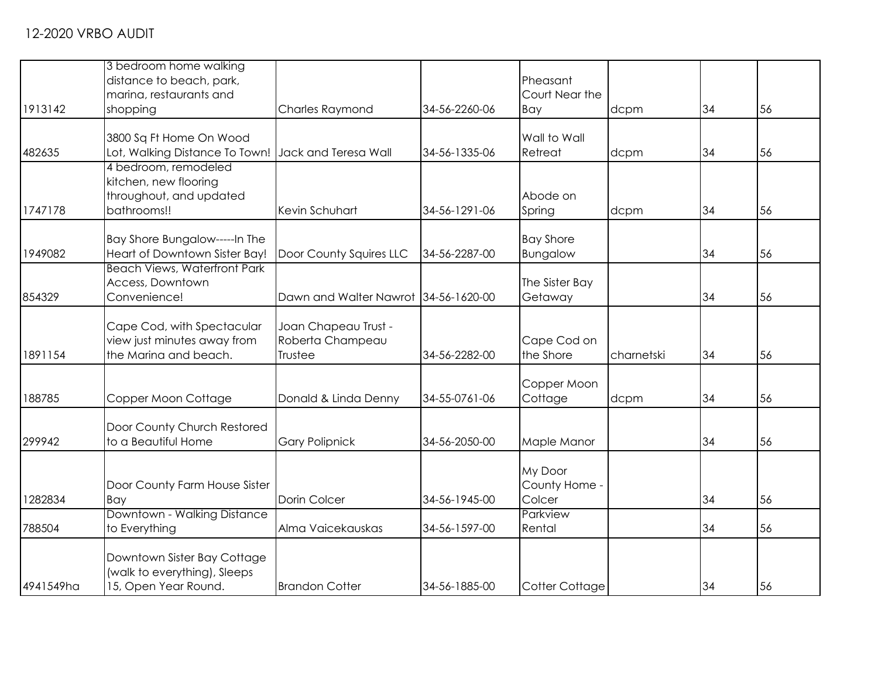# 12-2020 VRBO AUDIT

| | | | | | | | |
|---|---|---|---|---|---|---|---|
| 1913142 | 3 bedroom home walking distance to beach, park, marina, restaurants and shopping | Charles Raymond | 34-56-2260-06 | Pheasant Court Near the Bay | dcpm | 34 | 56 |
| 482635 | 3800 Sq Ft Home On Wood Lot, Walking Distance To Town! | Jack and Teresa Wall | 34-56-1335-06 | Wall to Wall Retreat | dcpm | 34 | 56 |
| 1747178 | 4 bedroom, remodeled kitchen, new flooring throughout, and updated bathrooms!! | Kevin Schuhart | 34-56-1291-06 | Abode on Spring | dcpm | 34 | 56 |
| 1949082 | Bay Shore Bungalow-----In The Heart of Downtown Sister Bay! | Door County Squires LLC | 34-56-2287-00 | Bay Shore Bungalow | | 34 | 56 |
| 854329 | Beach Views, Waterfront Park Access, Downtown Convenience! | Dawn and Walter Nawrot | 34-56-1620-00 | The Sister Bay Getaway | | 34 | 56 |
| 1891154 | Cape Cod, with Spectacular view just minutes away from the Marina and beach. | Joan Chapeau Trust - Roberta Champeau Trustee | 34-56-2282-00 | Cape Cod on the Shore | charnetski | 34 | 56 |
| 188785 | Copper Moon Cottage | Donald & Linda Denny | 34-55-0761-06 | Copper Moon Cottage | dcpm | 34 | 56 |
| 299942 | Door County Church Restored to a Beautiful Home | Gary Polipnick | 34-56-2050-00 | Maple Manor | | 34 | 56 |
| 1282834 | Door County Farm House Sister Bay | Dorin Colcer | 34-56-1945-00 | My Door County Home - Colcer | | 34 | 56 |
| 788504 | Downtown - Walking Distance to Everything | Alma Vaicekauskas | 34-56-1597-00 | Parkview Rental | | 34 | 56 |
| 4941549ha | Downtown Sister Bay Cottage (walk to everything), Sleeps 15, Open Year Round. | Brandon Cotter | 34-56-1885-00 | Cotter Cottage | | 34 | 56 |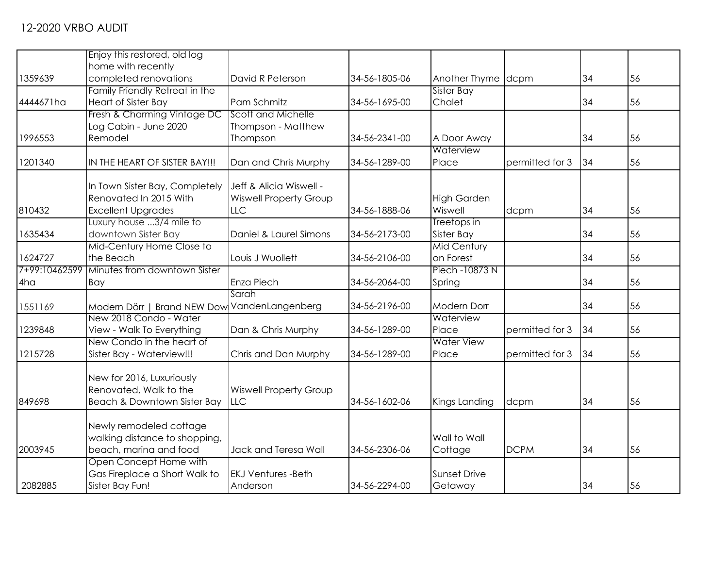12-2020 VRBO AUDIT

| | | | | | | | |
|---|---|---|---|---|---|---|---|
| 1359639 | Enjoy this restored, old log home with recently completed renovations | David R Peterson | 34-56-1805-06 | Another Thyme | dcpm | 34 | 56 |
| 4444671ha | Family Friendly Retreat in the Heart of Sister Bay | Pam Schmitz | 34-56-1695-00 | Sister Bay Chalet | | 34 | 56 |
| 1996553 | Fresh & Charming Vintage DC Log Cabin - June 2020 Remodel | Scott and Michelle Thompson - Matthew Thompson | 34-56-2341-00 | A Door Away | | 34 | 56 |
| 1201340 | IN THE HEART OF SISTER BAY!!! | Dan and Chris Murphy | 34-56-1289-00 | Waterview Place | permitted for 3 | 34 | 56 |
| 810432 | In Town Sister Bay, Completely Renovated In 2015 With Excellent Upgrades | Jeff & Alicia Wiswell - Wiswell Property Group LLC | 34-56-1888-06 | High Garden Wiswell | dcpm | 34 | 56 |
| 1635434 | Luxury house ...3/4 mile to downtown Sister Bay | Daniel & Laurel Simons | 34-56-2173-00 | Treetops in Sister Bay | | 34 | 56 |
| 1624727 | Mid-Century Home Close to the Beach | Louis J Wuollett | 34-56-2106-00 | Mid Century on Forest | | 34 | 56 |
| 7+99:104625994ha | Minutes from downtown Sister Bay | Enza Piech | 34-56-2064-00 | Piech -10873 N Spring | | 34 | 56 |
| 1551169 | Modern Dörr \| Brand NEW Dow | Sarah VandenLangenberg | 34-56-2196-00 | Modern Dorr | | 34 | 56 |
| 1239848 | New 2018 Condo - Water View - Walk To Everything | Dan & Chris Murphy | 34-56-1289-00 | Waterview Place | permitted for 3 | 34 | 56 |
| 1215728 | New Condo in the heart of Sister Bay - Waterview!!! | Chris and Dan Murphy | 34-56-1289-00 | Water View Place | permitted for 3 | 34 | 56 |
| 849698 | New for 2016, Luxuriously Renovated, Walk to the Beach & Downtown Sister Bay | Wiswell Property Group LLC | 34-56-1602-06 | Kings Landing | dcpm | 34 | 56 |
| 2003945 | Newly remodeled cottage walking distance to shopping, beach, marina and food | Jack and Teresa Wall | 34-56-2306-06 | Wall to Wall Cottage | DCPM | 34 | 56 |
| 2082885 | Open Concept Home with Gas Fireplace a Short Walk to Sister Bay Fun! | EKJ Ventures -Beth Anderson | 34-56-2294-00 | Sunset Drive Getaway | | 34 | 56 |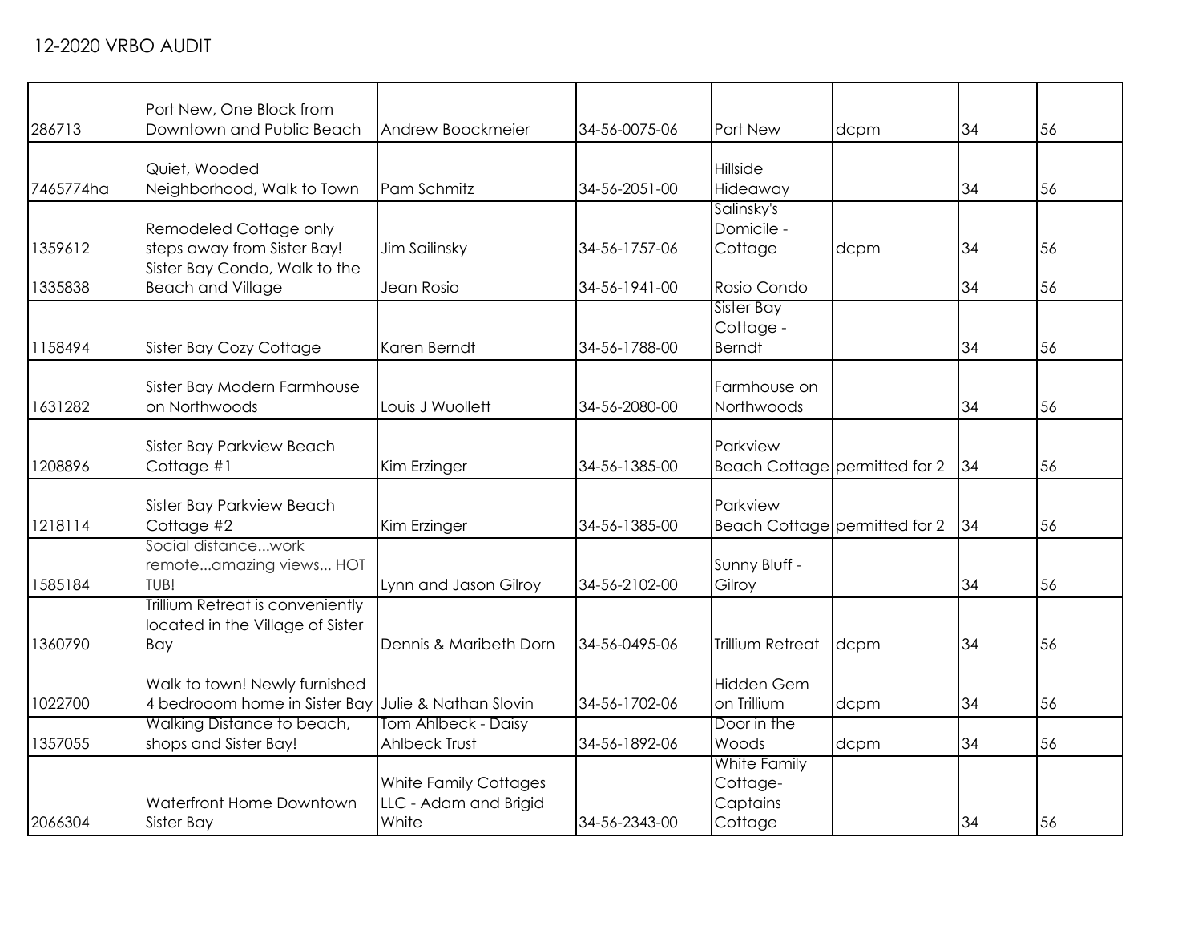12-2020 VRBO AUDIT

| | | | | | | | |
|---|---|---|---|---|---|---|---|
| 286713 | Port New, One Block from Downtown and Public Beach | Andrew Boockmeier | 34-56-0075-06 | Port New | dcpm | 34 | 56 |
| 7465774ha | Quiet, Wooded Neighborhood, Walk to Town | Pam Schmitz | 34-56-2051-00 | Hillside Hideaway | | 34 | 56 |
| 1359612 | Remodeled Cottage only steps away from Sister Bay! | Jim Sailinsky | 34-56-1757-06 | Salinsky's Domicile - Cottage | dcpm | 34 | 56 |
| 1335838 | Sister Bay Condo, Walk to the Beach and Village | Jean Rosio | 34-56-1941-00 | Rosio Condo | | 34 | 56 |
| 1158494 | Sister Bay Cozy Cottage | Karen Berndt | 34-56-1788-00 | Sister Bay Cottage - Berndt | | 34 | 56 |
| 1631282 | Sister Bay Modern Farmhouse on Northwoods | Louis J Wuollett | 34-56-2080-00 | Farmhouse on Northwoods | | 34 | 56 |
| 1208896 | Sister Bay Parkview Beach Cottage #1 | Kim Erzinger | 34-56-1385-00 | Parkview Beach Cottage | permitted for 2 | 34 | 56 |
| 1218114 | Sister Bay Parkview Beach Cottage #2 | Kim Erzinger | 34-56-1385-00 | Parkview Beach Cottage | permitted for 2 | 34 | 56 |
| 1585184 | Social distance...work remote...amazing views... HOT TUB! | Lynn and Jason Gilroy | 34-56-2102-00 | Sunny Bluff - Gilroy | | 34 | 56 |
| 1360790 | Trillium Retreat is conveniently located in the Village of Sister Bay | Dennis & Maribeth Dorn | 34-56-0495-06 | Trillium Retreat | dcpm | 34 | 56 |
| 1022700 | Walk to town! Newly furnished 4 bedrooom home in Sister Bay | Julie & Nathan Slovin | 34-56-1702-06 | Hidden Gem on Trillium | dcpm | 34 | 56 |
| 1357055 | Walking Distance to beach, shops and Sister Bay! | Tom Ahlbeck - Daisy Ahlbeck Trust | 34-56-1892-06 | Door in the Woods | dcpm | 34 | 56 |
| 2066304 | Waterfront Home Downtown Sister Bay | White Family Cottages LLC - Adam and Brigid White | 34-56-2343-00 | White Family Cottage- Captains Cottage | | 34 | 56 |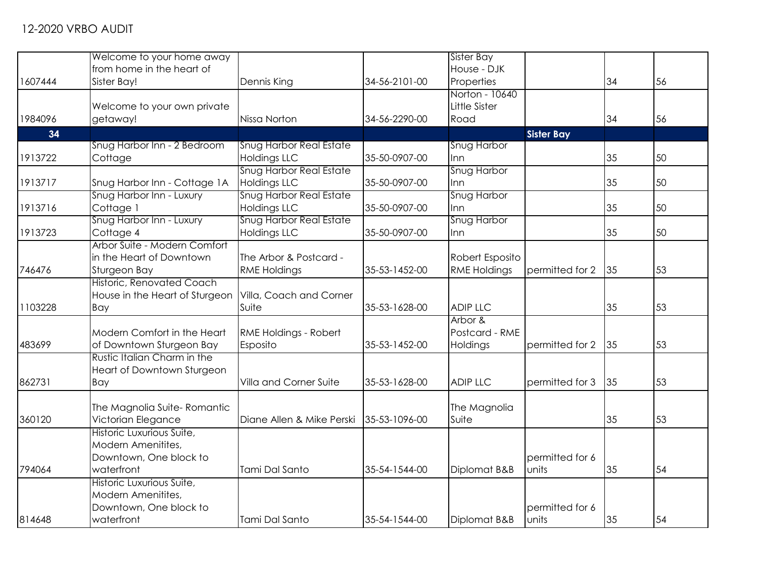12-2020 VRBO AUDIT

| | | | | | | | |
|---|---|---|---|---|---|---|---|
| 1607444 | Welcome to your home away from home in the heart of Sister Bay! | Dennis King | 34-56-2101-00 | Sister Bay House - DJK Properties | | 34 | 56 |
| 1984096 | Welcome to your own private getaway! | Nissa Norton | 34-56-2290-00 | Norton - 10640 Little Sister Road | | 34 | 56 |
| **34** | | | | | **Sister Bay** | | |
| 1913722 | Snug Harbor Inn - 2 Bedroom Cottage | Snug Harbor Real Estate Holdings LLC | 35-50-0907-00 | Snug Harbor Inn | | 35 | 50 |
| 1913717 | Snug Harbor Inn - Cottage 1A | Snug Harbor Real Estate Holdings LLC | 35-50-0907-00 | Snug Harbor Inn | | 35 | 50 |
| 1913716 | Snug Harbor Inn - Luxury Cottage 1 | Snug Harbor Real Estate Holdings LLC | 35-50-0907-00 | Snug Harbor Inn | | 35 | 50 |
| 1913723 | Snug Harbor Inn - Luxury Cottage 4 | Snug Harbor Real Estate Holdings LLC | 35-50-0907-00 | Snug Harbor Inn | | 35 | 50 |
| 746476 | Arbor Suite - Modern Comfort in the Heart of Downtown Sturgeon Bay | The Arbor & Postcard - RME Holdings | 35-53-1452-00 | Robert Esposito RME Holdings | permitted for 2 | 35 | 53 |
| 1103228 | Historic, Renovated Coach House in the Heart of Sturgeon Bay | Villa, Coach and Corner Suite | 35-53-1628-00 | ADIP LLC | | 35 | 53 |
| 483699 | Modern Comfort in the Heart of Downtown Sturgeon Bay | RME Holdings - Robert Esposito | 35-53-1452-00 | Arbor & Postcard - RME Holdings | permitted for 2 | 35 | 53 |
| 862731 | Rustic Italian Charm in the Heart of Downtown Sturgeon Bay | Villa and Corner Suite | 35-53-1628-00 | ADIP LLC | permitted for 3 | 35 | 53 |
| 360120 | The Magnolia Suite- Romantic Victorian Elegance | Diane Allen & Mike Perski | 35-53-1096-00 | The Magnolia Suite | | 35 | 53 |
| 794064 | Historic Luxurious Suite, Modern Amenitites, Downtown, One block to waterfront | Tami Dal Santo | 35-54-1544-00 | Diplomat B&B | permitted for 6 units | 35 | 54 |
| 814648 | Historic Luxurious Suite, Modern Amenitites, Downtown, One block to waterfront | Tami Dal Santo | 35-54-1544-00 | Diplomat B&B | permitted for 6 units | 35 | 54 |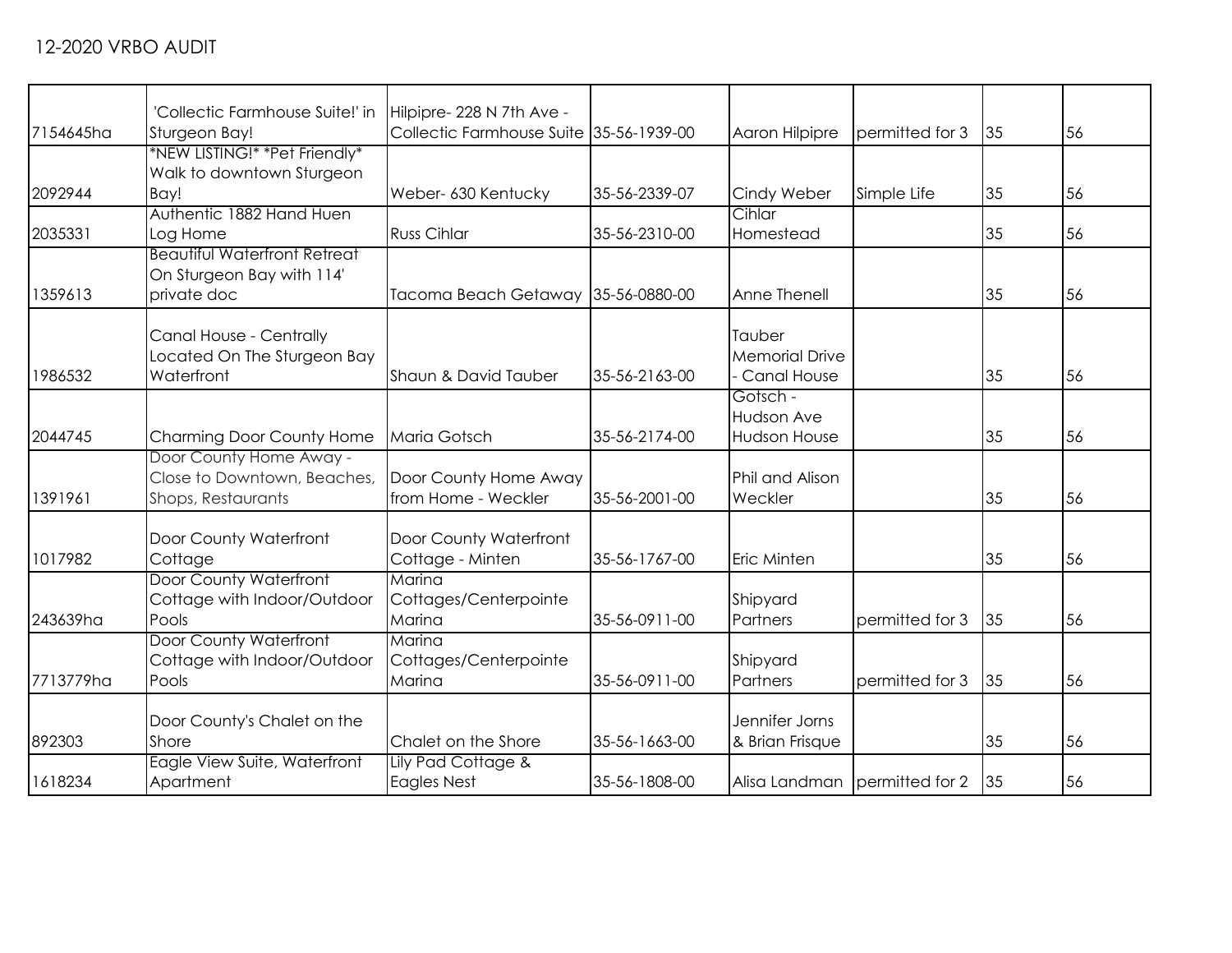12-2020 VRBO AUDIT

| | | | | | | | |
|---|---|---|---|---|---|---|---|
| 7154645ha | 'Collectic Farmhouse Suite!' in Sturgeon Bay! | Hilpipre- 228 N 7th Ave - Collectic Farmhouse Suite | 35-56-1939-00 | Aaron Hilpipre | permitted for 3 | 35 | 56 |
| 2092944 | *NEW LISTING!* *Pet Friendly* Walk to downtown Sturgeon Bay! | Weber- 630 Kentucky | 35-56-2339-07 | Cindy Weber | Simple Life | 35 | 56 |
| 2035331 | Authentic 1882 Hand Huen Log Home | Russ Cihlar | 35-56-2310-00 | Cihlar Homestead | | 35 | 56 |
| 1359613 | Beautiful Waterfront Retreat On Sturgeon Bay with 114' private doc | Tacoma Beach Getaway | 35-56-0880-00 | Anne Thenell | | 35 | 56 |
| 1986532 | Canal House - Centrally Located On The Sturgeon Bay Waterfront | Shaun & David Tauber | 35-56-2163-00 | Tauber Memorial Drive - Canal House | | 35 | 56 |
| 2044745 | Charming Door County Home | Maria Gotsch | 35-56-2174-00 | Gotsch - Hudson Ave Hudson House | | 35 | 56 |
| 1391961 | Door County Home Away - Close to Downtown, Beaches, Shops, Restaurants | Door County Home Away from Home - Weckler | 35-56-2001-00 | Phil and Alison Weckler | | 35 | 56 |
| 1017982 | Door County Waterfront Cottage | Door County Waterfront Cottage - Minten | 35-56-1767-00 | Eric Minten | | 35 | 56 |
| 243639ha | Door County Waterfront Cottage with Indoor/Outdoor Pools | Marina Cottages/Centerpointe Marina | 35-56-0911-00 | Shipyard Partners | permitted for 3 | 35 | 56 |
| 7713779ha | Door County Waterfront Cottage with Indoor/Outdoor Pools | Marina Cottages/Centerpointe Marina | 35-56-0911-00 | Shipyard Partners | permitted for 3 | 35 | 56 |
| 892303 | Door County's Chalet on the Shore | Chalet on the Shore | 35-56-1663-00 | Jennifer Jorns & Brian Frisque | | 35 | 56 |
| 1618234 | Eagle View Suite, Waterfront Apartment | Lily Pad Cottage & Eagles Nest | 35-56-1808-00 | Alisa Landman | permitted for 2 | 35 | 56 |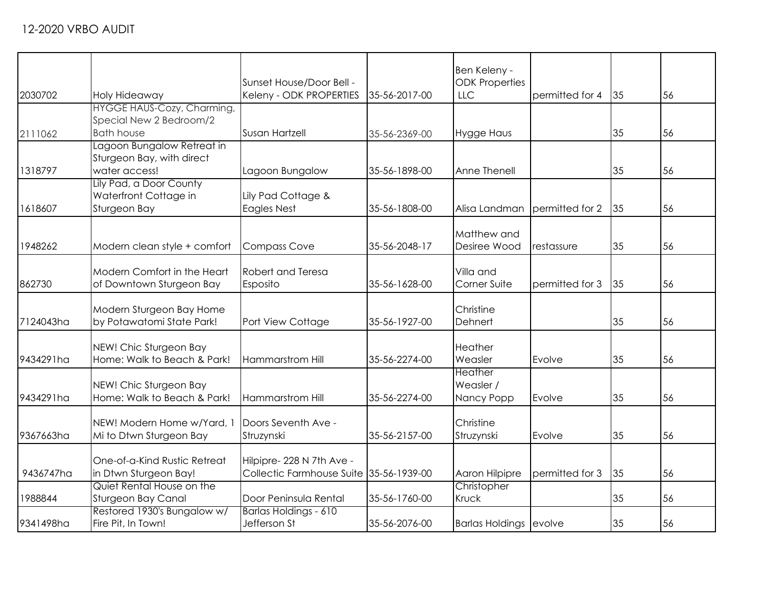12-2020 VRBO AUDIT

| | | | | | | | |
|---|---|---|---|---|---|---|---|
| 2030702 | Holy Hideaway | Sunset House/Door Bell - Keleny - ODK PROPERTIES | 35-56-2017-00 | Ben Keleny - ODK Properties LLC | permitted for 4 | 35 | 56 |
| 2111062 | HYGGE HAUS-Cozy, Charming, Special New 2 Bedroom/2 Bath house | Susan Hartzell | 35-56-2369-00 | Hygge Haus | | 35 | 56 |
| 1318797 | Lagoon Bungalow Retreat in Sturgeon Bay, with direct water access! | Lagoon Bungalow | 35-56-1898-00 | Anne Thenell | | 35 | 56 |
| 1618607 | Lily Pad, a Door County Waterfront Cottage in Sturgeon Bay | Lily Pad Cottage & Eagles Nest | 35-56-1808-00 | Alisa Landman | permitted for 2 | 35 | 56 |
| 1948262 | Modern clean style + comfort | Compass Cove | 35-56-2048-17 | Matthew and Desiree Wood | restassure | 35 | 56 |
| 862730 | Modern Comfort in the Heart of Downtown Sturgeon Bay | Robert and Teresa Esposito | 35-56-1628-00 | Villa and Corner Suite | permitted for 3 | 35 | 56 |
| 7124043ha | Modern Sturgeon Bay Home by Potawatomi State Park! | Port View Cottage | 35-56-1927-00 | Christine Dehnert | | 35 | 56 |
| 9434291ha | NEW! Chic Sturgeon Bay Home: Walk to Beach & Park! | Hammarstrom Hill | 35-56-2274-00 | Heather Weasler | Evolve | 35 | 56 |
| 9434291ha | NEW! Chic Sturgeon Bay Home: Walk to Beach & Park! | Hammarstrom Hill | 35-56-2274-00 | Heather Weasler / Nancy Popp | Evolve | 35 | 56 |
| 9367663ha | NEW! Modern Home w/Yard, 1 Mi to Dtwn Sturgeon Bay | Doors Seventh Ave - Struzynski | 35-56-2157-00 | Christine Struzynski | Evolve | 35 | 56 |
| 9436747ha | One-of-a-Kind Rustic Retreat in Dtwn Sturgeon Bay! | Hilpipre- 228 N 7th Ave - Collectic Farmhouse Suite | 35-56-1939-00 | Aaron Hilpipre | permitted for 3 | 35 | 56 |
| 1988844 | Quiet Rental House on the Sturgeon Bay Canal | Door Peninsula Rental | 35-56-1760-00 | Christopher Kruck | | 35 | 56 |
| 9341498ha | Restored 1930's Bungalow w/ Fire Pit, In Town! | Barlas Holdings - 610 Jefferson St | 35-56-2076-00 | Barlas Holdings | evolve | 35 | 56 |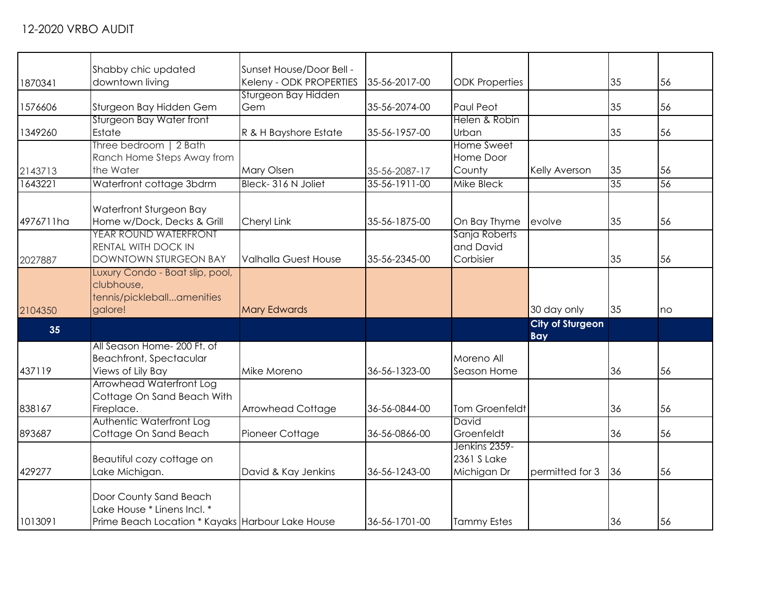12-2020 VRBO AUDIT

| | | | | | | | |
|---|---|---|---|---|---|---|---|
| 1870341 | Shabby chic updated downtown living | Sunset House/Door Bell - Keleny - ODK PROPERTIES | 35-56-2017-00 | ODK Properties | | 35 | 56 |
| 1576606 | Sturgeon Bay Hidden Gem | Sturgeon Bay Hidden Gem | 35-56-2074-00 | Paul Peot | | 35 | 56 |
| 1349260 | Sturgeon Bay Water front Estate | R & H Bayshore Estate | 35-56-1957-00 | Helen & Robin Urban | | 35 | 56 |
| 2143713 | Three bedroom \| 2 Bath Ranch Home Steps Away from the Water | Mary Olsen | 35-56-2087-17 | Home Sweet Home Door County | Kelly Averson | 35 | 56 |
| 1643221 | Waterfront cottage 3bdrm | Bleck- 316 N Joliet | 35-56-1911-00 | Mike Bleck | | 35 | 56 |
| 4976711ha | Waterfront Sturgeon Bay Home w/Dock, Decks & Grill | Cheryl Link | 35-56-1875-00 | On Bay Thyme | evolve | 35 | 56 |
| 2027887 | YEAR ROUND WATERFRONT RENTAL WITH DOCK IN DOWNTOWN STURGEON BAY | Valhalla Guest House | 35-56-2345-00 | Sanja Roberts and David Corbisier | | 35 | 56 |
| 2104350 | Luxury Condo - Boat slip, pool, clubhouse, tennis/pickleball...amenities galore! | Mary Edwards | | | 30 day only | 35 | no |
| **35** | | | | | **City of Sturgeon Bay** | | |
| 437119 | All Season Home- 200 Ft. of Beachfront, Spectacular Views of Lily Bay | Mike Moreno | 36-56-1323-00 | Moreno All Season Home | | 36 | 56 |
| 838167 | Arrowhead Waterfront Log Cottage On Sand Beach With Fireplace. | Arrowhead Cottage | 36-56-0844-00 | Tom Groenfeldt | | 36 | 56 |
| 893687 | Authentic Waterfront Log Cottage On Sand Beach | Pioneer Cottage | 36-56-0866-00 | David Groenfeldt | | 36 | 56 |
| 429277 | Beautiful cozy cottage on Lake Michigan. | David & Kay Jenkins | 36-56-1243-00 | Jenkins 2359-2361 S Lake Michigan Dr | permitted for 3 | 36 | 56 |
| 1013091 | Door County Sand Beach Lake House * Linens Incl. * Prime Beach Location * Kayaks | Harbour Lake House | 36-56-1701-00 | Tammy Estes | | 36 | 56 |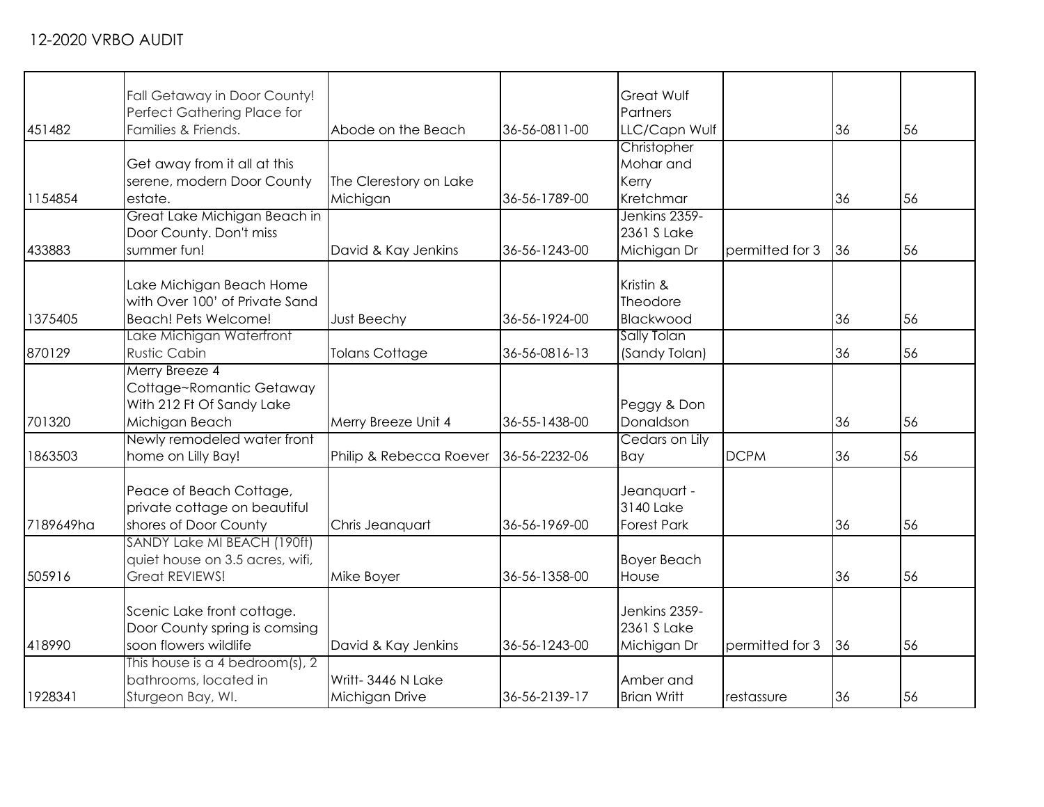12-2020 VRBO AUDIT

| | | | | | | | |
|---|---|---|---|---|---|---|---|
| 451482 | Fall Getaway in Door County! Perfect Gathering Place for Families & Friends. | Abode on the Beach | 36-56-0811-00 | Great Wulf Partners LLC/Capn Wulf | | 36 | 56 |
| 1154854 | Get away from it all at this serene, modern Door County estate. | The Clerestory on Lake Michigan | 36-56-1789-00 | Christopher Mohar and Kerry Kretchmar | | 36 | 56 |
| 433883 | Great Lake Michigan Beach in Door County. Don't miss summer fun! | David & Kay Jenkins | 36-56-1243-00 | Jenkins 2359-2361 S Lake Michigan Dr | permitted for 3 | 36 | 56 |
| 1375405 | Lake Michigan Beach Home with Over 100' of Private Sand Beach! Pets Welcome! | Just Beechy | 36-56-1924-00 | Kristin & Theodore Blackwood | | 36 | 56 |
| 870129 | Lake Michigan Waterfront Rustic Cabin | Tolans Cottage | 36-56-0816-13 | Sally Tolan (Sandy Tolan) | | 36 | 56 |
| 701320 | Merry Breeze 4 Cottage~Romantic Getaway With 212 Ft Of Sandy Lake Michigan Beach | Merry Breeze Unit 4 | 36-55-1438-00 | Peggy & Don Donaldson | | 36 | 56 |
| 1863503 | Newly remodeled water front home on Lilly Bay! | Philip & Rebecca Roever | 36-56-2232-06 | Cedars on Lily Bay | DCPM | 36 | 56 |
| 7189649ha | Peace of Beach Cottage, private cottage on beautiful shores of Door County | Chris Jeanquart | 36-56-1969-00 | Jeanquart - 3140 Lake Forest Park | | 36 | 56 |
| 505916 | SANDY Lake MI BEACH (190ft) quiet house on 3.5 acres, wifi, Great REVIEWS! | Mike Boyer | 36-56-1358-00 | Boyer Beach House | | 36 | 56 |
| 418990 | Scenic Lake front cottage. Door County spring is comsing soon flowers wildlife | David & Kay Jenkins | 36-56-1243-00 | Jenkins 2359-2361 S Lake Michigan Dr | permitted for 3 | 36 | 56 |
| 1928341 | This house is a 4 bedroom(s), 2 bathrooms, located in Sturgeon Bay, WI. | Writt- 3446 N Lake Michigan Drive | 36-56-2139-17 | Amber and Brian Writt | restassure | 36 | 56 |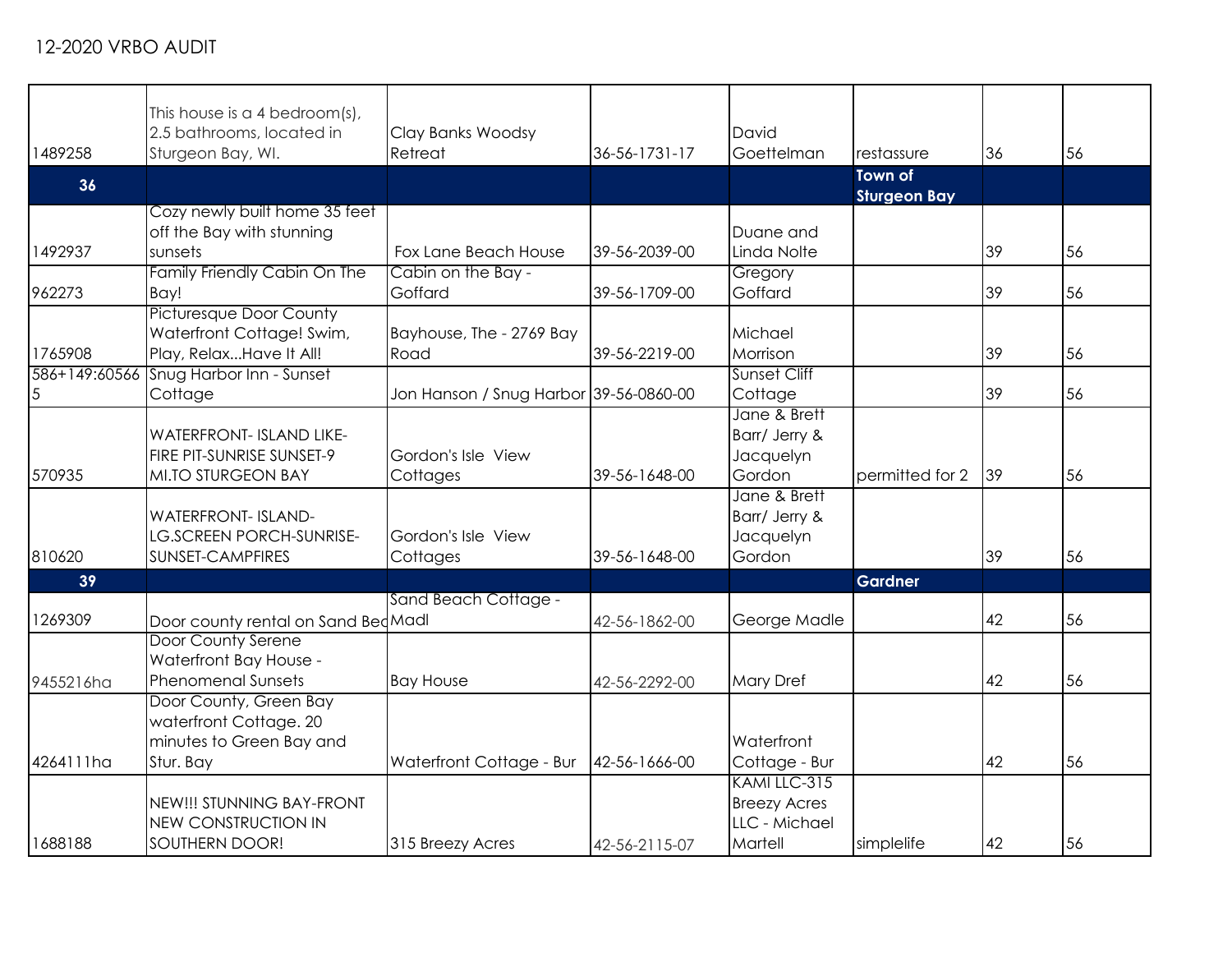12-2020 VRBO AUDIT

| | | | | | | | |
|---|---|---|---|---|---|---|---|
| 1489258 | This house is a 4 bedroom(s), 2.5 bathrooms, located in Sturgeon Bay, WI. | Clay Banks Woodsy Retreat | 36-56-1731-17 | David Goettelman | restassure | 36 | 56 |
| **36** | | | | | **Town of Sturgeon Bay** | | |
| 1492937 | Cozy newly built home 35 feet off the Bay with stunning sunsets | Fox Lane Beach House | 39-56-2039-00 | Duane and Linda Nolte | | 39 | 56 |
| 962273 | Family Friendly Cabin On The Bay! | Cabin on the Bay - Goffard | 39-56-1709-00 | Gregory Goffard | | 39 | 56 |
| 1765908 | Picturesque Door County Waterfront Cottage! Swim, Play, Relax...Have It All! | Bayhouse, The - 2769 Bay Road | 39-56-2219-00 | Michael Morrison | | 39 | 56 |
| 586+149:605665 | Snug Harbor Inn - Sunset Cottage | Jon Hanson / Snug Harbor | 39-56-0860-00 | Sunset Cliff Cottage | | 39 | 56 |
| 570935 | WATERFRONT- ISLAND LIKE-FIRE PIT-SUNRISE SUNSET-9 MI.TO STURGEON BAY | Gordon's Isle View Cottages | 39-56-1648-00 | Jane & Brett Barr/ Jerry & Jacquelyn Gordon | permitted for 2 | 39 | 56 |
| 810620 | WATERFRONT- ISLAND-LG.SCREEN PORCH-SUNRISE-SUNSET-CAMPFIRES | Gordon's Isle View Cottages | 39-56-1648-00 | Jane & Brett Barr/ Jerry & Jacquelyn Gordon | | 39 | 56 |
| **39** | | | | | **Gardner** | | |
| 1269309 | Door county rental on Sand Bea | Sand Beach Cottage - Madl | 42-56-1862-00 | George Madle | | 42 | 56 |
| 9455216ha | Door County Serene Waterfront Bay House - Phenomenal Sunsets | Bay House | 42-56-2292-00 | Mary Dref | | 42 | 56 |
| 4264111ha | Door County, Green Bay waterfront Cottage. 20 minutes to Green Bay and Stur. Bay | Waterfront Cottage - Bur | 42-56-1666-00 | Waterfront Cottage - Bur | | 42 | 56 |
| 1688188 | NEW!!! STUNNING BAY-FRONT NEW CONSTRUCTION IN SOUTHERN DOOR! | 315 Breezy Acres | 42-56-2115-07 | KAMI LLC-315 Breezy Acres LLC - Michael Martell | simplelife | 42 | 56 |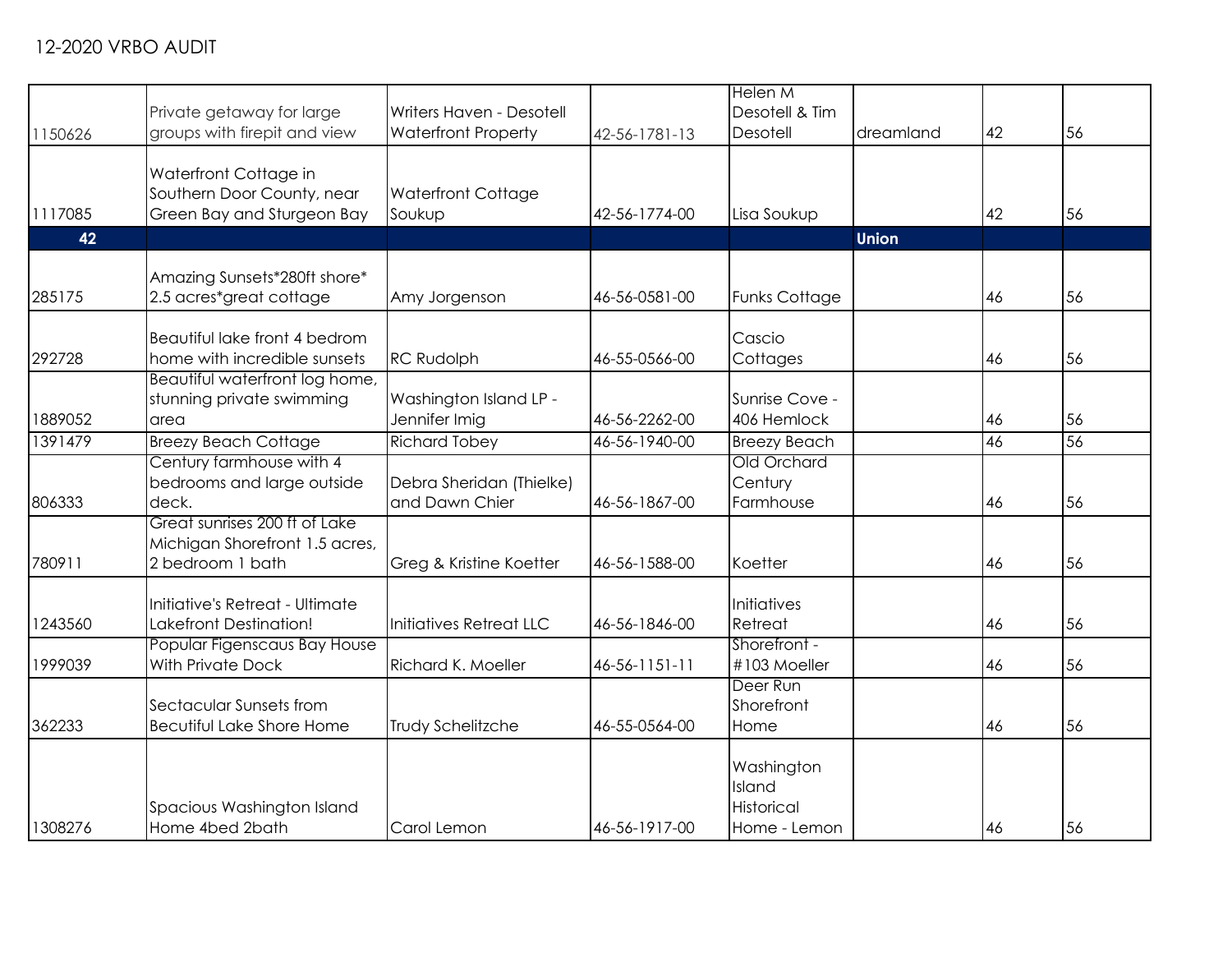12-2020 VRBO AUDIT

| | | | | | | | |
|---|---|---|---|---|---|---|---|
| 1150626 | Private getaway for large groups with firepit and view | Writers Haven - Desotell Waterfront Property | 42-56-1781-13 | Helen M Desotell & Tim Desotell | dreamland | 42 | 56 |
| 1117085 | Waterfront Cottage in Southern Door County, near Green Bay and Sturgeon Bay | Waterfront Cottage Soukup | 42-56-1774-00 | Lisa Soukup | | 42 | 56 |
| **42** | | | | | **Union** | | |
| 285175 | Amazing Sunsets*280ft shore* 2.5 acres*great cottage | Amy Jorgenson | 46-56-0581-00 | Funks Cottage | | 46 | 56 |
| 292728 | Beautiful lake front 4 bedrom home with incredible sunsets | RC Rudolph | 46-55-0566-00 | Cascio Cottages | | 46 | 56 |
| 1889052 | Beautiful waterfront log home, stunning private swimming area | Washington Island LP - Jennifer Imig | 46-56-2262-00 | Sunrise Cove - 406 Hemlock | | 46 | 56 |
| 1391479 | Breezy Beach Cottage | Richard Tobey | 46-56-1940-00 | Breezy Beach | | 46 | 56 |
| 806333 | Century farmhouse with 4 bedrooms and large outside deck. | Debra Sheridan (Thielke) and Dawn Chier | 46-56-1867-00 | Old Orchard Century Farmhouse | | 46 | 56 |
| 780911 | Great sunrises 200 ft of Lake Michigan Shorefront 1.5 acres, 2 bedroom 1 bath | Greg & Kristine Koetter | 46-56-1588-00 | Koetter | | 46 | 56 |
| 1243560 | Initiative's Retreat - Ultimate Lakefront Destination! | Initiatives Retreat LLC | 46-56-1846-00 | Initiatives Retreat | | 46 | 56 |
| 1999039 | Popular Figenscaus Bay House With Private Dock | Richard K. Moeller | 46-56-1151-11 | Shorefront - #103 Moeller | | 46 | 56 |
| 362233 | Sectacular Sunsets from Becutiful Lake Shore Home | Trudy Schelitzche | 46-55-0564-00 | Deer Run Shorefront Home | | 46 | 56 |
| 1308276 | Spacious Washington Island Home 4bed 2bath | Carol Lemon | 46-56-1917-00 | Washington Island Historical Home - Lemon | | 46 | 56 |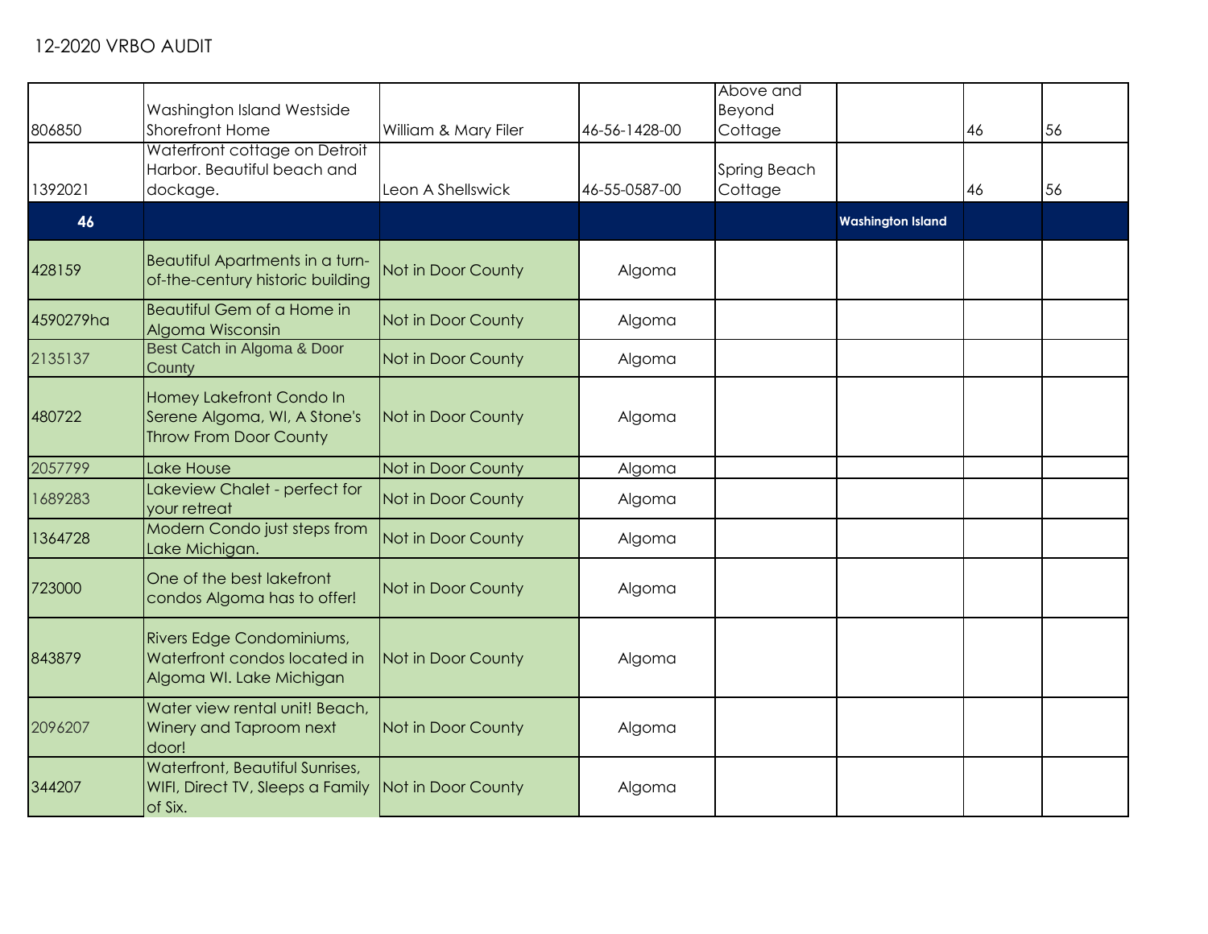12-2020 VRBO AUDIT

| | | | | | | | |
|---|---|---|---|---|---|---|---|
| 806850 | Washington Island Westside Shorefront Home | William & Mary Filer | 46-56-1428-00 | Above and Beyond Cottage | | 46 | 56 |
| 1392021 | Waterfront cottage on Detroit Harbor. Beautiful beach and dockage. | Leon A Shellswick | 46-55-0587-00 | Spring Beach Cottage | | 46 | 56 |
| **46** | | | | | **Washington Island** | | |
| 428159 | Beautiful Apartments in a turn-of-the-century historic building | Not in Door County | Algoma | | | | |
| 4590279ha | Beautiful Gem of a Home in Algoma Wisconsin | Not in Door County | Algoma | | | | |
| 2135137 | Best Catch in Algoma & Door County | Not in Door County | Algoma | | | | |
| 480722 | Homey Lakefront Condo In Serene Algoma, WI, A Stone's Throw From Door County | Not in Door County | Algoma | | | | |
| 2057799 | Lake House | Not in Door County | Algoma | | | | |
| 1689283 | Lakeview Chalet - perfect for your retreat | Not in Door County | Algoma | | | | |
| 1364728 | Modern Condo just steps from Lake Michigan. | Not in Door County | Algoma | | | | |
| 723000 | One of the best lakefront condos Algoma has to offer! | Not in Door County | Algoma | | | | |
| 843879 | Rivers Edge Condominiums, Waterfront condos located in Algoma WI. Lake Michigan | Not in Door County | Algoma | | | | |
| 2096207 | Water view rental unit! Beach, Winery and Taproom next door! | Not in Door County | Algoma | | | | |
| 344207 | Waterfront, Beautiful Sunrises, WIFI, Direct TV, Sleeps a Family of Six. | Not in Door County | Algoma | | | | |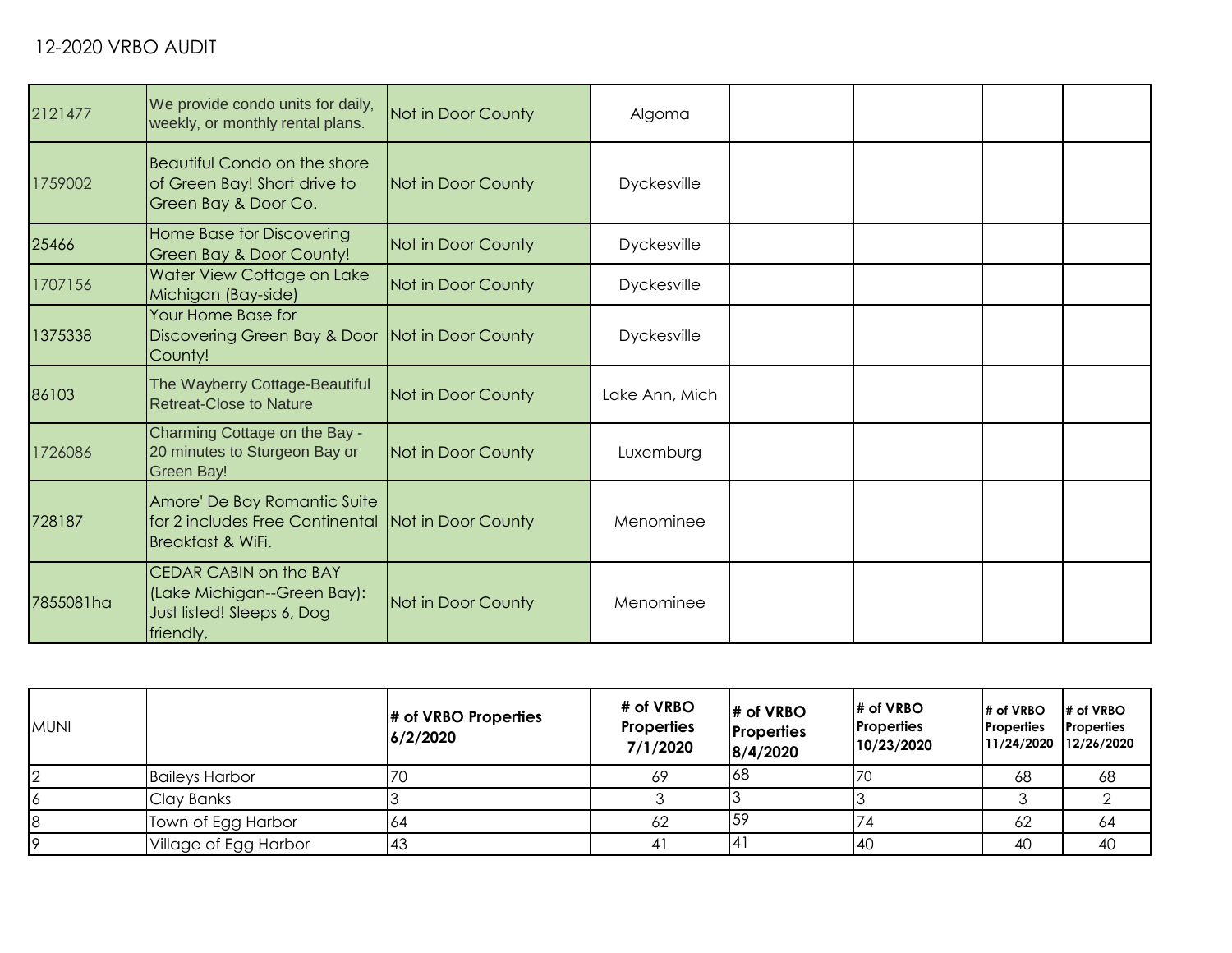12-2020 VRBO AUDIT

| | | | | | | | |
|---|---|---|---|---|---|---|---|
| 2121477 | We provide condo units for daily, weekly, or monthly rental plans. | Not in Door County | Algoma | | | | |
| 1759002 | Beautiful Condo on the shore of Green Bay! Short drive to Green Bay & Door Co. | Not in Door County | Dyckesville | | | | |
| 25466 | Home Base for Discovering Green Bay & Door County! | Not in Door County | Dyckesville | | | | |
| 1707156 | Water View Cottage on Lake Michigan (Bay-side) | Not in Door County | Dyckesville | | | | |
| 1375338 | Your Home Base for Discovering Green Bay & Door County! | Not in Door County | Dyckesville | | | | |
| 86103 | The Wayberry Cottage-Beautiful Retreat-Close to Nature | Not in Door County | Lake Ann, Mich | | | | |
| 1726086 | Charming Cottage on the Bay - 20 minutes to Sturgeon Bay or Green Bay! | Not in Door County | Luxemburg | | | | |
| 728187 | Amore' De Bay Romantic Suite for 2 includes Free Continental Breakfast & WiFi. | Not in Door County | Menominee | | | | |
| 7855081ha | CEDAR CABIN on the BAY (Lake Michigan--Green Bay): Just listed! Sleeps 6, Dog friendly, | Not in Door County | Menominee | | | | |

| MUNI | | # of VRBO Properties 6/2/2020 | # of VRBO Properties 7/1/2020 | # of VRBO Properties 8/4/2020 | # of VRBO Properties 10/23/2020 | # of VRBO Properties 11/24/2020 | # of VRBO Properties 12/26/2020 |
|---|---|---|---|---|---|---|---|
| 2 | Baileys Harbor | 70 | 69 | 68 | 70 | 68 | 68 |
| 6 | Clay Banks | 3 | 3 | 3 | 3 | 3 | 2 |
| 8 | Town of Egg Harbor | 64 | 62 | 59 | 74 | 62 | 64 |
| 9 | Village of Egg Harbor | 43 | 41 | 41 | 40 | 40 | 40 |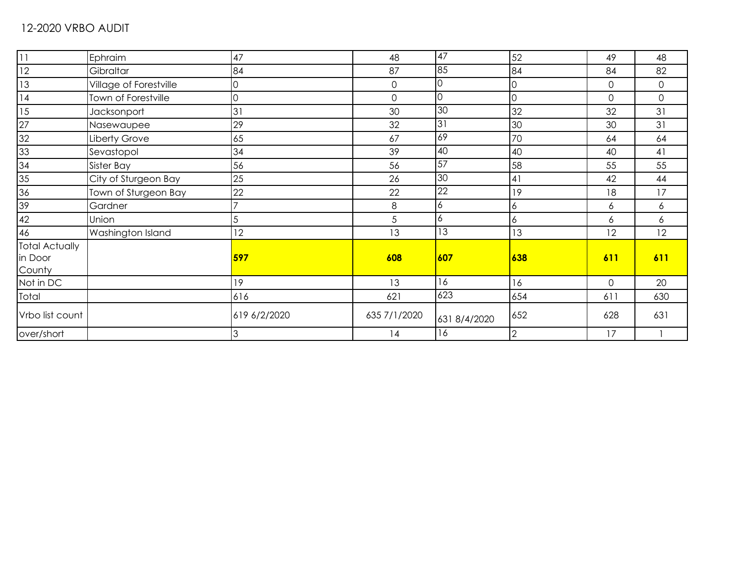12-2020 VRBO AUDIT

| | | | | | | | |
|---|---|---|---|---|---|---|---|
| 11 | Ephraim | 47 | 48 | 47 | 52 | 49 | 48 |
| 12 | Gibraltar | 84 | 87 | 85 | 84 | 84 | 82 |
| 13 | Village of Forestville | 0 | 0 | 0 | 0 | 0 | 0 |
| 14 | Town of Forestville | 0 | 0 | 0 | 0 | 0 | 0 |
| 15 | Jacksonport | 31 | 30 | 30 | 32 | 32 | 31 |
| 27 | Nasewaupee | 29 | 32 | 31 | 30 | 30 | 31 |
| 32 | Liberty Grove | 65 | 67 | 69 | 70 | 64 | 64 |
| 33 | Sevastopol | 34 | 39 | 40 | 40 | 40 | 41 |
| 34 | Sister Bay | 56 | 56 | 57 | 58 | 55 | 55 |
| 35 | City of Sturgeon Bay | 25 | 26 | 30 | 41 | 42 | 44 |
| 36 | Town of Sturgeon Bay | 22 | 22 | 22 | 19 | 18 | 17 |
| 39 | Gardner | 7 | 8 | 6 | 6 | 6 | 6 |
| 42 | Union | 5 | 5 | 6 | 6 | 6 | 6 |
| 46 | Washington Island | 12 | 13 | 13 | 13 | 12 | 12 |
| Total Actually in Door County | | **597** | **608** | **607** | **638** | **611** | **611** |
| Not in DC | | 19 | 13 | 16 | 16 | 0 | 20 |
| Total | | 616 | 621 | 623 | 654 | 611 | 630 |
| Vrbo list count | | 619 6/2/2020 | 635 7/1/2020 | 631 8/4/2020 | 652 | 628 | 631 |
| over/short | | 3 | 14 | 16 | 2 | 17 | 1 |